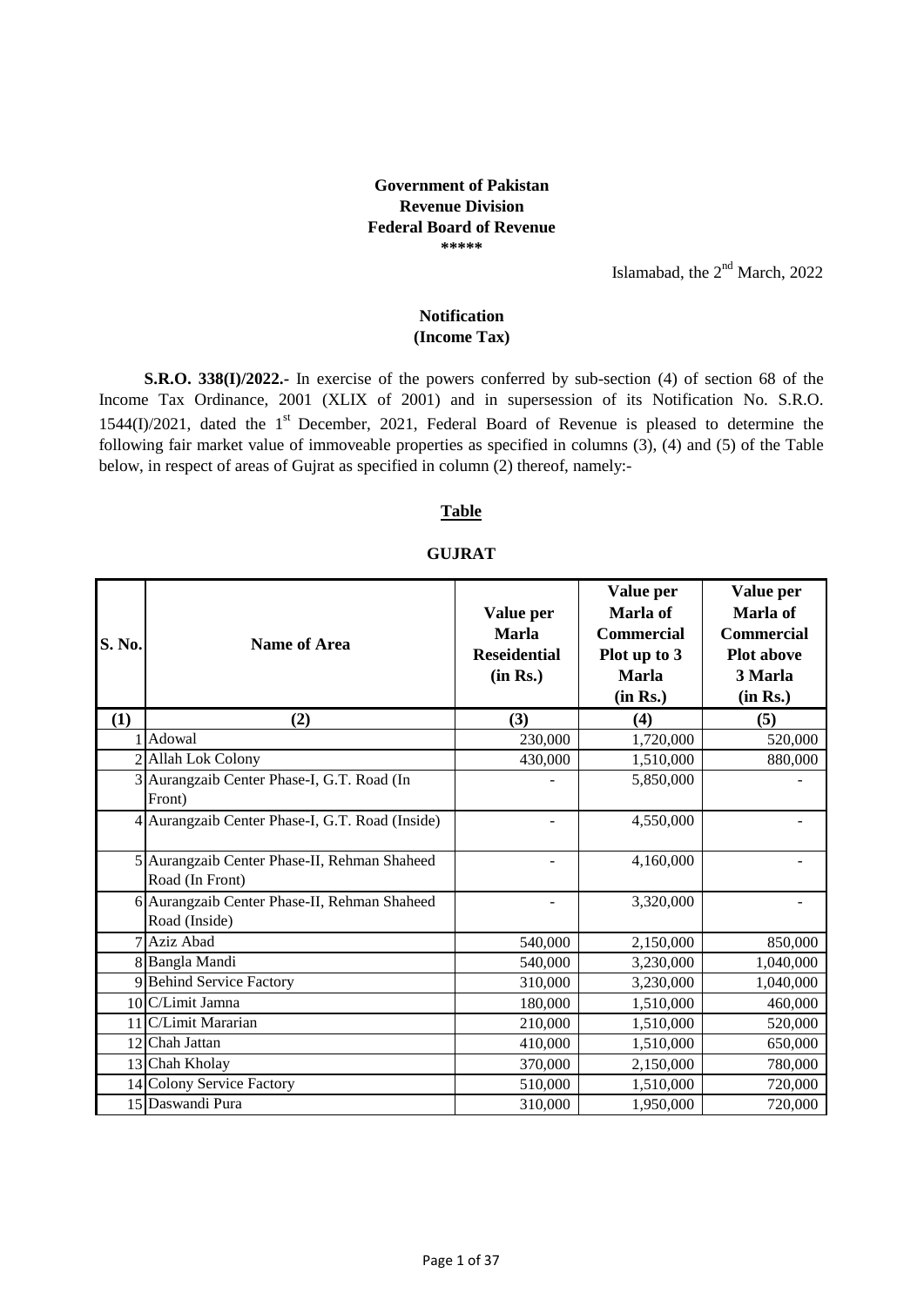**Government of Pakistan**
**Revenue Division**
**Federal Board of Revenue**
**\*\*\*\*\***

Islamabad, the 2nd March, 2022

**Notification**
**(Income Tax)**

**S.R.O. 338(I)/2022.-** In exercise of the powers conferred by sub-section (4) of section 68 of the Income Tax Ordinance, 2001 (XLIX of 2001) and in supersession of its Notification No. S.R.O. 1544(I)/2021, dated the 1st December, 2021, Federal Board of Revenue is pleased to determine the following fair market value of immoveable properties as specified in columns (3), (4) and (5) of the Table below, in respect of areas of Gujrat as specified in column (2) thereof, namely:-

**Table**

**GUJRAT**

| S. No. | Name of Area | Value per Marla Reseidential (in Rs.) | Value per Marla of Commercial Plot up to 3 Marla (in Rs.) | Value per Marla of Commercial Plot above 3 Marla (in Rs.) |
|---|---|---|---|---|
| (1) | (2) | (3) | (4) | (5) |
| 1 | Adowal | 230,000 | 1,720,000 | 520,000 |
| 2 | Allah Lok Colony | 430,000 | 1,510,000 | 880,000 |
| 3 | Aurangzaib Center Phase-I, G.T. Road (In Front) | - | 5,850,000 | - |
| 4 | Aurangzaib Center Phase-I, G.T. Road (Inside) | - | 4,550,000 | - |
| 5 | Aurangzaib Center Phase-II, Rehman Shaheed Road (In Front) | - | 4,160,000 | - |
| 6 | Aurangzaib Center Phase-II, Rehman Shaheed Road (Inside) | - | 3,320,000 | - |
| 7 | Aziz Abad | 540,000 | 2,150,000 | 850,000 |
| 8 | Bangla Mandi | 540,000 | 3,230,000 | 1,040,000 |
| 9 | Behind Service Factory | 310,000 | 3,230,000 | 1,040,000 |
| 10 | C/Limit Jamna | 180,000 | 1,510,000 | 460,000 |
| 11 | C/Limit Mararian | 210,000 | 1,510,000 | 520,000 |
| 12 | Chah Jattan | 410,000 | 1,510,000 | 650,000 |
| 13 | Chah Kholay | 370,000 | 2,150,000 | 780,000 |
| 14 | Colony Service Factory | 510,000 | 1,510,000 | 720,000 |
| 15 | Daswandi Pura | 310,000 | 1,950,000 | 720,000 |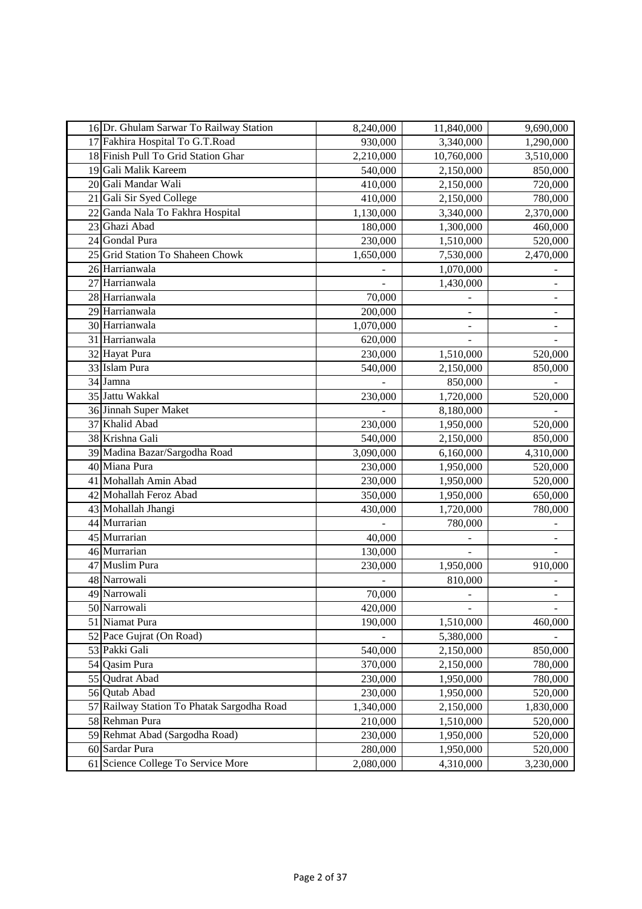| | | | | |
|---|---|---|---|---|
| 16 | Dr. Ghulam Sarwar To Railway Station | 8,240,000 | 11,840,000 | 9,690,000 |
| 17 | Fakhira Hospital To G.T.Road | 930,000 | 3,340,000 | 1,290,000 |
| 18 | Finish Pull To Grid Station Ghar | 2,210,000 | 10,760,000 | 3,510,000 |
| 19 | Gali Malik Kareem | 540,000 | 2,150,000 | 850,000 |
| 20 | Gali Mandar Wali | 410,000 | 2,150,000 | 720,000 |
| 21 | Gali Sir Syed College | 410,000 | 2,150,000 | 780,000 |
| 22 | Ganda Nala To Fakhra Hospital | 1,130,000 | 3,340,000 | 2,370,000 |
| 23 | Ghazi Abad | 180,000 | 1,300,000 | 460,000 |
| 24 | Gondal Pura | 230,000 | 1,510,000 | 520,000 |
| 25 | Grid Station To Shaheen Chowk | 1,650,000 | 7,530,000 | 2,470,000 |
| 26 | Harrianwala | - | 1,070,000 | - |
| 27 | Harrianwala | - | 1,430,000 | - |
| 28 | Harrianwala | 70,000 | - | - |
| 29 | Harrianwala | 200,000 | - | - |
| 30 | Harrianwala | 1,070,000 | - | - |
| 31 | Harrianwala | 620,000 | - | - |
| 32 | Hayat Pura | 230,000 | 1,510,000 | 520,000 |
| 33 | Islam Pura | 540,000 | 2,150,000 | 850,000 |
| 34 | Jamna | - | 850,000 | - |
| 35 | Jattu Wakkal | 230,000 | 1,720,000 | 520,000 |
| 36 | Jinnah Super Maket | - | 8,180,000 | - |
| 37 | Khalid Abad | 230,000 | 1,950,000 | 520,000 |
| 38 | Krishna Gali | 540,000 | 2,150,000 | 850,000 |
| 39 | Madina Bazar/Sargodha Road | 3,090,000 | 6,160,000 | 4,310,000 |
| 40 | Miana Pura | 230,000 | 1,950,000 | 520,000 |
| 41 | Mohallah Amin Abad | 230,000 | 1,950,000 | 520,000 |
| 42 | Mohallah Feroz Abad | 350,000 | 1,950,000 | 650,000 |
| 43 | Mohallah Jhangi | 430,000 | 1,720,000 | 780,000 |
| 44 | Murrarian | - | 780,000 | - |
| 45 | Murrarian | 40,000 | - | - |
| 46 | Murrarian | 130,000 | - | - |
| 47 | Muslim Pura | 230,000 | 1,950,000 | 910,000 |
| 48 | Narrowali | - | 810,000 | - |
| 49 | Narrowali | 70,000 | - | - |
| 50 | Narrowali | 420,000 | - | - |
| 51 | Niamat Pura | 190,000 | 1,510,000 | 460,000 |
| 52 | Pace Gujrat (On Road) | - | 5,380,000 | - |
| 53 | Pakki Gali | 540,000 | 2,150,000 | 850,000 |
| 54 | Qasim Pura | 370,000 | 2,150,000 | 780,000 |
| 55 | Qudrat Abad | 230,000 | 1,950,000 | 780,000 |
| 56 | Qutab Abad | 230,000 | 1,950,000 | 520,000 |
| 57 | Railway Station To Phatak Sargodha Road | 1,340,000 | 2,150,000 | 1,830,000 |
| 58 | Rehman Pura | 210,000 | 1,510,000 | 520,000 |
| 59 | Rehmat Abad (Sargodha Road) | 230,000 | 1,950,000 | 520,000 |
| 60 | Sardar Pura | 280,000 | 1,950,000 | 520,000 |
| 61 | Science College To Service More | 2,080,000 | 4,310,000 | 3,230,000 |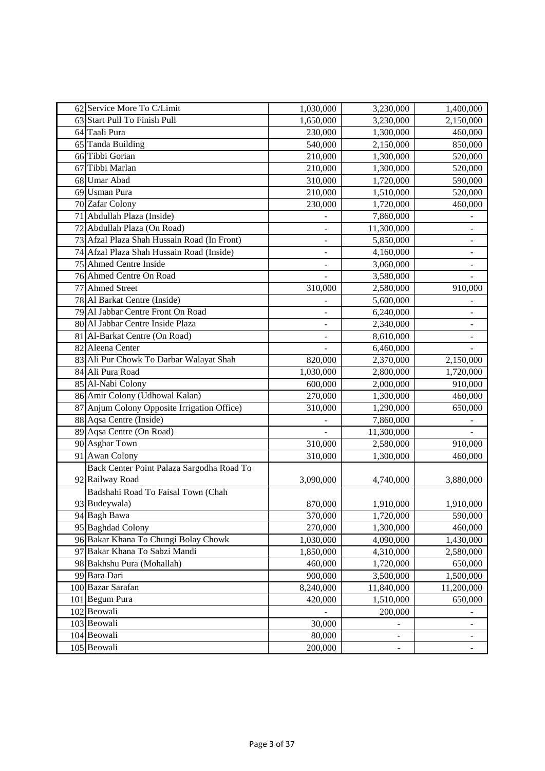| | | | | |
|---|---|---|---|---|
| 62 | Service More To C/Limit | 1,030,000 | 3,230,000 | 1,400,000 |
| 63 | Start Pull To Finish Pull | 1,650,000 | 3,230,000 | 2,150,000 |
| 64 | Taali Pura | 230,000 | 1,300,000 | 460,000 |
| 65 | Tanda Building | 540,000 | 2,150,000 | 850,000 |
| 66 | Tibbi Gorian | 210,000 | 1,300,000 | 520,000 |
| 67 | Tibbi Marlan | 210,000 | 1,300,000 | 520,000 |
| 68 | Umar Abad | 310,000 | 1,720,000 | 590,000 |
| 69 | Usman Pura | 210,000 | 1,510,000 | 520,000 |
| 70 | Zafar Colony | 230,000 | 1,720,000 | 460,000 |
| 71 | Abdullah Plaza (Inside) | - | 7,860,000 | - |
| 72 | Abdullah Plaza (On Road) | - | 11,300,000 | - |
| 73 | Afzal Plaza Shah Hussain Road (In Front) | - | 5,850,000 | - |
| 74 | Afzal Plaza Shah Hussain Road (Inside) | - | 4,160,000 | - |
| 75 | Ahmed Centre Inside | - | 3,060,000 | - |
| 76 | Ahmed Centre On Road | - | 3,580,000 | - |
| 77 | Ahmed Street | 310,000 | 2,580,000 | 910,000 |
| 78 | Al Barkat Centre (Inside) | - | 5,600,000 | - |
| 79 | Al Jabbar Centre Front On Road | - | 6,240,000 | - |
| 80 | Al Jabbar Centre Inside Plaza | - | 2,340,000 | - |
| 81 | Al-Barkat Centre (On Road) | - | 8,610,000 | - |
| 82 | Aleena Center | - | 6,460,000 | - |
| 83 | Ali Pur Chowk To Darbar Walayat Shah | 820,000 | 2,370,000 | 2,150,000 |
| 84 | Ali Pura Road | 1,030,000 | 2,800,000 | 1,720,000 |
| 85 | Al-Nabi Colony | 600,000 | 2,000,000 | 910,000 |
| 86 | Amir Colony (Udhowal Kalan) | 270,000 | 1,300,000 | 460,000 |
| 87 | Anjum Colony Opposite Irrigation Office) | 310,000 | 1,290,000 | 650,000 |
| 88 | Aqsa Centre (Inside) | - | 7,860,000 | - |
| 89 | Aqsa Centre (On Road) | - | 11,300,000 | - |
| 90 | Asghar Town | 310,000 | 2,580,000 | 910,000 |
| 91 | Awan Colony | 310,000 | 1,300,000 | 460,000 |
| 92 | Back Center Point Palaza Sargodha Road To Railway Road | 3,090,000 | 4,740,000 | 3,880,000 |
| 93 | Badshahi Road To Faisal Town (Chah Budeywala) | 870,000 | 1,910,000 | 1,910,000 |
| 94 | Bagh Bawa | 370,000 | 1,720,000 | 590,000 |
| 95 | Baghdad Colony | 270,000 | 1,300,000 | 460,000 |
| 96 | Bakar Khana To Chungi Bolay Chowk | 1,030,000 | 4,090,000 | 1,430,000 |
| 97 | Bakar Khana To Sabzi Mandi | 1,850,000 | 4,310,000 | 2,580,000 |
| 98 | Bakhshu Pura (Mohallah) | 460,000 | 1,720,000 | 650,000 |
| 99 | Bara Dari | 900,000 | 3,500,000 | 1,500,000 |
| 100 | Bazar Sarafan | 8,240,000 | 11,840,000 | 11,200,000 |
| 101 | Begum Pura | 420,000 | 1,510,000 | 650,000 |
| 102 | Beowali | - | 200,000 | - |
| 103 | Beowali | 30,000 | - | - |
| 104 | Beowali | 80,000 | - | - |
| 105 | Beowali | 200,000 | - | - |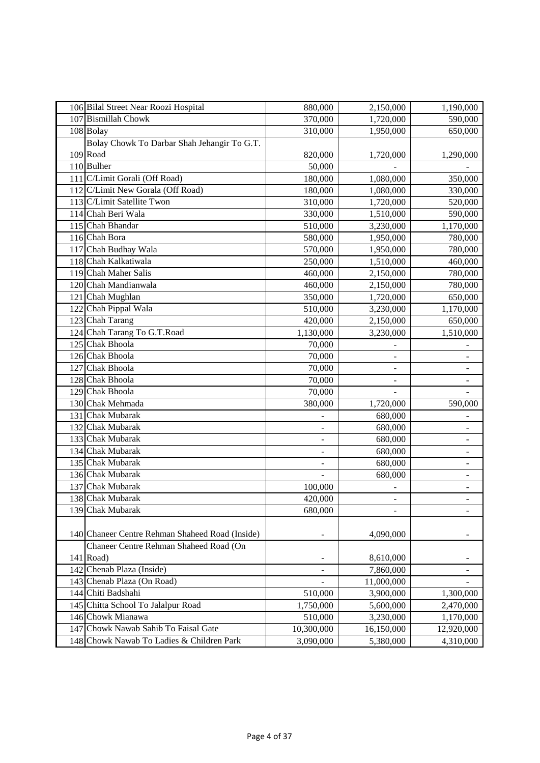| | | | | |
|---|---|---|---|---|
| 106 | Bilal Street Near Roozi Hospital | 880,000 | 2,150,000 | 1,190,000 |
| 107 | Bismillah Chowk | 370,000 | 1,720,000 | 590,000 |
| 108 | Bolay | 310,000 | 1,950,000 | 650,000 |
| 109 | Bolay Chowk To Darbar Shah Jehangir To G.T. Road | 820,000 | 1,720,000 | 1,290,000 |
| 110 | Bulher | 50,000 | - | - |
| 111 | C/Limit Gorali (Off Road) | 180,000 | 1,080,000 | 350,000 |
| 112 | C/Limit New Gorala (Off Road) | 180,000 | 1,080,000 | 330,000 |
| 113 | C/Limit Satellite Twon | 310,000 | 1,720,000 | 520,000 |
| 114 | Chah Beri Wala | 330,000 | 1,510,000 | 590,000 |
| 115 | Chah Bhandar | 510,000 | 3,230,000 | 1,170,000 |
| 116 | Chah Bora | 580,000 | 1,950,000 | 780,000 |
| 117 | Chah Budhay Wala | 570,000 | 1,950,000 | 780,000 |
| 118 | Chah Kalkatiwala | 250,000 | 1,510,000 | 460,000 |
| 119 | Chah Maher Salis | 460,000 | 2,150,000 | 780,000 |
| 120 | Chah Mandianwala | 460,000 | 2,150,000 | 780,000 |
| 121 | Chah Mughlan | 350,000 | 1,720,000 | 650,000 |
| 122 | Chah Pippal Wala | 510,000 | 3,230,000 | 1,170,000 |
| 123 | Chah Tarang | 420,000 | 2,150,000 | 650,000 |
| 124 | Chah Tarang To G.T.Road | 1,130,000 | 3,230,000 | 1,510,000 |
| 125 | Chak Bhoola | 70,000 | - | - |
| 126 | Chak Bhoola | 70,000 | - | - |
| 127 | Chak Bhoola | 70,000 | - | - |
| 128 | Chak Bhoola | 70,000 | - | - |
| 129 | Chak Bhoola | 70,000 | - | - |
| 130 | Chak Mehmada | 380,000 | 1,720,000 | 590,000 |
| 131 | Chak Mubarak | - | 680,000 | - |
| 132 | Chak Mubarak | - | 680,000 | - |
| 133 | Chak Mubarak | - | 680,000 | - |
| 134 | Chak Mubarak | - | 680,000 | - |
| 135 | Chak Mubarak | - | 680,000 | - |
| 136 | Chak Mubarak | - | 680,000 | - |
| 137 | Chak Mubarak | 100,000 | - | - |
| 138 | Chak Mubarak | 420,000 | - | - |
| 139 | Chak Mubarak | 680,000 | - | - |
| 140 | Chaneer Centre Rehman Shaheed Road (Inside) | - | 4,090,000 | - |
| 141 | Chaneer Centre Rehman Shaheed Road (On Road) | - | 8,610,000 | - |
| 142 | Chenab Plaza (Inside) | - | 7,860,000 | - |
| 143 | Chenab Plaza (On Road) | - | 11,000,000 | - |
| 144 | Chiti Badshahi | 510,000 | 3,900,000 | 1,300,000 |
| 145 | Chitta School To Jalalpur Road | 1,750,000 | 5,600,000 | 2,470,000 |
| 146 | Chowk Mianawa | 510,000 | 3,230,000 | 1,170,000 |
| 147 | Chowk Nawab Sahib To Faisal Gate | 10,300,000 | 16,150,000 | 12,920,000 |
| 148 | Chowk Nawab To Ladies & Children Park | 3,090,000 | 5,380,000 | 4,310,000 |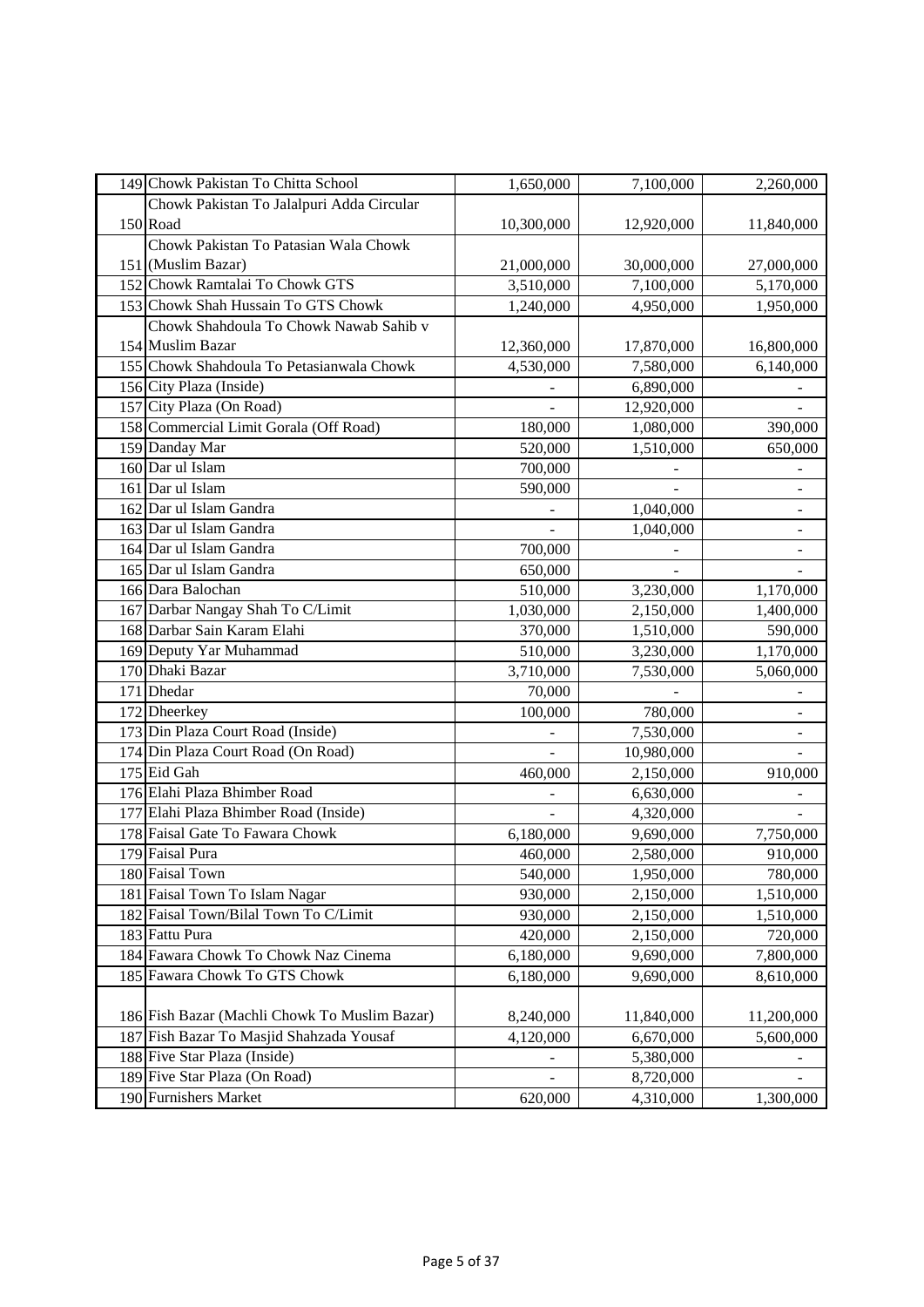| | | | | |
|---|---|---|---|---|
| 149 | Chowk Pakistan To Chitta School | 1,650,000 | 7,100,000 | 2,260,000 |
| 150 | Chowk Pakistan To Jalalpuri Adda Circular Road | 10,300,000 | 12,920,000 | 11,840,000 |
| 151 | Chowk Pakistan To Patasian Wala Chowk (Muslim Bazar) | 21,000,000 | 30,000,000 | 27,000,000 |
| 152 | Chowk Ramtalai To Chowk GTS | 3,510,000 | 7,100,000 | 5,170,000 |
| 153 | Chowk Shah Hussain To GTS Chowk | 1,240,000 | 4,950,000 | 1,950,000 |
| 154 | Chowk Shahdoula To Chowk Nawab Sahib v Muslim Bazar | 12,360,000 | 17,870,000 | 16,800,000 |
| 155 | Chowk Shahdoula To Petasianwala Chowk | 4,530,000 | 7,580,000 | 6,140,000 |
| 156 | City Plaza (Inside) | - | 6,890,000 | - |
| 157 | City Plaza (On Road) | - | 12,920,000 | - |
| 158 | Commercial Limit Gorala (Off Road) | 180,000 | 1,080,000 | 390,000 |
| 159 | Danday Mar | 520,000 | 1,510,000 | 650,000 |
| 160 | Dar ul Islam | 700,000 | - | - |
| 161 | Dar ul Islam | 590,000 | - | - |
| 162 | Dar ul Islam Gandra | - | 1,040,000 | - |
| 163 | Dar ul Islam Gandra | - | 1,040,000 | - |
| 164 | Dar ul Islam Gandra | 700,000 | - | - |
| 165 | Dar ul Islam Gandra | 650,000 | - | - |
| 166 | Dara Balochan | 510,000 | 3,230,000 | 1,170,000 |
| 167 | Darbar Nangay Shah To C/Limit | 1,030,000 | 2,150,000 | 1,400,000 |
| 168 | Darbar Sain Karam Elahi | 370,000 | 1,510,000 | 590,000 |
| 169 | Deputy Yar Muhammad | 510,000 | 3,230,000 | 1,170,000 |
| 170 | Dhaki Bazar | 3,710,000 | 7,530,000 | 5,060,000 |
| 171 | Dhedar | 70,000 | - | - |
| 172 | Dheerkey | 100,000 | 780,000 | - |
| 173 | Din Plaza Court Road (Inside) | - | 7,530,000 | - |
| 174 | Din Plaza Court Road (On Road) | - | 10,980,000 | - |
| 175 | Eid Gah | 460,000 | 2,150,000 | 910,000 |
| 176 | Elahi Plaza Bhimber Road | - | 6,630,000 | - |
| 177 | Elahi Plaza Bhimber Road (Inside) | - | 4,320,000 | - |
| 178 | Faisal Gate To Fawara Chowk | 6,180,000 | 9,690,000 | 7,750,000 |
| 179 | Faisal Pura | 460,000 | 2,580,000 | 910,000 |
| 180 | Faisal Town | 540,000 | 1,950,000 | 780,000 |
| 181 | Faisal Town To Islam Nagar | 930,000 | 2,150,000 | 1,510,000 |
| 182 | Faisal Town/Bilal Town To C/Limit | 930,000 | 2,150,000 | 1,510,000 |
| 183 | Fattu Pura | 420,000 | 2,150,000 | 720,000 |
| 184 | Fawara Chowk To Chowk Naz Cinema | 6,180,000 | 9,690,000 | 7,800,000 |
| 185 | Fawara Chowk To GTS Chowk | 6,180,000 | 9,690,000 | 8,610,000 |
| 186 | Fish Bazar (Machli Chowk To Muslim Bazar) | 8,240,000 | 11,840,000 | 11,200,000 |
| 187 | Fish Bazar To Masjid Shahzada Yousaf | 4,120,000 | 6,670,000 | 5,600,000 |
| 188 | Five Star Plaza (Inside) | - | 5,380,000 | - |
| 189 | Five Star Plaza (On Road) | - | 8,720,000 | - |
| 190 | Furnishers Market | 620,000 | 4,310,000 | 1,300,000 |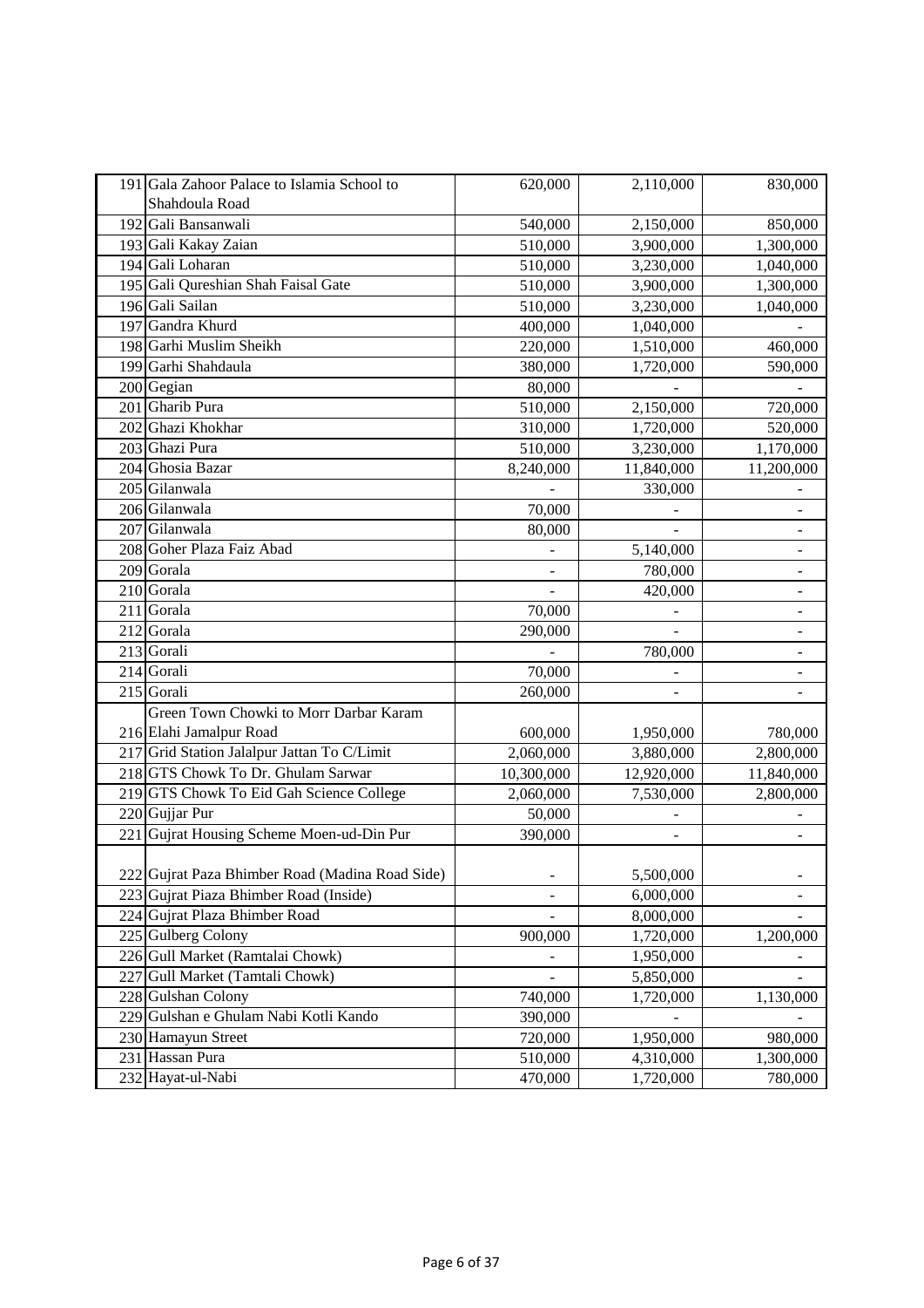| | | | | |
|---|---|---|---|---|
| 191 | Gala Zahoor Palace to Islamia School to Shahdoula Road | 620,000 | 2,110,000 | 830,000 |
| 192 | Gali Bansanwali | 540,000 | 2,150,000 | 850,000 |
| 193 | Gali Kakay Zaian | 510,000 | 3,900,000 | 1,300,000 |
| 194 | Gali Loharan | 510,000 | 3,230,000 | 1,040,000 |
| 195 | Gali Qureshian Shah Faisal Gate | 510,000 | 3,900,000 | 1,300,000 |
| 196 | Gali Sailan | 510,000 | 3,230,000 | 1,040,000 |
| 197 | Gandra Khurd | 400,000 | 1,040,000 | - |
| 198 | Garhi Muslim Sheikh | 220,000 | 1,510,000 | 460,000 |
| 199 | Garhi Shahdaula | 380,000 | 1,720,000 | 590,000 |
| 200 | Gegian | 80,000 | - | - |
| 201 | Gharib Pura | 510,000 | 2,150,000 | 720,000 |
| 202 | Ghazi Khokhar | 310,000 | 1,720,000 | 520,000 |
| 203 | Ghazi Pura | 510,000 | 3,230,000 | 1,170,000 |
| 204 | Ghosia Bazar | 8,240,000 | 11,840,000 | 11,200,000 |
| 205 | Gilanwala | - | 330,000 | - |
| 206 | Gilanwala | 70,000 | - | - |
| 207 | Gilanwala | 80,000 | - | - |
| 208 | Goher Plaza Faiz Abad | - | 5,140,000 | - |
| 209 | Gorala | - | 780,000 | - |
| 210 | Gorala | - | 420,000 | - |
| 211 | Gorala | 70,000 | - | - |
| 212 | Gorala | 290,000 | - | - |
| 213 | Gorali | - | 780,000 | - |
| 214 | Gorali | 70,000 | - | - |
| 215 | Gorali | 260,000 | - | - |
| 216 | Green Town Chowki to Morr Darbar Karam Elahi Jamalpur Road | 600,000 | 1,950,000 | 780,000 |
| 217 | Grid Station Jalalpur Jattan To C/Limit | 2,060,000 | 3,880,000 | 2,800,000 |
| 218 | GTS Chowk To Dr. Ghulam Sarwar | 10,300,000 | 12,920,000 | 11,840,000 |
| 219 | GTS Chowk To Eid Gah Science College | 2,060,000 | 7,530,000 | 2,800,000 |
| 220 | Gujjar Pur | 50,000 | - | - |
| 221 | Gujrat Housing Scheme Moen-ud-Din Pur | 390,000 | - | - |
| 222 | Gujrat Paza Bhimber Road (Madina Road Side) | - | 5,500,000 | - |
| 223 | Gujrat Piaza Bhimber Road (Inside) | - | 6,000,000 | - |
| 224 | Gujrat Plaza Bhimber Road | - | 8,000,000 | - |
| 225 | Gulberg Colony | 900,000 | 1,720,000 | 1,200,000 |
| 226 | Gull Market (Ramtalai Chowk) | - | 1,950,000 | - |
| 227 | Gull Market (Tamtali Chowk) | - | 5,850,000 | - |
| 228 | Gulshan Colony | 740,000 | 1,720,000 | 1,130,000 |
| 229 | Gulshan e Ghulam Nabi Kotli Kando | 390,000 | - | - |
| 230 | Hamayun Street | 720,000 | 1,950,000 | 980,000 |
| 231 | Hassan Pura | 510,000 | 4,310,000 | 1,300,000 |
| 232 | Hayat-ul-Nabi | 470,000 | 1,720,000 | 780,000 |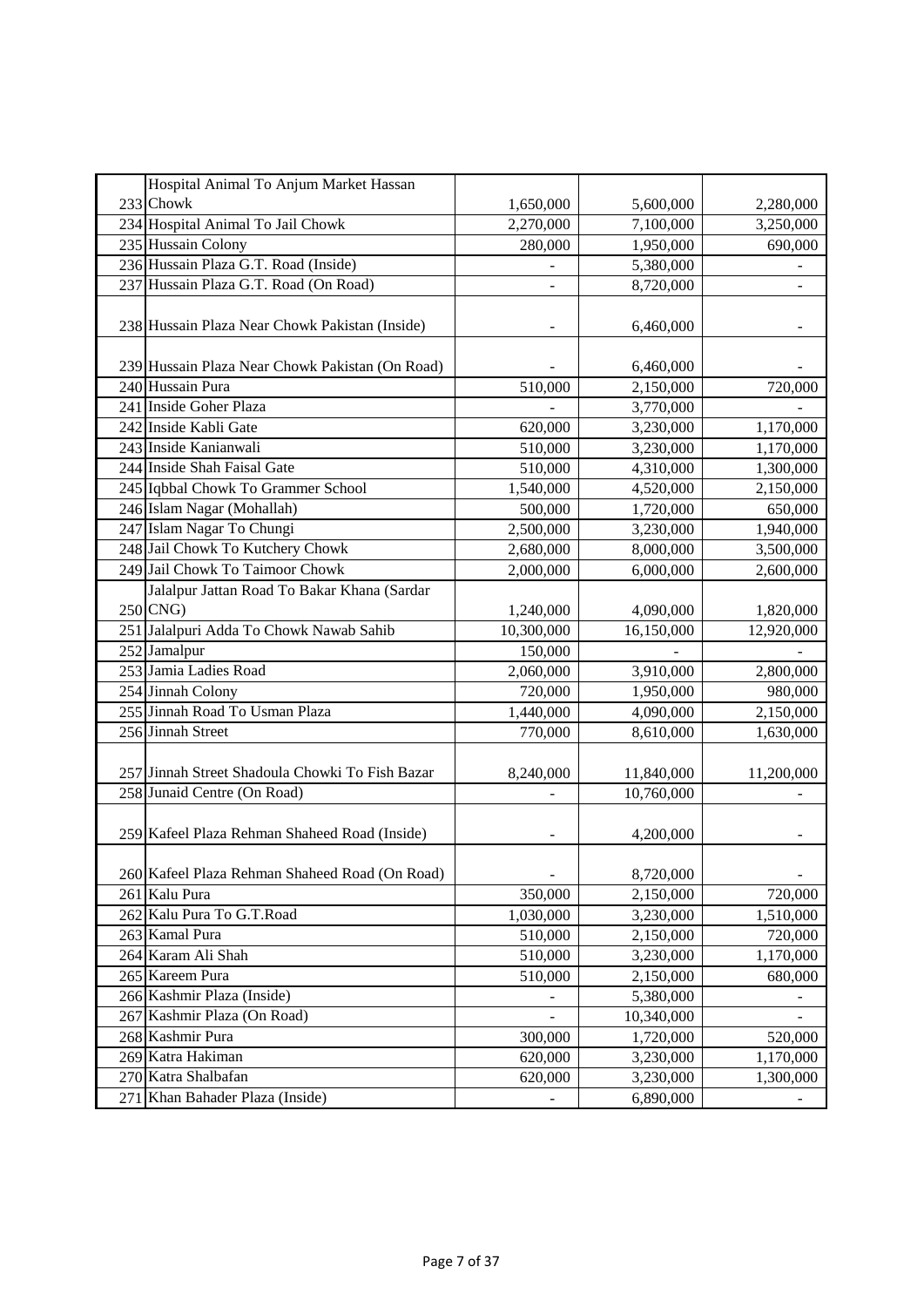| | | | | |
|---|---|---|---|---|
| 233 | Hospital Animal To Anjum Market Hassan Chowk | 1,650,000 | 5,600,000 | 2,280,000 |
| 234 | Hospital Animal To Jail Chowk | 2,270,000 | 7,100,000 | 3,250,000 |
| 235 | Hussain Colony | 280,000 | 1,950,000 | 690,000 |
| 236 | Hussain Plaza G.T. Road (Inside) | - | 5,380,000 | - |
| 237 | Hussain Plaza G.T. Road (On Road) | - | 8,720,000 | - |
| 238 | Hussain Plaza Near Chowk Pakistan (Inside) | - | 6,460,000 | - |
| 239 | Hussain Plaza Near Chowk Pakistan (On Road) | - | 6,460,000 | - |
| 240 | Hussain Pura | 510,000 | 2,150,000 | 720,000 |
| 241 | Inside Goher Plaza | - | 3,770,000 | - |
| 242 | Inside Kabli Gate | 620,000 | 3,230,000 | 1,170,000 |
| 243 | Inside Kanianwali | 510,000 | 3,230,000 | 1,170,000 |
| 244 | Inside Shah Faisal Gate | 510,000 | 4,310,000 | 1,300,000 |
| 245 | Iqbbal Chowk To Grammer School | 1,540,000 | 4,520,000 | 2,150,000 |
| 246 | Islam Nagar (Mohallah) | 500,000 | 1,720,000 | 650,000 |
| 247 | Islam Nagar To Chungi | 2,500,000 | 3,230,000 | 1,940,000 |
| 248 | Jail Chowk To Kutchery Chowk | 2,680,000 | 8,000,000 | 3,500,000 |
| 249 | Jail Chowk To Taimoor Chowk | 2,000,000 | 6,000,000 | 2,600,000 |
| 250 | Jalalpur Jattan Road To Bakar Khana (Sardar CNG) | 1,240,000 | 4,090,000 | 1,820,000 |
| 251 | Jalalpuri Adda To Chowk Nawab Sahib | 10,300,000 | 16,150,000 | 12,920,000 |
| 252 | Jamalpur | 150,000 | - | - |
| 253 | Jamia Ladies Road | 2,060,000 | 3,910,000 | 2,800,000 |
| 254 | Jinnah Colony | 720,000 | 1,950,000 | 980,000 |
| 255 | Jinnah Road To Usman Plaza | 1,440,000 | 4,090,000 | 2,150,000 |
| 256 | Jinnah Street | 770,000 | 8,610,000 | 1,630,000 |
| 257 | Jinnah Street Shadoula Chowki To Fish Bazar | 8,240,000 | 11,840,000 | 11,200,000 |
| 258 | Junaid Centre (On Road) | - | 10,760,000 | - |
| 259 | Kafeel Plaza Rehman Shaheed Road (Inside) | - | 4,200,000 | - |
| 260 | Kafeel Plaza Rehman Shaheed Road (On Road) | - | 8,720,000 | - |
| 261 | Kalu Pura | 350,000 | 2,150,000 | 720,000 |
| 262 | Kalu Pura To G.T.Road | 1,030,000 | 3,230,000 | 1,510,000 |
| 263 | Kamal Pura | 510,000 | 2,150,000 | 720,000 |
| 264 | Karam Ali Shah | 510,000 | 3,230,000 | 1,170,000 |
| 265 | Kareem Pura | 510,000 | 2,150,000 | 680,000 |
| 266 | Kashmir Plaza (Inside) | - | 5,380,000 | - |
| 267 | Kashmir Plaza (On Road) | - | 10,340,000 | - |
| 268 | Kashmir Pura | 300,000 | 1,720,000 | 520,000 |
| 269 | Katra Hakiman | 620,000 | 3,230,000 | 1,170,000 |
| 270 | Katra Shalbafan | 620,000 | 3,230,000 | 1,300,000 |
| 271 | Khan Bahader Plaza (Inside) | - | 6,890,000 | - |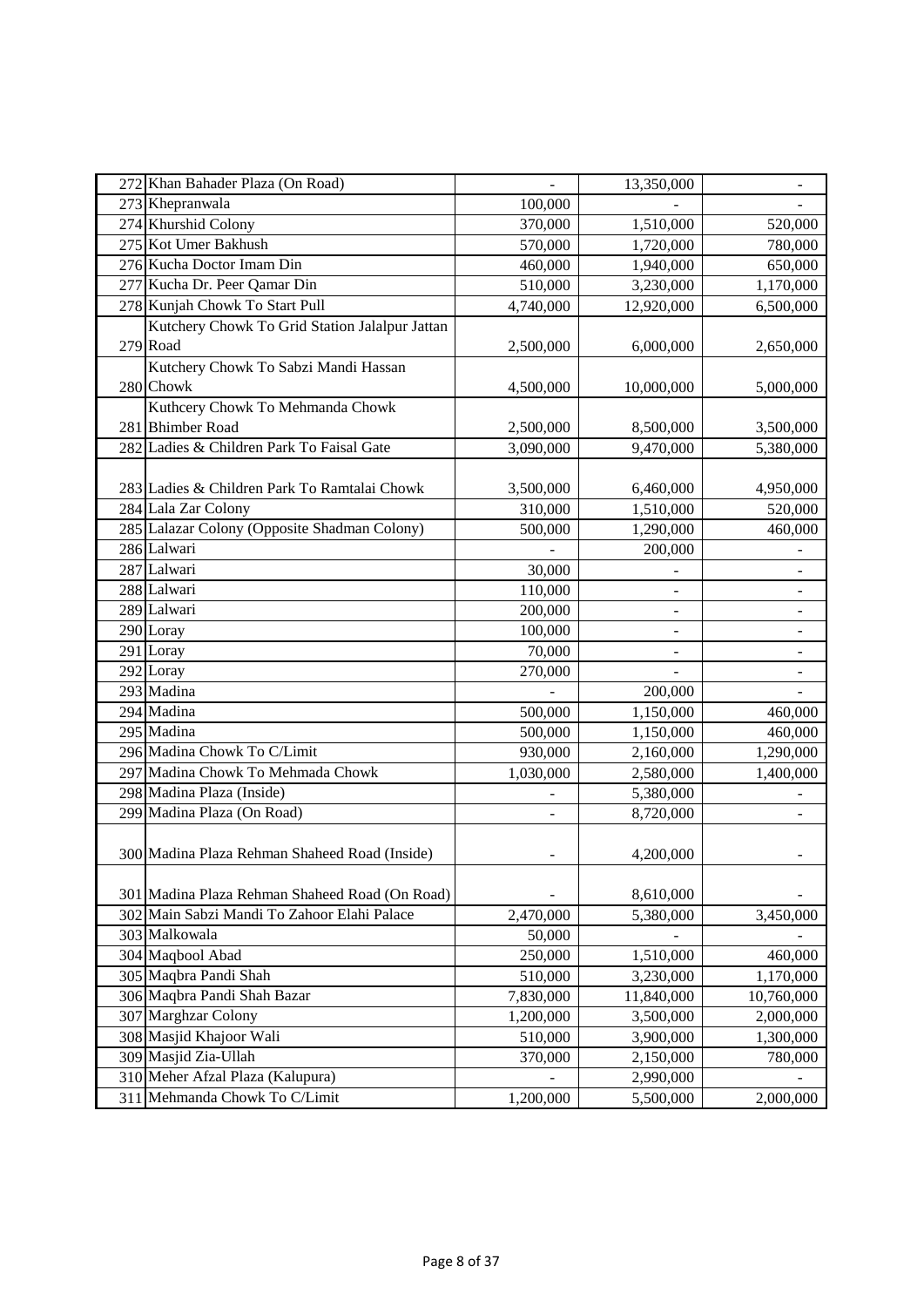| | | | | |
|---|---|---|---|---|
| 272 | Khan Bahader Plaza (On Road) | - | 13,350,000 | - |
| 273 | Khepranwala | 100,000 | - | - |
| 274 | Khurshid Colony | 370,000 | 1,510,000 | 520,000 |
| 275 | Kot Umer Bakhush | 570,000 | 1,720,000 | 780,000 |
| 276 | Kucha Doctor Imam Din | 460,000 | 1,940,000 | 650,000 |
| 277 | Kucha Dr. Peer Qamar Din | 510,000 | 3,230,000 | 1,170,000 |
| 278 | Kunjah Chowk To Start Pull | 4,740,000 | 12,920,000 | 6,500,000 |
| 279 | Kutchery Chowk To Grid Station Jalalpur Jattan Road | 2,500,000 | 6,000,000 | 2,650,000 |
| 280 | Kutchery Chowk To Sabzi Mandi Hassan Chowk | 4,500,000 | 10,000,000 | 5,000,000 |
| 281 | Kuthcery Chowk To Mehmanda Chowk Bhimber Road | 2,500,000 | 8,500,000 | 3,500,000 |
| 282 | Ladies & Children Park To Faisal Gate | 3,090,000 | 9,470,000 | 5,380,000 |
| 283 | Ladies & Children Park To Ramtalai Chowk | 3,500,000 | 6,460,000 | 4,950,000 |
| 284 | Lala Zar Colony | 310,000 | 1,510,000 | 520,000 |
| 285 | Lalazar Colony (Opposite Shadman Colony) | 500,000 | 1,290,000 | 460,000 |
| 286 | Lalwari | - | 200,000 | - |
| 287 | Lalwari | 30,000 | - | - |
| 288 | Lalwari | 110,000 | - | - |
| 289 | Lalwari | 200,000 | - | - |
| 290 | Loray | 100,000 | - | - |
| 291 | Loray | 70,000 | - | - |
| 292 | Loray | 270,000 | - | - |
| 293 | Madina | - | 200,000 | - |
| 294 | Madina | 500,000 | 1,150,000 | 460,000 |
| 295 | Madina | 500,000 | 1,150,000 | 460,000 |
| 296 | Madina Chowk To C/Limit | 930,000 | 2,160,000 | 1,290,000 |
| 297 | Madina Chowk To Mehmada Chowk | 1,030,000 | 2,580,000 | 1,400,000 |
| 298 | Madina Plaza (Inside) | - | 5,380,000 | - |
| 299 | Madina Plaza (On Road) | - | 8,720,000 | - |
| 300 | Madina Plaza Rehman Shaheed Road (Inside) | - | 4,200,000 | - |
| 301 | Madina Plaza Rehman Shaheed Road (On Road) | - | 8,610,000 | - |
| 302 | Main Sabzi Mandi To Zahoor Elahi Palace | 2,470,000 | 5,380,000 | 3,450,000 |
| 303 | Malkowala | 50,000 | - | - |
| 304 | Maqbool Abad | 250,000 | 1,510,000 | 460,000 |
| 305 | Maqbra Pandi Shah | 510,000 | 3,230,000 | 1,170,000 |
| 306 | Maqbra Pandi Shah Bazar | 7,830,000 | 11,840,000 | 10,760,000 |
| 307 | Marghzar Colony | 1,200,000 | 3,500,000 | 2,000,000 |
| 308 | Masjid Khajoor Wali | 510,000 | 3,900,000 | 1,300,000 |
| 309 | Masjid Zia-Ullah | 370,000 | 2,150,000 | 780,000 |
| 310 | Meher Afzal Plaza (Kalupura) | - | 2,990,000 | - |
| 311 | Mehmanda Chowk To C/Limit | 1,200,000 | 5,500,000 | 2,000,000 |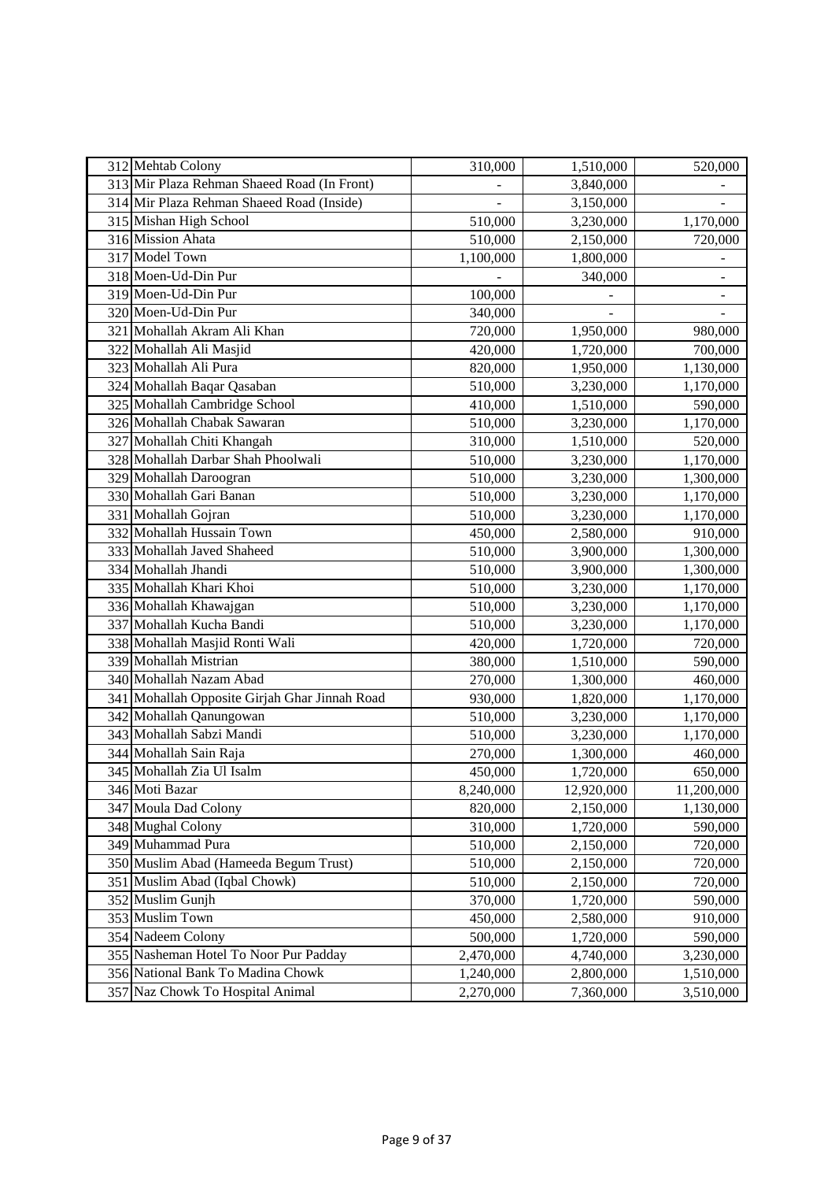| | | | | |
|---|---|---|---|---|
| 312 | Mehtab Colony | 310,000 | 1,510,000 | 520,000 |
| 313 | Mir Plaza Rehman Shaeed Road (In Front) | - | 3,840,000 | - |
| 314 | Mir Plaza Rehman Shaeed Road (Inside) | - | 3,150,000 | - |
| 315 | Mishan High School | 510,000 | 3,230,000 | 1,170,000 |
| 316 | Mission Ahata | 510,000 | 2,150,000 | 720,000 |
| 317 | Model Town | 1,100,000 | 1,800,000 | - |
| 318 | Moen-Ud-Din Pur | - | 340,000 | - |
| 319 | Moen-Ud-Din Pur | 100,000 | - | - |
| 320 | Moen-Ud-Din Pur | 340,000 | - | - |
| 321 | Mohallah Akram Ali Khan | 720,000 | 1,950,000 | 980,000 |
| 322 | Mohallah Ali Masjid | 420,000 | 1,720,000 | 700,000 |
| 323 | Mohallah Ali Pura | 820,000 | 1,950,000 | 1,130,000 |
| 324 | Mohallah Baqar Qasaban | 510,000 | 3,230,000 | 1,170,000 |
| 325 | Mohallah Cambridge School | 410,000 | 1,510,000 | 590,000 |
| 326 | Mohallah Chabak Sawaran | 510,000 | 3,230,000 | 1,170,000 |
| 327 | Mohallah Chiti Khangah | 310,000 | 1,510,000 | 520,000 |
| 328 | Mohallah Darbar Shah Phoolwali | 510,000 | 3,230,000 | 1,170,000 |
| 329 | Mohallah Daroogran | 510,000 | 3,230,000 | 1,300,000 |
| 330 | Mohallah Gari Banan | 510,000 | 3,230,000 | 1,170,000 |
| 331 | Mohallah Gojran | 510,000 | 3,230,000 | 1,170,000 |
| 332 | Mohallah Hussain Town | 450,000 | 2,580,000 | 910,000 |
| 333 | Mohallah Javed Shaheed | 510,000 | 3,900,000 | 1,300,000 |
| 334 | Mohallah Jhandi | 510,000 | 3,900,000 | 1,300,000 |
| 335 | Mohallah Khari Khoi | 510,000 | 3,230,000 | 1,170,000 |
| 336 | Mohallah Khawajgan | 510,000 | 3,230,000 | 1,170,000 |
| 337 | Mohallah Kucha Bandi | 510,000 | 3,230,000 | 1,170,000 |
| 338 | Mohallah Masjid Ronti Wali | 420,000 | 1,720,000 | 720,000 |
| 339 | Mohallah Mistrian | 380,000 | 1,510,000 | 590,000 |
| 340 | Mohallah Nazam Abad | 270,000 | 1,300,000 | 460,000 |
| 341 | Mohallah Opposite Girjah Ghar Jinnah Road | 930,000 | 1,820,000 | 1,170,000 |
| 342 | Mohallah Qanungowan | 510,000 | 3,230,000 | 1,170,000 |
| 343 | Mohallah Sabzi Mandi | 510,000 | 3,230,000 | 1,170,000 |
| 344 | Mohallah Sain Raja | 270,000 | 1,300,000 | 460,000 |
| 345 | Mohallah Zia Ul Isalm | 450,000 | 1,720,000 | 650,000 |
| 346 | Moti Bazar | 8,240,000 | 12,920,000 | 11,200,000 |
| 347 | Moula Dad Colony | 820,000 | 2,150,000 | 1,130,000 |
| 348 | Mughal Colony | 310,000 | 1,720,000 | 590,000 |
| 349 | Muhammad Pura | 510,000 | 2,150,000 | 720,000 |
| 350 | Muslim Abad (Hameeda Begum Trust) | 510,000 | 2,150,000 | 720,000 |
| 351 | Muslim Abad (Iqbal Chowk) | 510,000 | 2,150,000 | 720,000 |
| 352 | Muslim Gunjh | 370,000 | 1,720,000 | 590,000 |
| 353 | Muslim Town | 450,000 | 2,580,000 | 910,000 |
| 354 | Nadeem Colony | 500,000 | 1,720,000 | 590,000 |
| 355 | Nasheman Hotel To Noor Pur Padday | 2,470,000 | 4,740,000 | 3,230,000 |
| 356 | National Bank To Madina Chowk | 1,240,000 | 2,800,000 | 1,510,000 |
| 357 | Naz Chowk To Hospital Animal | 2,270,000 | 7,360,000 | 3,510,000 |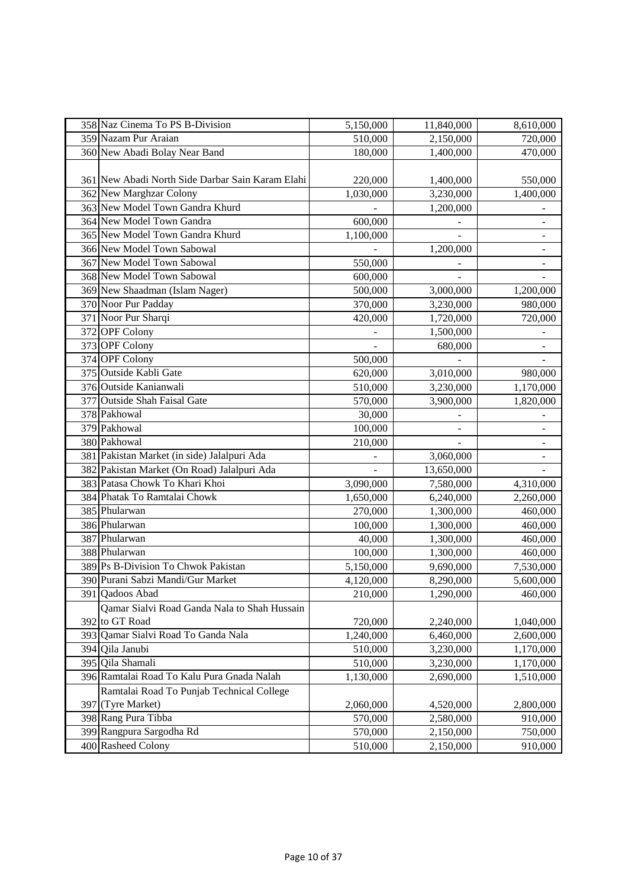| 358 | Naz Cinema To PS B-Division | 5,150,000 | 11,840,000 | 8,610,000 |
|---|---|---|---|---|
| 359 | Nazam Pur Araian | 510,000 | 2,150,000 | 720,000 |
| 360 | New Abadi Bolay Near Band | 180,000 | 1,400,000 | 470,000 |
| 361 | New Abadi North Side Darbar Sain Karam Elahi | 220,000 | 1,400,000 | 550,000 |
| 362 | New Marghzar Colony | 1,030,000 | 3,230,000 | 1,400,000 |
| 363 | New Model Town Gandra Khurd | - | 1,200,000 | - |
| 364 | New Model Town Gandra | 600,000 | - | - |
| 365 | New Model Town Gandra Khurd | 1,100,000 | - | - |
| 366 | New Model Town Sabowal | - | 1,200,000 | - |
| 367 | New Model Town Sabowal | 550,000 | - | - |
| 368 | New Model Town Sabowal | 600,000 | - | - |
| 369 | New Shaadman (Islam Nager) | 500,000 | 3,000,000 | 1,200,000 |
| 370 | Noor Pur Padday | 370,000 | 3,230,000 | 980,000 |
| 371 | Noor Pur Sharqi | 420,000 | 1,720,000 | 720,000 |
| 372 | OPF Colony | - | 1,500,000 | - |
| 373 | OPF Colony | - | 680,000 | - |
| 374 | OPF Colony | 500,000 | - | - |
| 375 | Outside Kabli Gate | 620,000 | 3,010,000 | 980,000 |
| 376 | Outside Kanianwali | 510,000 | 3,230,000 | 1,170,000 |
| 377 | Outside Shah Faisal Gate | 570,000 | 3,900,000 | 1,820,000 |
| 378 | Pakhowal | 30,000 | - | - |
| 379 | Pakhowal | 100,000 | - | - |
| 380 | Pakhowal | 210,000 | - | - |
| 381 | Pakistan Market (in side) Jalalpuri Ada | - | 3,060,000 | - |
| 382 | Pakistan Market (On Road) Jalalpuri Ada | - | 13,650,000 | - |
| 383 | Patasa Chowk To Khari Khoi | 3,090,000 | 7,580,000 | 4,310,000 |
| 384 | Phatak To Ramtalai Chowk | 1,650,000 | 6,240,000 | 2,260,000 |
| 385 | Phularwan | 270,000 | 1,300,000 | 460,000 |
| 386 | Phularwan | 100,000 | 1,300,000 | 460,000 |
| 387 | Phularwan | 40,000 | 1,300,000 | 460,000 |
| 388 | Phularwan | 100,000 | 1,300,000 | 460,000 |
| 389 | Ps B-Division To Chwok Pakistan | 5,150,000 | 9,690,000 | 7,530,000 |
| 390 | Purani Sabzi Mandi/Gur Market | 4,120,000 | 8,290,000 | 5,600,000 |
| 391 | Qadoos Abad | 210,000 | 1,290,000 | 460,000 |
| 392 | Qamar Sialvi Road Ganda Nala to Shah Hussain to GT Road | 720,000 | 2,240,000 | 1,040,000 |
| 393 | Qamar Sialvi Road To Ganda Nala | 1,240,000 | 6,460,000 | 2,600,000 |
| 394 | Qila Janubi | 510,000 | 3,230,000 | 1,170,000 |
| 395 | Qila Shamali | 510,000 | 3,230,000 | 1,170,000 |
| 396 | Ramtalai Road To Kalu Pura Gnada Nalah | 1,130,000 | 2,690,000 | 1,510,000 |
| 397 | Ramtalai Road To Punjab Technical College (Tyre Market) | 2,060,000 | 4,520,000 | 2,800,000 |
| 398 | Rang Pura Tibba | 570,000 | 2,580,000 | 910,000 |
| 399 | Rangpura Sargodha Rd | 570,000 | 2,150,000 | 750,000 |
| 400 | Rasheed Colony | 510,000 | 2,150,000 | 910,000 |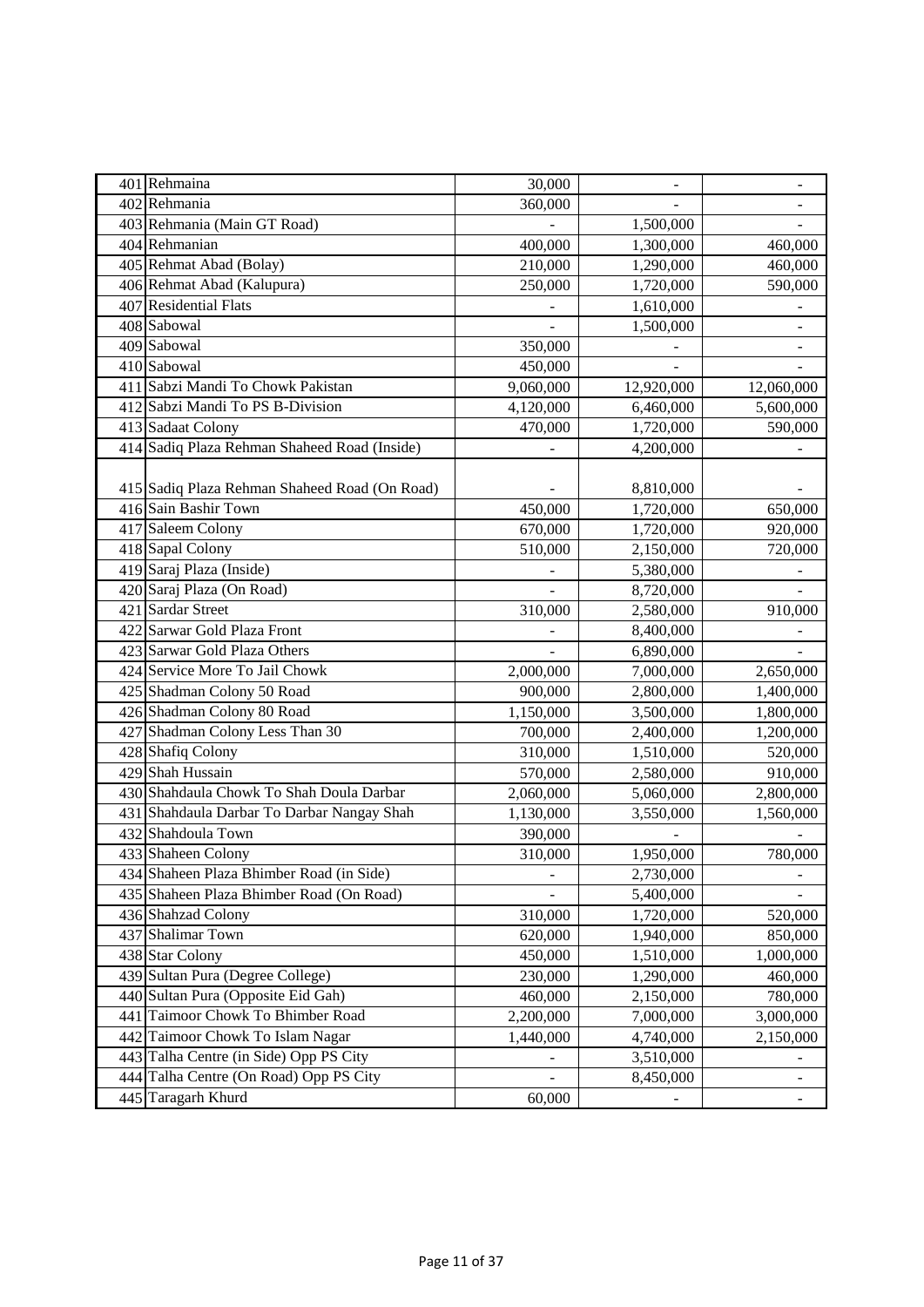| | | | | |
|---|---|---|---|---|
| 401 | Rehmaina | 30,000 | - | - |
| 402 | Rehmania | 360,000 | - | - |
| 403 | Rehmania (Main GT Road) | - | 1,500,000 | - |
| 404 | Rehmanian | 400,000 | 1,300,000 | 460,000 |
| 405 | Rehmat Abad (Bolay) | 210,000 | 1,290,000 | 460,000 |
| 406 | Rehmat Abad (Kalupura) | 250,000 | 1,720,000 | 590,000 |
| 407 | Residential Flats | - | 1,610,000 | - |
| 408 | Sabowal | - | 1,500,000 | - |
| 409 | Sabowal | 350,000 | - | - |
| 410 | Sabowal | 450,000 | - | - |
| 411 | Sabzi Mandi To Chowk Pakistan | 9,060,000 | 12,920,000 | 12,060,000 |
| 412 | Sabzi Mandi To PS B-Division | 4,120,000 | 6,460,000 | 5,600,000 |
| 413 | Sadaat Colony | 470,000 | 1,720,000 | 590,000 |
| 414 | Sadiq Plaza Rehman Shaheed Road (Inside) | - | 4,200,000 | - |
| 415 | Sadiq Plaza Rehman Shaheed Road (On Road) | - | 8,810,000 | - |
| 416 | Sain Bashir Town | 450,000 | 1,720,000 | 650,000 |
| 417 | Saleem Colony | 670,000 | 1,720,000 | 920,000 |
| 418 | Sapal Colony | 510,000 | 2,150,000 | 720,000 |
| 419 | Saraj Plaza (Inside) | - | 5,380,000 | - |
| 420 | Saraj Plaza (On Road) | - | 8,720,000 | - |
| 421 | Sardar Street | 310,000 | 2,580,000 | 910,000 |
| 422 | Sarwar Gold Plaza Front | - | 8,400,000 | - |
| 423 | Sarwar Gold Plaza Others | - | 6,890,000 | - |
| 424 | Service More To Jail Chowk | 2,000,000 | 7,000,000 | 2,650,000 |
| 425 | Shadman Colony 50 Road | 900,000 | 2,800,000 | 1,400,000 |
| 426 | Shadman Colony 80 Road | 1,150,000 | 3,500,000 | 1,800,000 |
| 427 | Shadman Colony Less Than 30 | 700,000 | 2,400,000 | 1,200,000 |
| 428 | Shafiq Colony | 310,000 | 1,510,000 | 520,000 |
| 429 | Shah Hussain | 570,000 | 2,580,000 | 910,000 |
| 430 | Shahdaula Chowk To Shah Doula Darbar | 2,060,000 | 5,060,000 | 2,800,000 |
| 431 | Shahdaula Darbar To Darbar Nangay Shah | 1,130,000 | 3,550,000 | 1,560,000 |
| 432 | Shahdoula Town | 390,000 | - | - |
| 433 | Shaheen Colony | 310,000 | 1,950,000 | 780,000 |
| 434 | Shaheen Plaza Bhimber Road (in Side) | - | 2,730,000 | - |
| 435 | Shaheen Plaza Bhimber Road (On Road) | - | 5,400,000 | - |
| 436 | Shahzad Colony | 310,000 | 1,720,000 | 520,000 |
| 437 | Shalimar Town | 620,000 | 1,940,000 | 850,000 |
| 438 | Star Colony | 450,000 | 1,510,000 | 1,000,000 |
| 439 | Sultan Pura (Degree College) | 230,000 | 1,290,000 | 460,000 |
| 440 | Sultan Pura (Opposite Eid Gah) | 460,000 | 2,150,000 | 780,000 |
| 441 | Taimoor Chowk To Bhimber Road | 2,200,000 | 7,000,000 | 3,000,000 |
| 442 | Taimoor Chowk To Islam Nagar | 1,440,000 | 4,740,000 | 2,150,000 |
| 443 | Talha Centre (in Side) Opp PS City | - | 3,510,000 | - |
| 444 | Talha Centre (On Road) Opp PS City | - | 8,450,000 | - |
| 445 | Taragarh Khurd | 60,000 | - | - |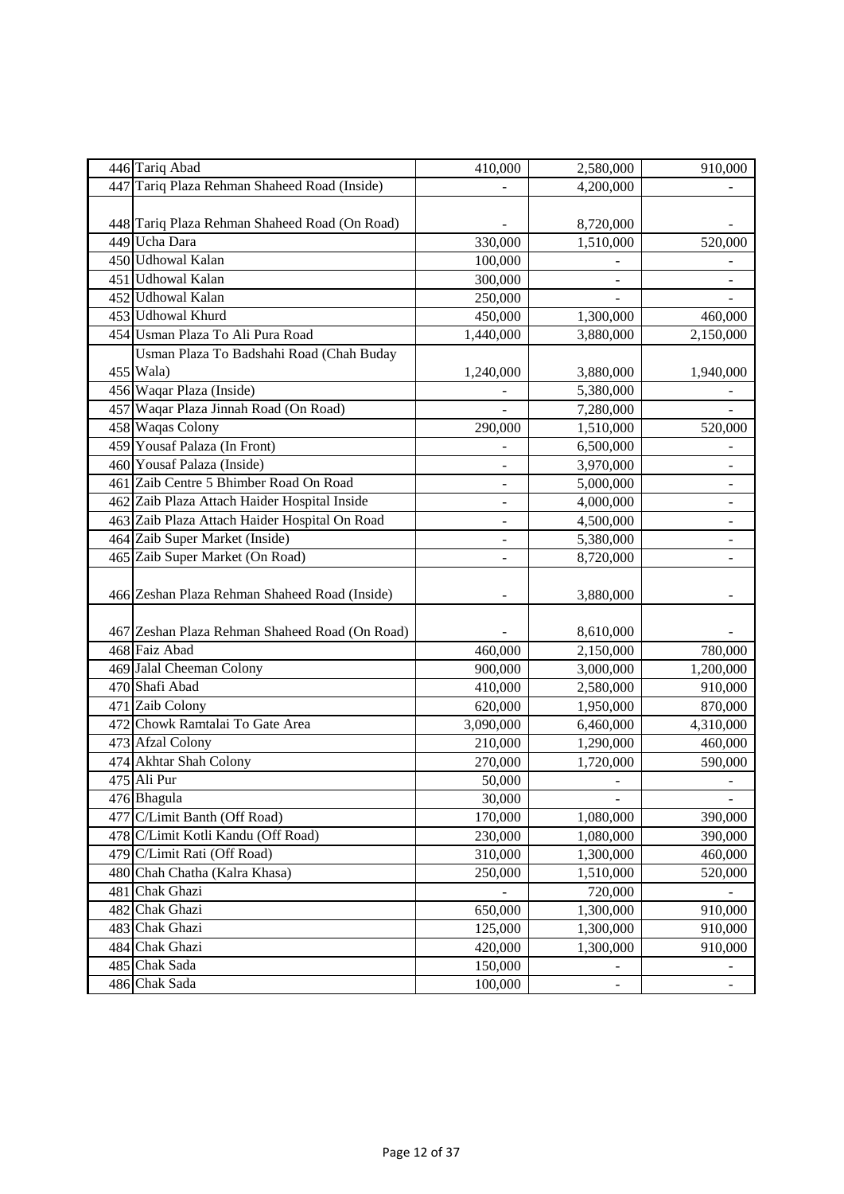| | | | | |
|---|---|---|---|---|
| 446 | Tariq Abad | 410,000 | 2,580,000 | 910,000 |
| 447 | Tariq Plaza Rehman Shaheed Road (Inside) | - | 4,200,000 | - |
| 448 | Tariq Plaza Rehman Shaheed Road (On Road) | - | 8,720,000 | - |
| 449 | Ucha Dara | 330,000 | 1,510,000 | 520,000 |
| 450 | Udhowal Kalan | 100,000 | - | - |
| 451 | Udhowal Kalan | 300,000 | - | - |
| 452 | Udhowal Kalan | 250,000 | - | - |
| 453 | Udhowal Khurd | 450,000 | 1,300,000 | 460,000 |
| 454 | Usman Plaza To Ali Pura Road | 1,440,000 | 3,880,000 | 2,150,000 |
| 455 | Usman Plaza To Badshahi Road (Chah Buday Wala) | 1,240,000 | 3,880,000 | 1,940,000 |
| 456 | Waqar Plaza (Inside) | - | 5,380,000 | - |
| 457 | Waqar Plaza Jinnah Road (On Road) | - | 7,280,000 | - |
| 458 | Waqas Colony | 290,000 | 1,510,000 | 520,000 |
| 459 | Yousaf Palaza (In Front) | - | 6,500,000 | - |
| 460 | Yousaf Palaza (Inside) | - | 3,970,000 | - |
| 461 | Zaib Centre 5 Bhimber Road On Road | - | 5,000,000 | - |
| 462 | Zaib Plaza Attach Haider Hospital Inside | - | 4,000,000 | - |
| 463 | Zaib Plaza Attach Haider Hospital On Road | - | 4,500,000 | - |
| 464 | Zaib Super Market (Inside) | - | 5,380,000 | - |
| 465 | Zaib Super Market (On Road) | - | 8,720,000 | - |
| 466 | Zeshan Plaza Rehman Shaheed Road (Inside) | - | 3,880,000 | - |
| 467 | Zeshan Plaza Rehman Shaheed Road (On Road) | - | 8,610,000 | - |
| 468 | Faiz Abad | 460,000 | 2,150,000 | 780,000 |
| 469 | Jalal Cheeman Colony | 900,000 | 3,000,000 | 1,200,000 |
| 470 | Shafi Abad | 410,000 | 2,580,000 | 910,000 |
| 471 | Zaib Colony | 620,000 | 1,950,000 | 870,000 |
| 472 | Chowk Ramtalai To Gate Area | 3,090,000 | 6,460,000 | 4,310,000 |
| 473 | Afzal Colony | 210,000 | 1,290,000 | 460,000 |
| 474 | Akhtar Shah Colony | 270,000 | 1,720,000 | 590,000 |
| 475 | Ali Pur | 50,000 | - | - |
| 476 | Bhagula | 30,000 | - | - |
| 477 | C/Limit Banth (Off Road) | 170,000 | 1,080,000 | 390,000 |
| 478 | C/Limit Kotli Kandu (Off Road) | 230,000 | 1,080,000 | 390,000 |
| 479 | C/Limit Rati (Off Road) | 310,000 | 1,300,000 | 460,000 |
| 480 | Chah Chatha (Kalra Khasa) | 250,000 | 1,510,000 | 520,000 |
| 481 | Chak Ghazi | - | 720,000 | - |
| 482 | Chak Ghazi | 650,000 | 1,300,000 | 910,000 |
| 483 | Chak Ghazi | 125,000 | 1,300,000 | 910,000 |
| 484 | Chak Ghazi | 420,000 | 1,300,000 | 910,000 |
| 485 | Chak Sada | 150,000 | - | - |
| 486 | Chak Sada | 100,000 | - | - |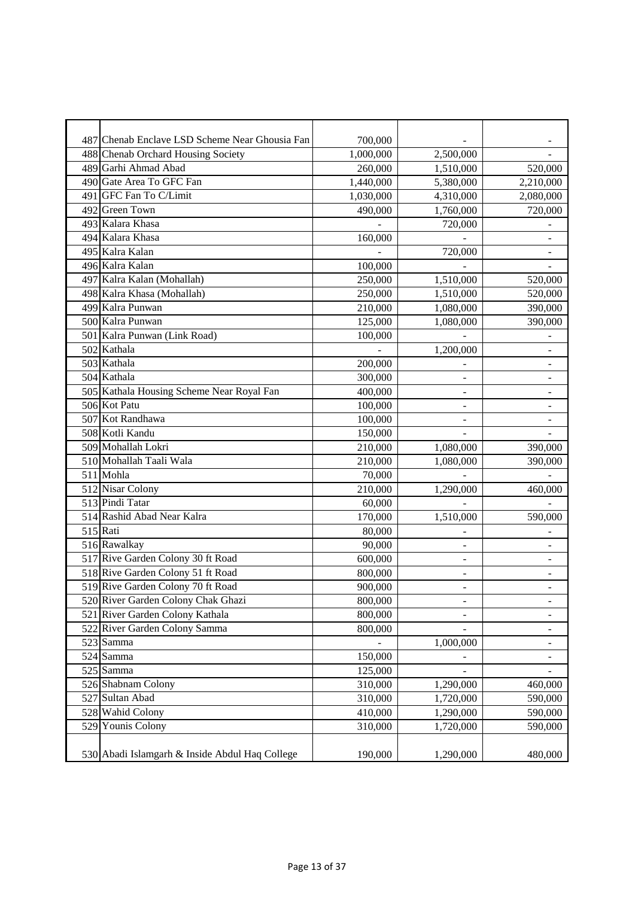| | | | | |
|---|---|---|---|---|
| 487 | Chenab Enclave LSD Scheme Near Ghousia Fan | 700,000 | - | - |
| 488 | Chenab Orchard Housing Society | 1,000,000 | 2,500,000 | - |
| 489 | Garhi Ahmad Abad | 260,000 | 1,510,000 | 520,000 |
| 490 | Gate Area To GFC Fan | 1,440,000 | 5,380,000 | 2,210,000 |
| 491 | GFC Fan To C/Limit | 1,030,000 | 4,310,000 | 2,080,000 |
| 492 | Green Town | 490,000 | 1,760,000 | 720,000 |
| 493 | Kalara Khasa | - | 720,000 | - |
| 494 | Kalara Khasa | 160,000 | - | - |
| 495 | Kalra Kalan | - | 720,000 | - |
| 496 | Kalra Kalan | 100,000 | - | - |
| 497 | Kalra Kalan (Mohallah) | 250,000 | 1,510,000 | 520,000 |
| 498 | Kalra Khasa (Mohallah) | 250,000 | 1,510,000 | 520,000 |
| 499 | Kalra Punwan | 210,000 | 1,080,000 | 390,000 |
| 500 | Kalra Punwan | 125,000 | 1,080,000 | 390,000 |
| 501 | Kalra Punwan (Link Road) | 100,000 | - | - |
| 502 | Kathala | - | 1,200,000 | - |
| 503 | Kathala | 200,000 | - | - |
| 504 | Kathala | 300,000 | - | - |
| 505 | Kathala Housing Scheme Near Royal Fan | 400,000 | - | - |
| 506 | Kot Patu | 100,000 | - | - |
| 507 | Kot Randhawa | 100,000 | - | - |
| 508 | Kotli Kandu | 150,000 | - | - |
| 509 | Mohallah Lokri | 210,000 | 1,080,000 | 390,000 |
| 510 | Mohallah Taali Wala | 210,000 | 1,080,000 | 390,000 |
| 511 | Mohla | 70,000 | - | - |
| 512 | Nisar Colony | 210,000 | 1,290,000 | 460,000 |
| 513 | Pindi Tatar | 60,000 | - | - |
| 514 | Rashid Abad Near Kalra | 170,000 | 1,510,000 | 590,000 |
| 515 | Rati | 80,000 | - | - |
| 516 | Rawalkay | 90,000 | - | - |
| 517 | Rive Garden Colony 30 ft Road | 600,000 | - | - |
| 518 | Rive Garden Colony 51 ft Road | 800,000 | - | - |
| 519 | Rive Garden Colony 70 ft Road | 900,000 | - | - |
| 520 | River Garden Colony Chak Ghazi | 800,000 | - | - |
| 521 | River Garden Colony Kathala | 800,000 | - | - |
| 522 | River Garden Colony Samma | 800,000 | - | - |
| 523 | Samma | - | 1,000,000 | - |
| 524 | Samma | 150,000 | - | - |
| 525 | Samma | 125,000 | - | - |
| 526 | Shabnam Colony | 310,000 | 1,290,000 | 460,000 |
| 527 | Sultan Abad | 310,000 | 1,720,000 | 590,000 |
| 528 | Wahid Colony | 410,000 | 1,290,000 | 590,000 |
| 529 | Younis Colony | 310,000 | 1,720,000 | 590,000 |
| 530 | Abadi Islamgarh & Inside Abdul Haq College | 190,000 | 1,290,000 | 480,000 |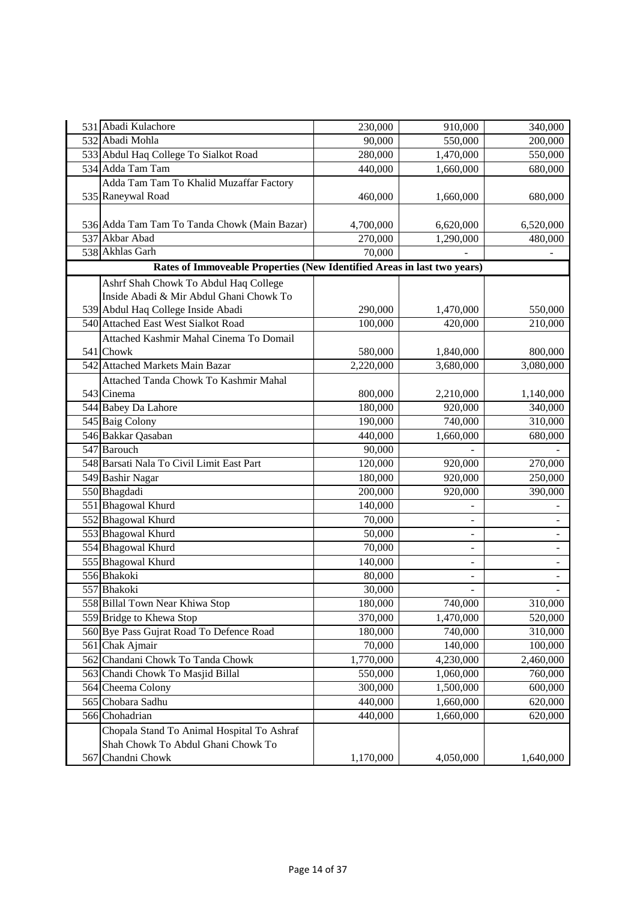| | | | | |
|---|---|---|---|---|
| 531 | Abadi Kulachore | 230,000 | 910,000 | 340,000 |
| 532 | Abadi Mohla | 90,000 | 550,000 | 200,000 |
| 533 | Abdul Haq College To Sialkot Road | 280,000 | 1,470,000 | 550,000 |
| 534 | Adda Tam Tam | 440,000 | 1,660,000 | 680,000 |
| 535 | Adda Tam Tam To Khalid Muzaffar Factory Raneywal Road | 460,000 | 1,660,000 | 680,000 |
| 536 | Adda Tam Tam To Tanda Chowk (Main Bazar) | 4,700,000 | 6,620,000 | 6,520,000 |
| 537 | Akbar Abad | 270,000 | 1,290,000 | 480,000 |
| 538 | Akhlas Garh | 70,000 | - | - |
| | **Rates of Immoveable Properties (New Identified Areas in last two years)** | | | |
| 539 | Ashrf Shah Chowk To Abdul Haq College Inside Abadi & Mir Abdul Ghani Chowk To Abdul Haq College Inside Abadi | 290,000 | 1,470,000 | 550,000 |
| 540 | Attached East West Sialkot Road | 100,000 | 420,000 | 210,000 |
| 541 | Attached Kashmir Mahal Cinema To Domail Chowk | 580,000 | 1,840,000 | 800,000 |
| 542 | Attached Markets Main Bazar | 2,220,000 | 3,680,000 | 3,080,000 |
| 543 | Attached Tanda Chowk To Kashmir Mahal Cinema | 800,000 | 2,210,000 | 1,140,000 |
| 544 | Babey Da Lahore | 180,000 | 920,000 | 340,000 |
| 545 | Baig Colony | 190,000 | 740,000 | 310,000 |
| 546 | Bakkar Qasaban | 440,000 | 1,660,000 | 680,000 |
| 547 | Barouch | 90,000 | - | - |
| 548 | Barsati Nala To Civil Limit East Part | 120,000 | 920,000 | 270,000 |
| 549 | Bashir Nagar | 180,000 | 920,000 | 250,000 |
| 550 | Bhagdadi | 200,000 | 920,000 | 390,000 |
| 551 | Bhagowal Khurd | 140,000 | - | - |
| 552 | Bhagowal Khurd | 70,000 | - | - |
| 553 | Bhagowal Khurd | 50,000 | - | - |
| 554 | Bhagowal Khurd | 70,000 | - | - |
| 555 | Bhagowal Khurd | 140,000 | - | - |
| 556 | Bhakoki | 80,000 | - | - |
| 557 | Bhakoki | 30,000 | - | - |
| 558 | Billal Town Near Khiwa Stop | 180,000 | 740,000 | 310,000 |
| 559 | Bridge to Khewa Stop | 370,000 | 1,470,000 | 520,000 |
| 560 | Bye Pass Gujrat Road To Defence Road | 180,000 | 740,000 | 310,000 |
| 561 | Chak Ajmair | 70,000 | 140,000 | 100,000 |
| 562 | Chandani Chowk To Tanda Chowk | 1,770,000 | 4,230,000 | 2,460,000 |
| 563 | Chandi Chowk To Masjid Billal | 550,000 | 1,060,000 | 760,000 |
| 564 | Cheema Colony | 300,000 | 1,500,000 | 600,000 |
| 565 | Chobara Sadhu | 440,000 | 1,660,000 | 620,000 |
| 566 | Chohadrian | 440,000 | 1,660,000 | 620,000 |
| 567 | Chopala Stand To Animal Hospital To Ashraf Shah Chowk To Abdul Ghani Chowk To Chandni Chowk | 1,170,000 | 4,050,000 | 1,640,000 |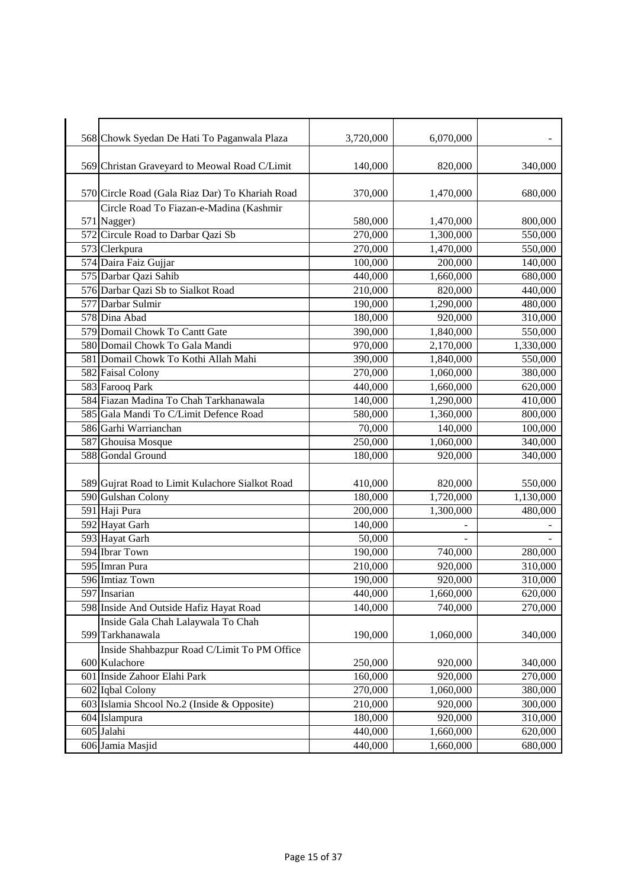| | | | | |
|---|---|---|---|---|
| 568 | Chowk Syedan De Hati To Paganwala Plaza | 3,720,000 | 6,070,000 | - |
| 569 | Christan Graveyard to Meowal Road C/Limit | 140,000 | 820,000 | 340,000 |
| 570 | Circle Road (Gala Riaz Dar) To Khariah Road | 370,000 | 1,470,000 | 680,000 |
| 571 | Circle Road To Fiazan-e-Madina (Kashmir Nagger) | 580,000 | 1,470,000 | 800,000 |
| 572 | Circule Road to Darbar Qazi Sb | 270,000 | 1,300,000 | 550,000 |
| 573 | Clerkpura | 270,000 | 1,470,000 | 550,000 |
| 574 | Daira Faiz Gujjar | 100,000 | 200,000 | 140,000 |
| 575 | Darbar Qazi Sahib | 440,000 | 1,660,000 | 680,000 |
| 576 | Darbar Qazi Sb to Sialkot Road | 210,000 | 820,000 | 440,000 |
| 577 | Darbar Sulmir | 190,000 | 1,290,000 | 480,000 |
| 578 | Dina Abad | 180,000 | 920,000 | 310,000 |
| 579 | Domail Chowk To Cantt Gate | 390,000 | 1,840,000 | 550,000 |
| 580 | Domail Chowk To Gala Mandi | 970,000 | 2,170,000 | 1,330,000 |
| 581 | Domail Chowk To Kothi Allah Mahi | 390,000 | 1,840,000 | 550,000 |
| 582 | Faisal Colony | 270,000 | 1,060,000 | 380,000 |
| 583 | Farooq Park | 440,000 | 1,660,000 | 620,000 |
| 584 | Fiazan Madina To Chah Tarkhanawala | 140,000 | 1,290,000 | 410,000 |
| 585 | Gala Mandi To C/Limit Defence Road | 580,000 | 1,360,000 | 800,000 |
| 586 | Garhi Warrianchan | 70,000 | 140,000 | 100,000 |
| 587 | Ghouisa Mosque | 250,000 | 1,060,000 | 340,000 |
| 588 | Gondal Ground | 180,000 | 920,000 | 340,000 |
| 589 | Gujrat Road to Limit Kulachore Sialkot Road | 410,000 | 820,000 | 550,000 |
| 590 | Gulshan Colony | 180,000 | 1,720,000 | 1,130,000 |
| 591 | Haji Pura | 200,000 | 1,300,000 | 480,000 |
| 592 | Hayat Garh | 140,000 | - | - |
| 593 | Hayat Garh | 50,000 | - | - |
| 594 | Ibrar Town | 190,000 | 740,000 | 280,000 |
| 595 | Imran Pura | 210,000 | 920,000 | 310,000 |
| 596 | Imtiaz Town | 190,000 | 920,000 | 310,000 |
| 597 | Insarian | 440,000 | 1,660,000 | 620,000 |
| 598 | Inside And Outside Hafiz Hayat Road | 140,000 | 740,000 | 270,000 |
| 599 | Inside Gala Chah Lalaywala To Chah Tarkhanawala | 190,000 | 1,060,000 | 340,000 |
| 600 | Inside Shahbazpur Road C/Limit To PM Office Kulachore | 250,000 | 920,000 | 340,000 |
| 601 | Inside Zahoor Elahi Park | 160,000 | 920,000 | 270,000 |
| 602 | Iqbal Colony | 270,000 | 1,060,000 | 380,000 |
| 603 | Islamia Shcool No.2 (Inside & Opposite) | 210,000 | 920,000 | 300,000 |
| 604 | Islampura | 180,000 | 920,000 | 310,000 |
| 605 | Jalahi | 440,000 | 1,660,000 | 620,000 |
| 606 | Jamia Masjid | 440,000 | 1,660,000 | 680,000 |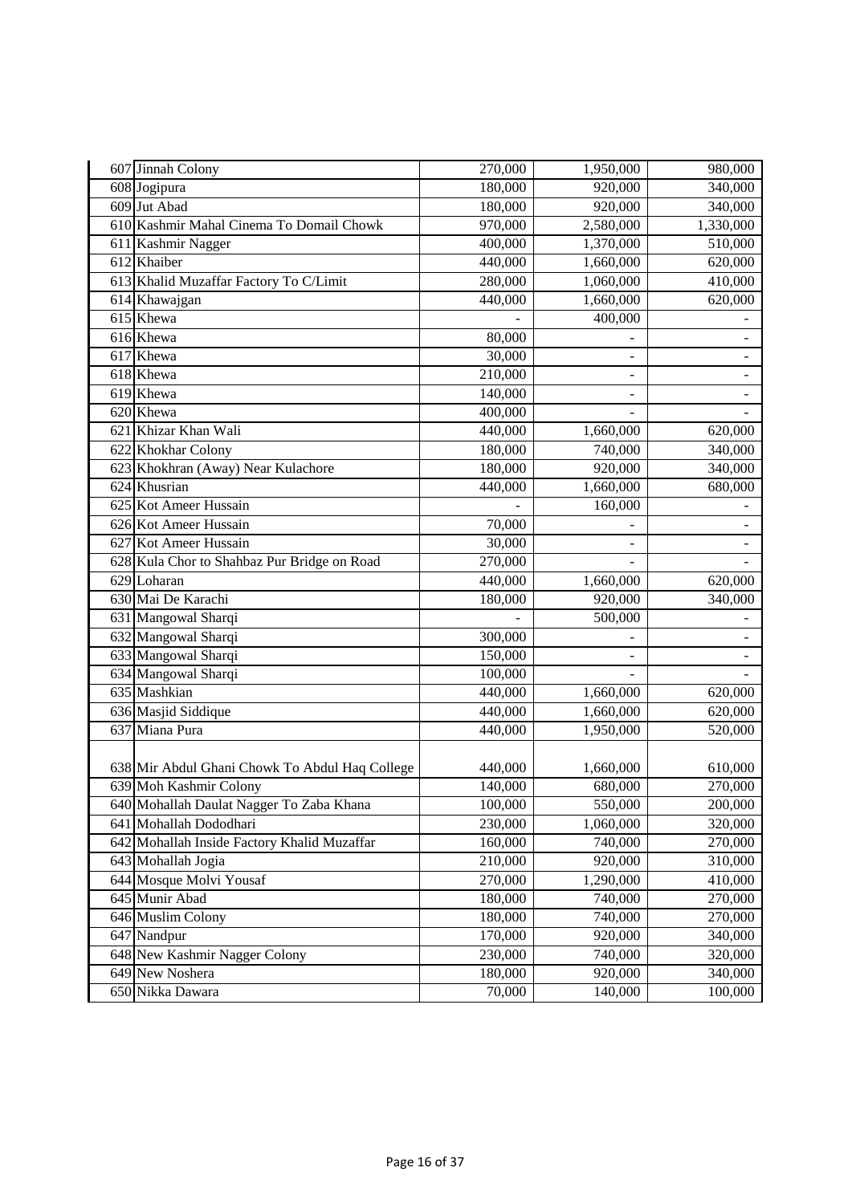| | | | | |
|---|---|---|---|---|
| 607 | Jinnah Colony | 270,000 | 1,950,000 | 980,000 |
| 608 | Jogipura | 180,000 | 920,000 | 340,000 |
| 609 | Jut Abad | 180,000 | 920,000 | 340,000 |
| 610 | Kashmir Mahal Cinema To Domail Chowk | 970,000 | 2,580,000 | 1,330,000 |
| 611 | Kashmir Nagger | 400,000 | 1,370,000 | 510,000 |
| 612 | Khaiber | 440,000 | 1,660,000 | 620,000 |
| 613 | Khalid Muzaffar Factory To C/Limit | 280,000 | 1,060,000 | 410,000 |
| 614 | Khawajgan | 440,000 | 1,660,000 | 620,000 |
| 615 | Khewa | - | 400,000 | - |
| 616 | Khewa | 80,000 | - | - |
| 617 | Khewa | 30,000 | - | - |
| 618 | Khewa | 210,000 | - | - |
| 619 | Khewa | 140,000 | - | - |
| 620 | Khewa | 400,000 | - | - |
| 621 | Khizar Khan Wali | 440,000 | 1,660,000 | 620,000 |
| 622 | Khokhar Colony | 180,000 | 740,000 | 340,000 |
| 623 | Khokhran (Away) Near Kulachore | 180,000 | 920,000 | 340,000 |
| 624 | Khusrian | 440,000 | 1,660,000 | 680,000 |
| 625 | Kot Ameer Hussain | - | 160,000 | - |
| 626 | Kot Ameer Hussain | 70,000 | - | - |
| 627 | Kot Ameer Hussain | 30,000 | - | - |
| 628 | Kula Chor to Shahbaz Pur Bridge on Road | 270,000 | - | - |
| 629 | Loharan | 440,000 | 1,660,000 | 620,000 |
| 630 | Mai De Karachi | 180,000 | 920,000 | 340,000 |
| 631 | Mangowal Sharqi | - | 500,000 | - |
| 632 | Mangowal Sharqi | 300,000 | - | - |
| 633 | Mangowal Sharqi | 150,000 | - | - |
| 634 | Mangowal Sharqi | 100,000 | - | - |
| 635 | Mashkian | 440,000 | 1,660,000 | 620,000 |
| 636 | Masjid Siddique | 440,000 | 1,660,000 | 620,000 |
| 637 | Miana Pura | 440,000 | 1,950,000 | 520,000 |
| 638 | Mir Abdul Ghani Chowk To Abdul Haq College | 440,000 | 1,660,000 | 610,000 |
| 639 | Moh Kashmir Colony | 140,000 | 680,000 | 270,000 |
| 640 | Mohallah Daulat Nagger To Zaba Khana | 100,000 | 550,000 | 200,000 |
| 641 | Mohallah Dododhari | 230,000 | 1,060,000 | 320,000 |
| 642 | Mohallah Inside Factory Khalid Muzaffar | 160,000 | 740,000 | 270,000 |
| 643 | Mohallah Jogia | 210,000 | 920,000 | 310,000 |
| 644 | Mosque Molvi Yousaf | 270,000 | 1,290,000 | 410,000 |
| 645 | Munir Abad | 180,000 | 740,000 | 270,000 |
| 646 | Muslim Colony | 180,000 | 740,000 | 270,000 |
| 647 | Nandpur | 170,000 | 920,000 | 340,000 |
| 648 | New Kashmir Nagger Colony | 230,000 | 740,000 | 320,000 |
| 649 | New Noshera | 180,000 | 920,000 | 340,000 |
| 650 | Nikka Dawara | 70,000 | 140,000 | 100,000 |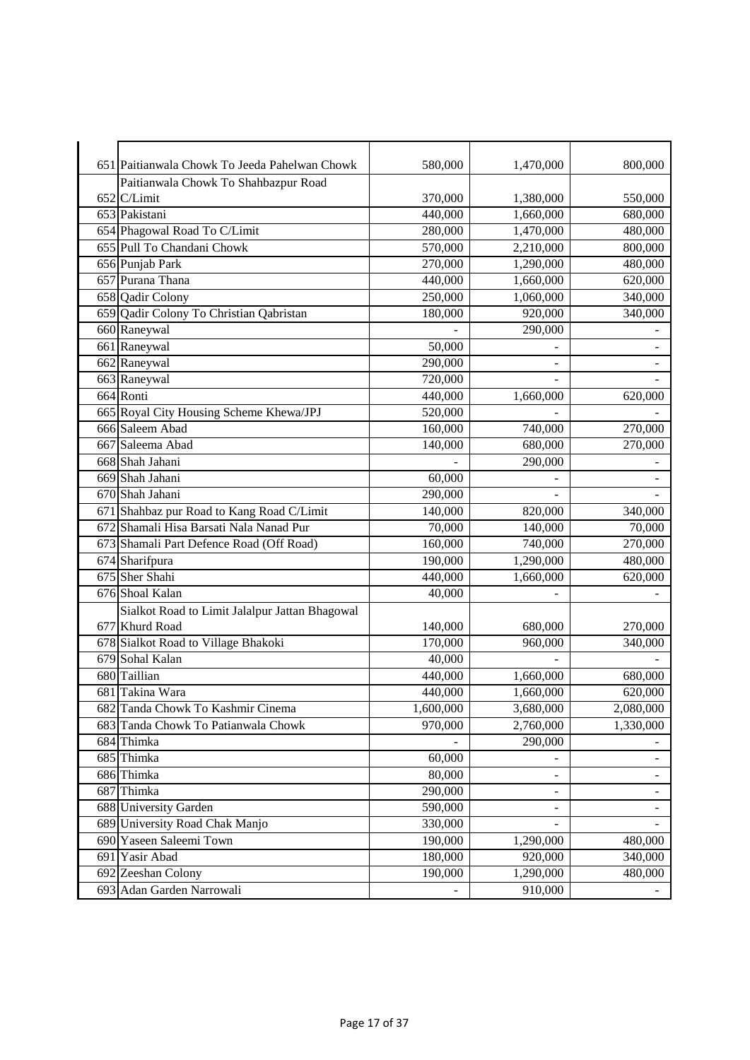| | | | | |
|---|---|---|---|---|
| 651 | Paitianwala Chowk To Jeeda Pahelwan Chowk | 580,000 | 1,470,000 | 800,000 |
| 652 | Paitianwala Chowk To Shahbazpur Road C/Limit | 370,000 | 1,380,000 | 550,000 |
| 653 | Pakistani | 440,000 | 1,660,000 | 680,000 |
| 654 | Phagowal Road To C/Limit | 280,000 | 1,470,000 | 480,000 |
| 655 | Pull To Chandani Chowk | 570,000 | 2,210,000 | 800,000 |
| 656 | Punjab Park | 270,000 | 1,290,000 | 480,000 |
| 657 | Purana Thana | 440,000 | 1,660,000 | 620,000 |
| 658 | Qadir Colony | 250,000 | 1,060,000 | 340,000 |
| 659 | Qadir Colony To Christian Qabristan | 180,000 | 920,000 | 340,000 |
| 660 | Raneywal | - | 290,000 | - |
| 661 | Raneywal | 50,000 | - | - |
| 662 | Raneywal | 290,000 | - | - |
| 663 | Raneywal | 720,000 | - | - |
| 664 | Ronti | 440,000 | 1,660,000 | 620,000 |
| 665 | Royal City Housing Scheme Khewa/JPJ | 520,000 | - | - |
| 666 | Saleem Abad | 160,000 | 740,000 | 270,000 |
| 667 | Saleema Abad | 140,000 | 680,000 | 270,000 |
| 668 | Shah Jahani | - | 290,000 | - |
| 669 | Shah Jahani | 60,000 | - | - |
| 670 | Shah Jahani | 290,000 | - | - |
| 671 | Shahbaz pur Road to Kang Road C/Limit | 140,000 | 820,000 | 340,000 |
| 672 | Shamali Hisa Barsati Nala Nanad Pur | 70,000 | 140,000 | 70,000 |
| 673 | Shamali Part Defence Road (Off Road) | 160,000 | 740,000 | 270,000 |
| 674 | Sharifpura | 190,000 | 1,290,000 | 480,000 |
| 675 | Sher Shahi | 440,000 | 1,660,000 | 620,000 |
| 676 | Shoal Kalan | 40,000 | - | - |
| 677 | Sialkot Road to Limit Jalalpur Jattan Bhagowal Khurd Road | 140,000 | 680,000 | 270,000 |
| 678 | Sialkot Road to Village Bhakoki | 170,000 | 960,000 | 340,000 |
| 679 | Sohal Kalan | 40,000 | - | - |
| 680 | Taillian | 440,000 | 1,660,000 | 680,000 |
| 681 | Takina Wara | 440,000 | 1,660,000 | 620,000 |
| 682 | Tanda Chowk To Kashmir Cinema | 1,600,000 | 3,680,000 | 2,080,000 |
| 683 | Tanda Chowk To Patianwala Chowk | 970,000 | 2,760,000 | 1,330,000 |
| 684 | Thimka | - | 290,000 | - |
| 685 | Thimka | 60,000 | - | - |
| 686 | Thimka | 80,000 | - | - |
| 687 | Thimka | 290,000 | - | - |
| 688 | University Garden | 590,000 | - | - |
| 689 | University Road Chak Manjo | 330,000 | - | - |
| 690 | Yaseen Saleemi Town | 190,000 | 1,290,000 | 480,000 |
| 691 | Yasir Abad | 180,000 | 920,000 | 340,000 |
| 692 | Zeeshan Colony | 190,000 | 1,290,000 | 480,000 |
| 693 | Adan Garden Narrowali | - | 910,000 | - |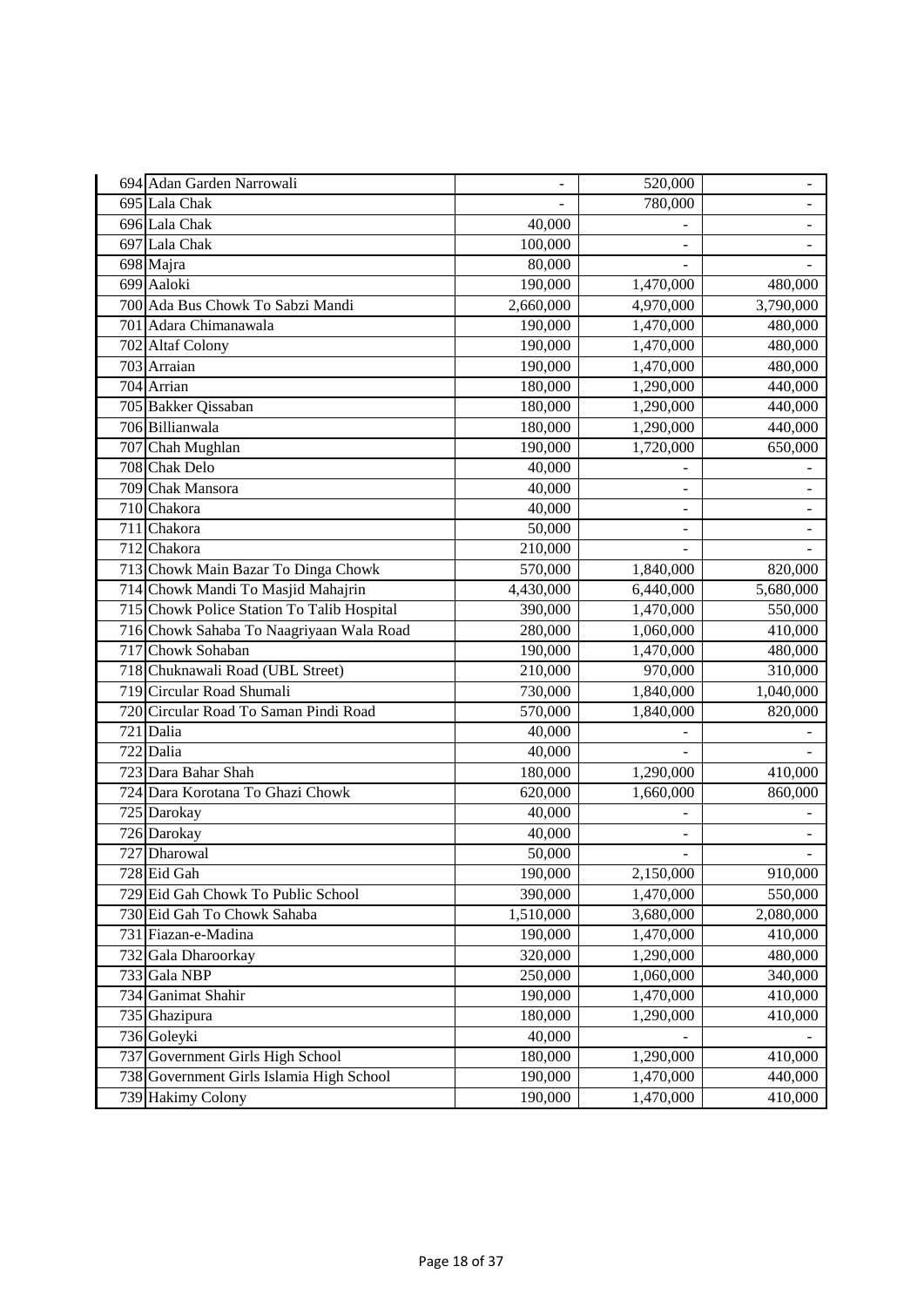| | | | | |
|---|---|---|---|---|
| 694 | Adan Garden Narrowali | - | 520,000 | - |
| 695 | Lala Chak | - | 780,000 | - |
| 696 | Lala Chak | 40,000 | - | - |
| 697 | Lala Chak | 100,000 | - | - |
| 698 | Majra | 80,000 | - | - |
| 699 | Aaloki | 190,000 | 1,470,000 | 480,000 |
| 700 | Ada Bus Chowk To Sabzi Mandi | 2,660,000 | 4,970,000 | 3,790,000 |
| 701 | Adara Chimanawala | 190,000 | 1,470,000 | 480,000 |
| 702 | Altaf Colony | 190,000 | 1,470,000 | 480,000 |
| 703 | Arraian | 190,000 | 1,470,000 | 480,000 |
| 704 | Arrian | 180,000 | 1,290,000 | 440,000 |
| 705 | Bakker Qissaban | 180,000 | 1,290,000 | 440,000 |
| 706 | Billianwala | 180,000 | 1,290,000 | 440,000 |
| 707 | Chah Mughlan | 190,000 | 1,720,000 | 650,000 |
| 708 | Chak Delo | 40,000 | - | - |
| 709 | Chak Mansora | 40,000 | - | - |
| 710 | Chakora | 40,000 | - | - |
| 711 | Chakora | 50,000 | - | - |
| 712 | Chakora | 210,000 | - | - |
| 713 | Chowk Main Bazar To Dinga Chowk | 570,000 | 1,840,000 | 820,000 |
| 714 | Chowk Mandi To Masjid Mahajrin | 4,430,000 | 6,440,000 | 5,680,000 |
| 715 | Chowk Police Station To Talib Hospital | 390,000 | 1,470,000 | 550,000 |
| 716 | Chowk Sahaba To Naagriyaan Wala Road | 280,000 | 1,060,000 | 410,000 |
| 717 | Chowk Sohaban | 190,000 | 1,470,000 | 480,000 |
| 718 | Chuknawali Road (UBL Street) | 210,000 | 970,000 | 310,000 |
| 719 | Circular Road Shumali | 730,000 | 1,840,000 | 1,040,000 |
| 720 | Circular Road To Saman Pindi Road | 570,000 | 1,840,000 | 820,000 |
| 721 | Dalia | 40,000 | - | - |
| 722 | Dalia | 40,000 | - | - |
| 723 | Dara Bahar Shah | 180,000 | 1,290,000 | 410,000 |
| 724 | Dara Korotana To Ghazi Chowk | 620,000 | 1,660,000 | 860,000 |
| 725 | Darokay | 40,000 | - | - |
| 726 | Darokay | 40,000 | - | - |
| 727 | Dharowal | 50,000 | - | - |
| 728 | Eid Gah | 190,000 | 2,150,000 | 910,000 |
| 729 | Eid Gah Chowk To Public School | 390,000 | 1,470,000 | 550,000 |
| 730 | Eid Gah To Chowk Sahaba | 1,510,000 | 3,680,000 | 2,080,000 |
| 731 | Fiazan-e-Madina | 190,000 | 1,470,000 | 410,000 |
| 732 | Gala Dharoorkay | 320,000 | 1,290,000 | 480,000 |
| 733 | Gala NBP | 250,000 | 1,060,000 | 340,000 |
| 734 | Ganimat Shahir | 190,000 | 1,470,000 | 410,000 |
| 735 | Ghazipura | 180,000 | 1,290,000 | 410,000 |
| 736 | Goleyki | 40,000 | - | - |
| 737 | Government Girls High School | 180,000 | 1,290,000 | 410,000 |
| 738 | Government Girls Islamia High School | 190,000 | 1,470,000 | 440,000 |
| 739 | Hakimy Colony | 190,000 | 1,470,000 | 410,000 |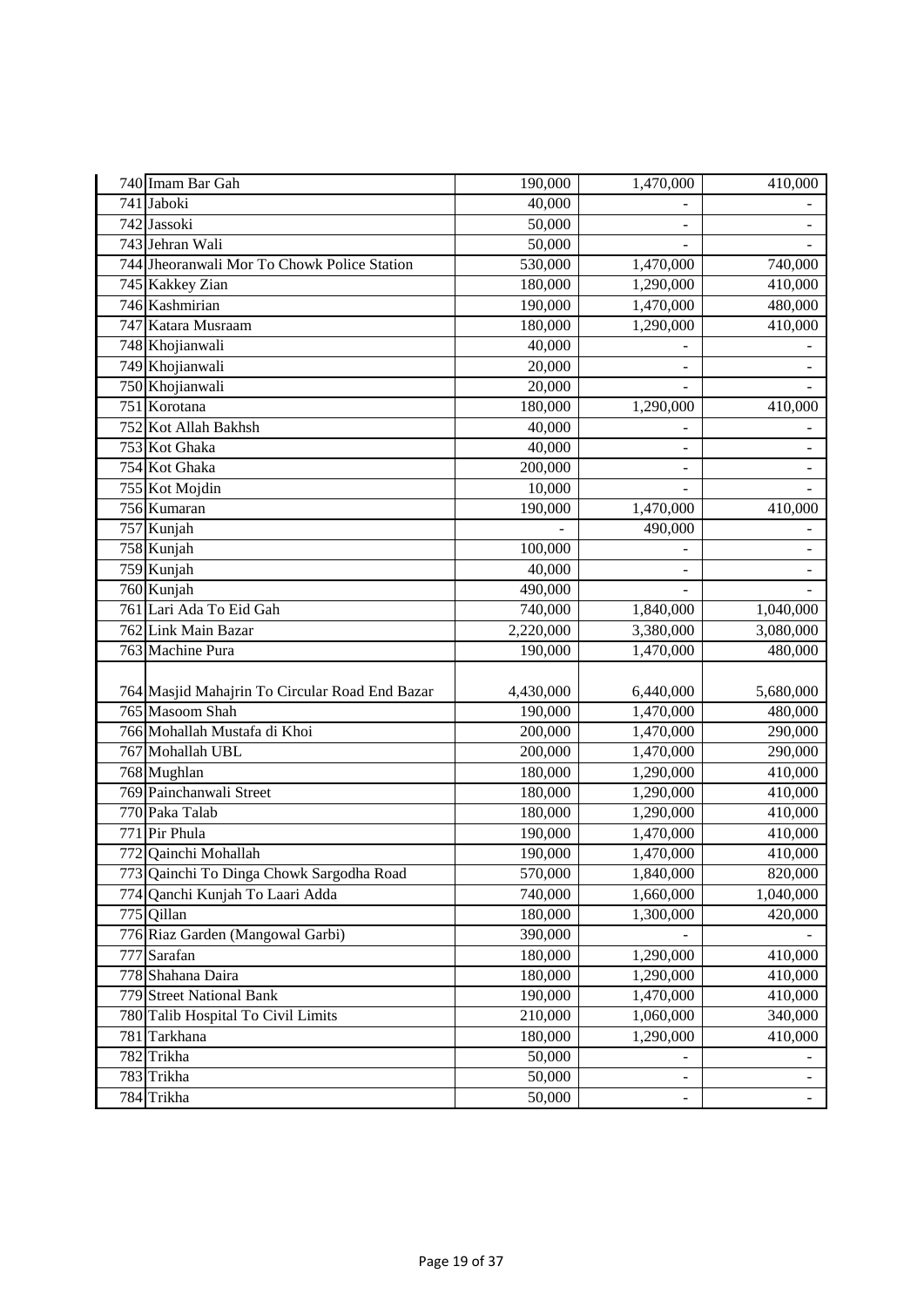| | | | | |
|---|---|---|---|---|
| 740 | Imam Bar Gah | 190,000 | 1,470,000 | 410,000 |
| 741 | Jaboki | 40,000 | - | - |
| 742 | Jassoki | 50,000 | - | - |
| 743 | Jehran Wali | 50,000 | - | - |
| 744 | Jheoranwali Mor To Chowk Police Station | 530,000 | 1,470,000 | 740,000 |
| 745 | Kakkey Zian | 180,000 | 1,290,000 | 410,000 |
| 746 | Kashmirian | 190,000 | 1,470,000 | 480,000 |
| 747 | Katara Musraam | 180,000 | 1,290,000 | 410,000 |
| 748 | Khojianwali | 40,000 | - | - |
| 749 | Khojianwali | 20,000 | - | - |
| 750 | Khojianwali | 20,000 | - | - |
| 751 | Korotana | 180,000 | 1,290,000 | 410,000 |
| 752 | Kot Allah Bakhsh | 40,000 | - | - |
| 753 | Kot Ghaka | 40,000 | - | - |
| 754 | Kot Ghaka | 200,000 | - | - |
| 755 | Kot Mojdin | 10,000 | - | - |
| 756 | Kumaran | 190,000 | 1,470,000 | 410,000 |
| 757 | Kunjah | - | 490,000 | - |
| 758 | Kunjah | 100,000 | - | - |
| 759 | Kunjah | 40,000 | - | - |
| 760 | Kunjah | 490,000 | - | - |
| 761 | Lari Ada To Eid Gah | 740,000 | 1,840,000 | 1,040,000 |
| 762 | Link Main Bazar | 2,220,000 | 3,380,000 | 3,080,000 |
| 763 | Machine Pura | 190,000 | 1,470,000 | 480,000 |
| 764 | Masjid Mahajrin To Circular Road End Bazar | 4,430,000 | 6,440,000 | 5,680,000 |
| 765 | Masoom Shah | 190,000 | 1,470,000 | 480,000 |
| 766 | Mohallah Mustafa di Khoi | 200,000 | 1,470,000 | 290,000 |
| 767 | Mohallah UBL | 200,000 | 1,470,000 | 290,000 |
| 768 | Mughlan | 180,000 | 1,290,000 | 410,000 |
| 769 | Painchanwali Street | 180,000 | 1,290,000 | 410,000 |
| 770 | Paka Talab | 180,000 | 1,290,000 | 410,000 |
| 771 | Pir Phula | 190,000 | 1,470,000 | 410,000 |
| 772 | Qainchi Mohallah | 190,000 | 1,470,000 | 410,000 |
| 773 | Qainchi To Dinga Chowk Sargodha Road | 570,000 | 1,840,000 | 820,000 |
| 774 | Qanchi Kunjah To Laari Adda | 740,000 | 1,660,000 | 1,040,000 |
| 775 | Qillan | 180,000 | 1,300,000 | 420,000 |
| 776 | Riaz Garden (Mangowal Garbi) | 390,000 | - | - |
| 777 | Sarafan | 180,000 | 1,290,000 | 410,000 |
| 778 | Shahana Daira | 180,000 | 1,290,000 | 410,000 |
| 779 | Street National Bank | 190,000 | 1,470,000 | 410,000 |
| 780 | Talib Hospital To Civil Limits | 210,000 | 1,060,000 | 340,000 |
| 781 | Tarkhana | 180,000 | 1,290,000 | 410,000 |
| 782 | Trikha | 50,000 | - | - |
| 783 | Trikha | 50,000 | - | - |
| 784 | Trikha | 50,000 | - | - |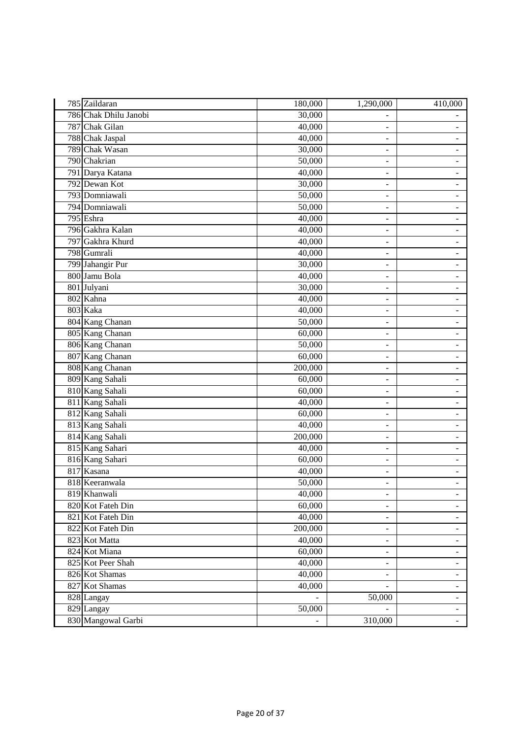| | | | | |
|---|---|---|---|---|
| 785 | Zaildaran | 180,000 | 1,290,000 | 410,000 |
| 786 | Chak Dhilu Janobi | 30,000 | - | - |
| 787 | Chak Gilan | 40,000 | - | - |
| 788 | Chak Jaspal | 40,000 | - | - |
| 789 | Chak Wasan | 30,000 | - | - |
| 790 | Chakrian | 50,000 | - | - |
| 791 | Darya Katana | 40,000 | - | - |
| 792 | Dewan Kot | 30,000 | - | - |
| 793 | Domniawali | 50,000 | - | - |
| 794 | Domniawali | 50,000 | - | - |
| 795 | Eshra | 40,000 | - | - |
| 796 | Gakhra Kalan | 40,000 | - | - |
| 797 | Gakhra Khurd | 40,000 | - | - |
| 798 | Gumrali | 40,000 | - | - |
| 799 | Jahangir Pur | 30,000 | - | - |
| 800 | Jamu Bola | 40,000 | - | - |
| 801 | Julyani | 30,000 | - | - |
| 802 | Kahna | 40,000 | - | - |
| 803 | Kaka | 40,000 | - | - |
| 804 | Kang Chanan | 50,000 | - | - |
| 805 | Kang Chanan | 60,000 | - | - |
| 806 | Kang Chanan | 50,000 | - | - |
| 807 | Kang Chanan | 60,000 | - | - |
| 808 | Kang Chanan | 200,000 | - | - |
| 809 | Kang Sahali | 60,000 | - | - |
| 810 | Kang Sahali | 60,000 | - | - |
| 811 | Kang Sahali | 40,000 | - | - |
| 812 | Kang Sahali | 60,000 | - | - |
| 813 | Kang Sahali | 40,000 | - | - |
| 814 | Kang Sahali | 200,000 | - | - |
| 815 | Kang Sahari | 40,000 | - | - |
| 816 | Kang Sahari | 60,000 | - | - |
| 817 | Kasana | 40,000 | - | - |
| 818 | Keeranwala | 50,000 | - | - |
| 819 | Khanwali | 40,000 | - | - |
| 820 | Kot Fateh Din | 60,000 | - | - |
| 821 | Kot Fateh Din | 40,000 | - | - |
| 822 | Kot Fateh Din | 200,000 | - | - |
| 823 | Kot Matta | 40,000 | - | - |
| 824 | Kot Miana | 60,000 | - | - |
| 825 | Kot Peer Shah | 40,000 | - | - |
| 826 | Kot Shamas | 40,000 | - | - |
| 827 | Kot Shamas | 40,000 | - | - |
| 828 | Langay | - | 50,000 | - |
| 829 | Langay | 50,000 | - | - |
| 830 | Mangowal Garbi | - | 310,000 | - |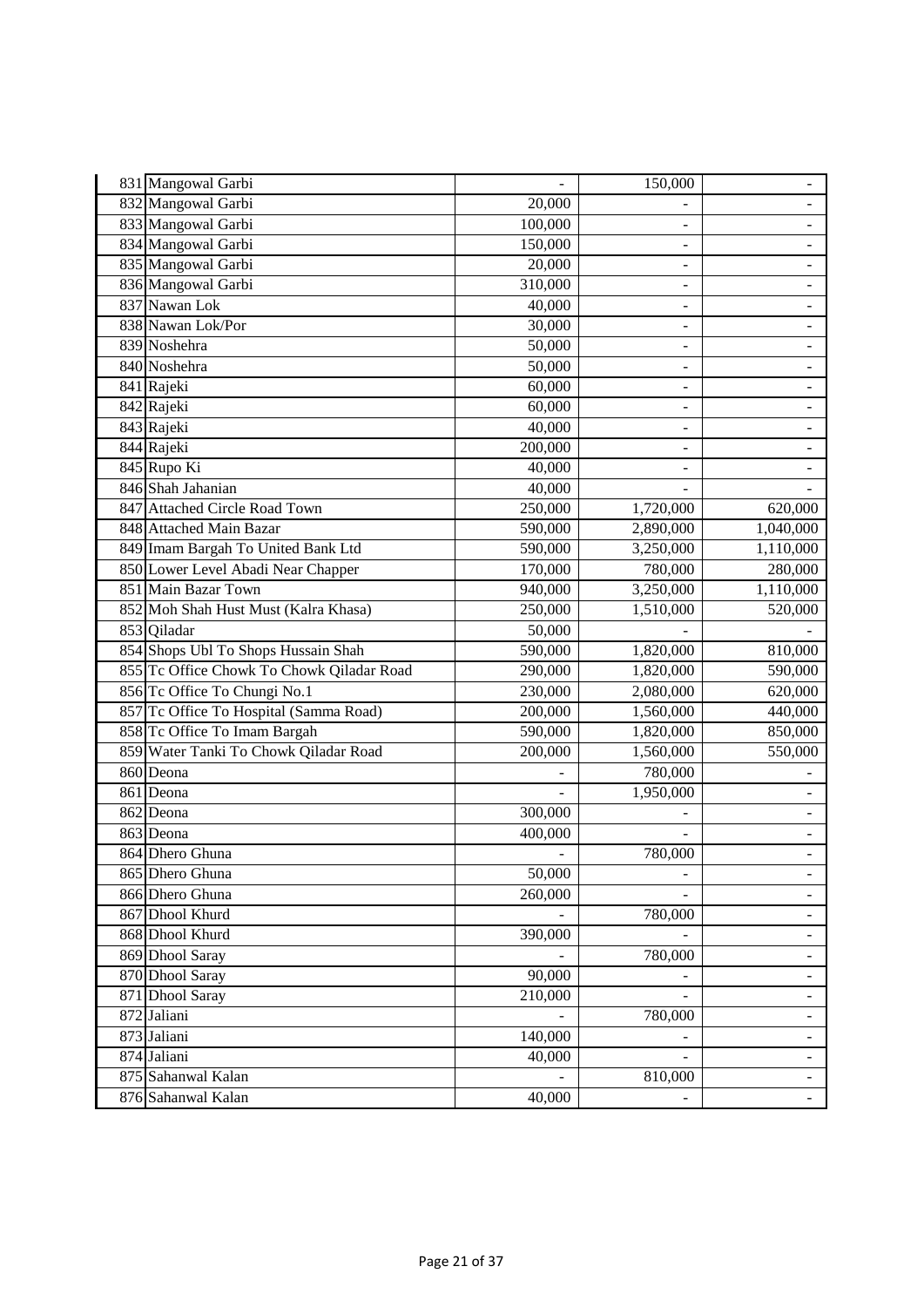| | | | | |
|---|---|---|---|---|
| 831 | Mangowal Garbi | - | 150,000 | - |
| 832 | Mangowal Garbi | 20,000 | - | - |
| 833 | Mangowal Garbi | 100,000 | - | - |
| 834 | Mangowal Garbi | 150,000 | - | - |
| 835 | Mangowal Garbi | 20,000 | - | - |
| 836 | Mangowal Garbi | 310,000 | - | - |
| 837 | Nawan Lok | 40,000 | - | - |
| 838 | Nawan Lok/Por | 30,000 | - | - |
| 839 | Noshehra | 50,000 | - | - |
| 840 | Noshehra | 50,000 | - | - |
| 841 | Rajeki | 60,000 | - | - |
| 842 | Rajeki | 60,000 | - | - |
| 843 | Rajeki | 40,000 | - | - |
| 844 | Rajeki | 200,000 | - | - |
| 845 | Rupo Ki | 40,000 | - | - |
| 846 | Shah Jahanian | 40,000 | - | - |
| 847 | Attached Circle Road Town | 250,000 | 1,720,000 | 620,000 |
| 848 | Attached Main Bazar | 590,000 | 2,890,000 | 1,040,000 |
| 849 | Imam Bargah To United Bank Ltd | 590,000 | 3,250,000 | 1,110,000 |
| 850 | Lower Level Abadi Near Chapper | 170,000 | 780,000 | 280,000 |
| 851 | Main Bazar Town | 940,000 | 3,250,000 | 1,110,000 |
| 852 | Moh Shah Hust Must (Kalra Khasa) | 250,000 | 1,510,000 | 520,000 |
| 853 | Qiladar | 50,000 | - | - |
| 854 | Shops Ubl To Shops Hussain Shah | 590,000 | 1,820,000 | 810,000 |
| 855 | Tc Office Chowk To Chowk Qiladar Road | 290,000 | 1,820,000 | 590,000 |
| 856 | Tc Office To Chungi No.1 | 230,000 | 2,080,000 | 620,000 |
| 857 | Tc Office To Hospital (Samma Road) | 200,000 | 1,560,000 | 440,000 |
| 858 | Tc Office To Imam Bargah | 590,000 | 1,820,000 | 850,000 |
| 859 | Water Tanki To Chowk Qiladar Road | 200,000 | 1,560,000 | 550,000 |
| 860 | Deona | - | 780,000 | - |
| 861 | Deona | - | 1,950,000 | - |
| 862 | Deona | 300,000 | - | - |
| 863 | Deona | 400,000 | - | - |
| 864 | Dhero Ghuna | - | 780,000 | - |
| 865 | Dhero Ghuna | 50,000 | - | - |
| 866 | Dhero Ghuna | 260,000 | - | - |
| 867 | Dhool Khurd | - | 780,000 | - |
| 868 | Dhool Khurd | 390,000 | - | - |
| 869 | Dhool Saray | - | 780,000 | - |
| 870 | Dhool Saray | 90,000 | - | - |
| 871 | Dhool Saray | 210,000 | - | - |
| 872 | Jaliani | - | 780,000 | - |
| 873 | Jaliani | 140,000 | - | - |
| 874 | Jaliani | 40,000 | - | - |
| 875 | Sahanwal Kalan | - | 810,000 | - |
| 876 | Sahanwal Kalan | 40,000 | - | - |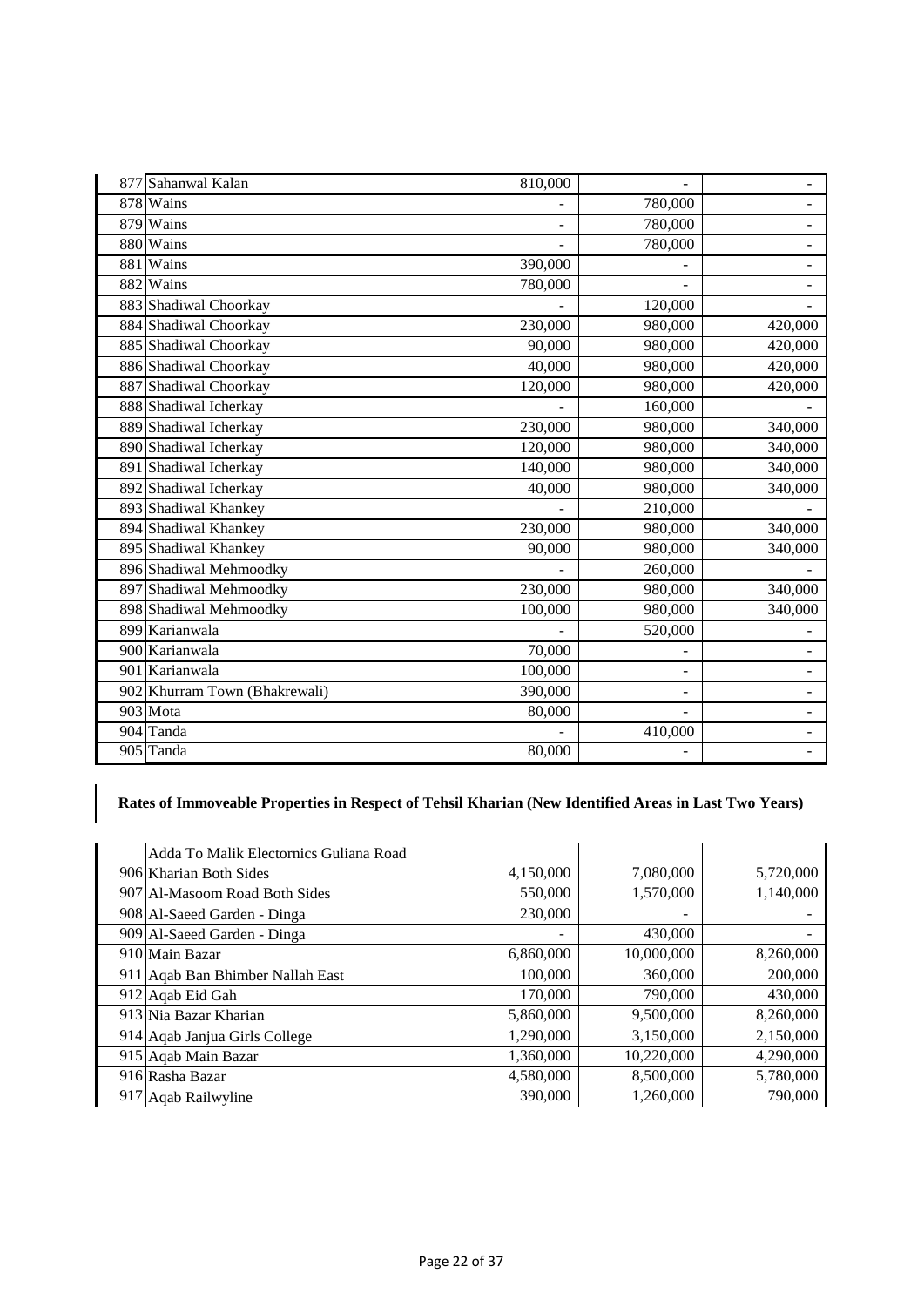| | | | | |
|---|---|---|---|---|
| 877 | Sahanwal Kalan | 810,000 | - | - |
| 878 | Wains | - | 780,000 | - |
| 879 | Wains | - | 780,000 | - |
| 880 | Wains | - | 780,000 | - |
| 881 | Wains | 390,000 | - | - |
| 882 | Wains | 780,000 | - | - |
| 883 | Shadiwal Choorkay | - | 120,000 | - |
| 884 | Shadiwal Choorkay | 230,000 | 980,000 | 420,000 |
| 885 | Shadiwal Choorkay | 90,000 | 980,000 | 420,000 |
| 886 | Shadiwal Choorkay | 40,000 | 980,000 | 420,000 |
| 887 | Shadiwal Choorkay | 120,000 | 980,000 | 420,000 |
| 888 | Shadiwal Icherkay | - | 160,000 | - |
| 889 | Shadiwal Icherkay | 230,000 | 980,000 | 340,000 |
| 890 | Shadiwal Icherkay | 120,000 | 980,000 | 340,000 |
| 891 | Shadiwal Icherkay | 140,000 | 980,000 | 340,000 |
| 892 | Shadiwal Icherkay | 40,000 | 980,000 | 340,000 |
| 893 | Shadiwal Khankey | - | 210,000 | - |
| 894 | Shadiwal Khankey | 230,000 | 980,000 | 340,000 |
| 895 | Shadiwal Khankey | 90,000 | 980,000 | 340,000 |
| 896 | Shadiwal Mehmoodky | - | 260,000 | - |
| 897 | Shadiwal Mehmoodky | 230,000 | 980,000 | 340,000 |
| 898 | Shadiwal Mehmoodky | 100,000 | 980,000 | 340,000 |
| 899 | Karianwala | - | 520,000 | - |
| 900 | Karianwala | 70,000 | - | - |
| 901 | Karianwala | 100,000 | - | - |
| 902 | Khurram Town (Bhakrewali) | 390,000 | - | - |
| 903 | Mota | 80,000 | - | - |
| 904 | Tanda | - | 410,000 | - |
| 905 | Tanda | 80,000 | - | - |

**Rates of Immoveable Properties in Respect of Tehsil Kharian (New Identified Areas in Last Two Years)**

| | | | | |
|---|---|---|---|---|
| 906 | Adda To Malik Electronics Guliana Road Kharian Both Sides | 4,150,000 | 7,080,000 | 5,720,000 |
| 907 | Al-Masoom Road Both Sides | 550,000 | 1,570,000 | 1,140,000 |
| 908 | Al-Saeed Garden - Dinga | 230,000 | - | - |
| 909 | Al-Saeed Garden - Dinga | - | 430,000 | - |
| 910 | Main Bazar | 6,860,000 | 10,000,000 | 8,260,000 |
| 911 | Aqab Ban Bhimber Nallah East | 100,000 | 360,000 | 200,000 |
| 912 | Aqab Eid Gah | 170,000 | 790,000 | 430,000 |
| 913 | Nia Bazar Kharian | 5,860,000 | 9,500,000 | 8,260,000 |
| 914 | Aqab Janjua Girls College | 1,290,000 | 3,150,000 | 2,150,000 |
| 915 | Aqab Main Bazar | 1,360,000 | 10,220,000 | 4,290,000 |
| 916 | Rasha Bazar | 4,580,000 | 8,500,000 | 5,780,000 |
| 917 | Aqab Railwyline | 390,000 | 1,260,000 | 790,000 |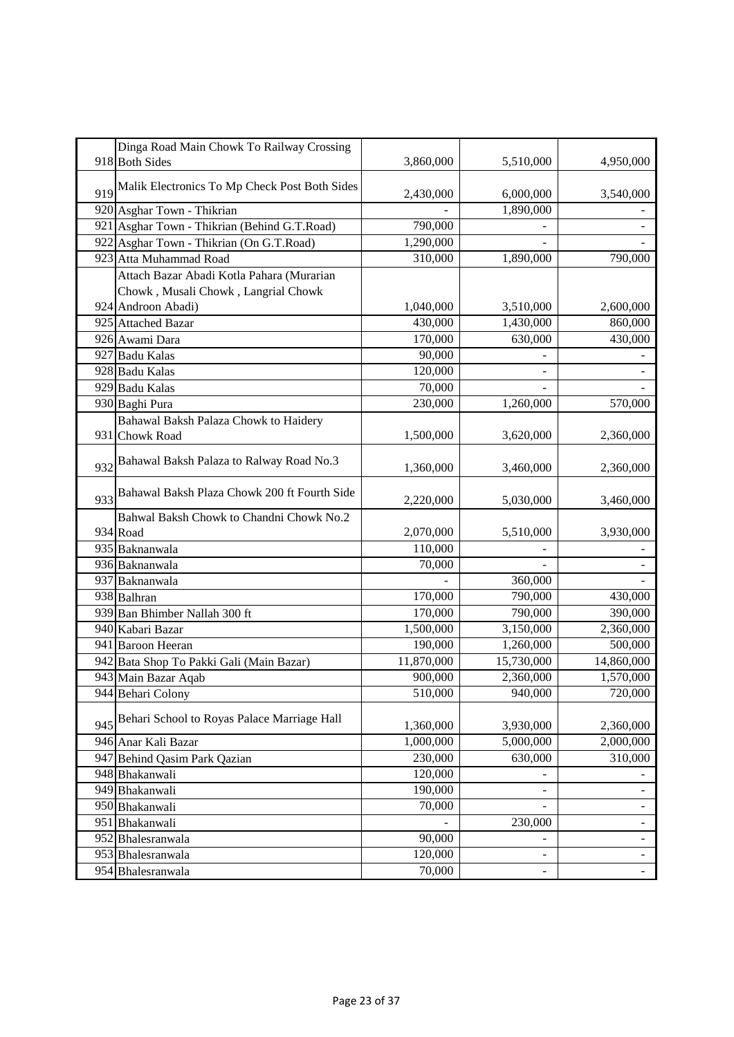| | | | | |
|---|---|---|---|---|
| 918 | Dinga Road Main Chowk To Railway Crossing Both Sides | 3,860,000 | 5,510,000 | 4,950,000 |
| 919 | Malik Electronics To Mp Check Post Both Sides | 2,430,000 | 6,000,000 | 3,540,000 |
| 920 | Asghar Town - Thikrian | - | 1,890,000 | - |
| 921 | Asghar Town - Thikrian (Behind G.T.Road) | 790,000 | - | - |
| 922 | Asghar Town - Thikrian (On G.T.Road) | 1,290,000 | - | - |
| 923 | Atta Muhammad Road | 310,000 | 1,890,000 | 790,000 |
| 924 | Attach Bazar Abadi Kotla Pahara (Murarian Chowk , Musali Chowk , Langrial Chowk Androon Abadi) | 1,040,000 | 3,510,000 | 2,600,000 |
| 925 | Attached Bazar | 430,000 | 1,430,000 | 860,000 |
| 926 | Awami Dara | 170,000 | 630,000 | 430,000 |
| 927 | Badu Kalas | 90,000 | - | - |
| 928 | Badu Kalas | 120,000 | - | - |
| 929 | Badu Kalas | 70,000 | - | - |
| 930 | Baghi Pura | 230,000 | 1,260,000 | 570,000 |
| 931 | Bahawal Baksh Palaza Chowk to Haidery Chowk Road | 1,500,000 | 3,620,000 | 2,360,000 |
| 932 | Bahawal Baksh Palaza to Ralway Road No.3 | 1,360,000 | 3,460,000 | 2,360,000 |
| 933 | Bahawal Baksh Plaza Chowk 200 ft Fourth Side | 2,220,000 | 5,030,000 | 3,460,000 |
| 934 | Bahwal Baksh Chowk to Chandni Chowk No.2 Road | 2,070,000 | 5,510,000 | 3,930,000 |
| 935 | Baknanwala | 110,000 | - | - |
| 936 | Baknanwala | 70,000 | - | - |
| 937 | Baknanwala | - | 360,000 | - |
| 938 | Balhran | 170,000 | 790,000 | 430,000 |
| 939 | Ban Bhimber Nallah 300 ft | 170,000 | 790,000 | 390,000 |
| 940 | Kabari Bazar | 1,500,000 | 3,150,000 | 2,360,000 |
| 941 | Baroon Heeran | 190,000 | 1,260,000 | 500,000 |
| 942 | Bata Shop To Pakki Gali (Main Bazar) | 11,870,000 | 15,730,000 | 14,860,000 |
| 943 | Main Bazar Aqab | 900,000 | 2,360,000 | 1,570,000 |
| 944 | Behari Colony | 510,000 | 940,000 | 720,000 |
| 945 | Behari School to Royas Palace Marriage Hall | 1,360,000 | 3,930,000 | 2,360,000 |
| 946 | Anar Kali Bazar | 1,000,000 | 5,000,000 | 2,000,000 |
| 947 | Behind Qasim Park Qazian | 230,000 | 630,000 | 310,000 |
| 948 | Bhakanwali | 120,000 | - | - |
| 949 | Bhakanwali | 190,000 | - | - |
| 950 | Bhakanwali | 70,000 | - | - |
| 951 | Bhakanwali | - | 230,000 | - |
| 952 | Bhalesranwala | 90,000 | - | - |
| 953 | Bhalesranwala | 120,000 | - | - |
| 954 | Bhalesranwala | 70,000 | - | - |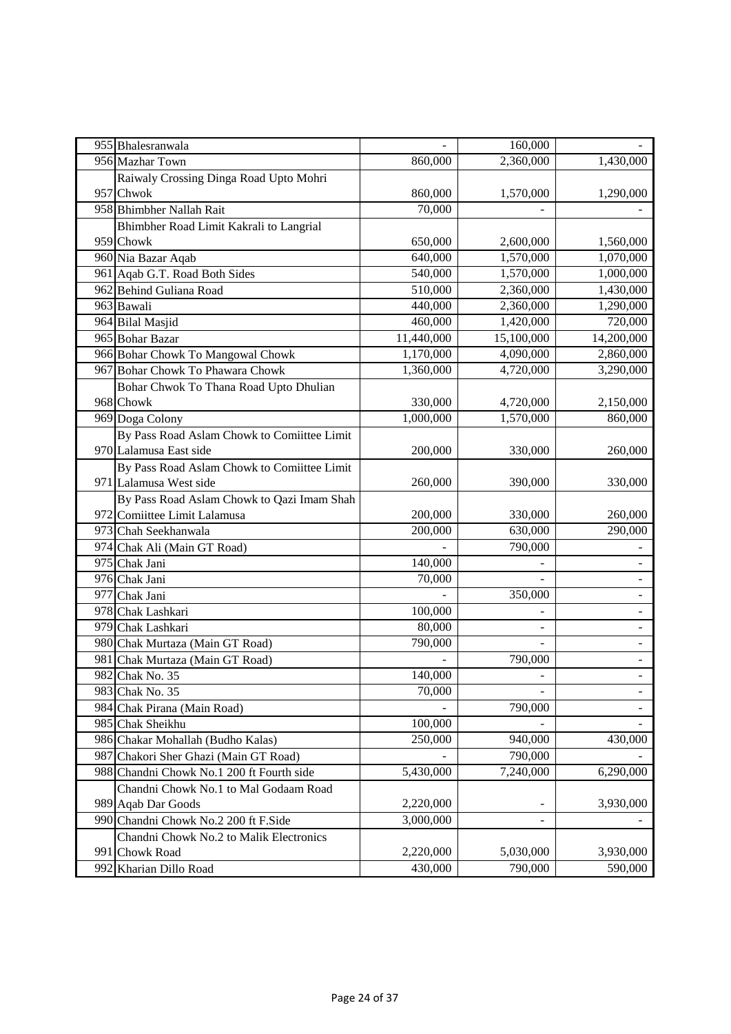| | | | | |
|---|---|---|---|---|
| 955 | Bhalesranwala | - | 160,000 | - |
| 956 | Mazhar Town | 860,000 | 2,360,000 | 1,430,000 |
| 957 | Raiwaly Crossing Dinga Road Upto Mohri Chwok | 860,000 | 1,570,000 | 1,290,000 |
| 958 | Bhimbher Nallah Rait | 70,000 | - | - |
| 959 | Bhimbher Road Limit Kakrali to Langrial Chowk | 650,000 | 2,600,000 | 1,560,000 |
| 960 | Nia Bazar Aqab | 640,000 | 1,570,000 | 1,070,000 |
| 961 | Aqab G.T. Road Both Sides | 540,000 | 1,570,000 | 1,000,000 |
| 962 | Behind Guliana Road | 510,000 | 2,360,000 | 1,430,000 |
| 963 | Bawali | 440,000 | 2,360,000 | 1,290,000 |
| 964 | Bilal Masjid | 460,000 | 1,420,000 | 720,000 |
| 965 | Bohar Bazar | 11,440,000 | 15,100,000 | 14,200,000 |
| 966 | Bohar Chowk To Mangowal Chowk | 1,170,000 | 4,090,000 | 2,860,000 |
| 967 | Bohar Chowk To Phawara Chowk | 1,360,000 | 4,720,000 | 3,290,000 |
| 968 | Bohar Chwok To Thana Road Upto Dhulian Chowk | 330,000 | 4,720,000 | 2,150,000 |
| 969 | Doga Colony | 1,000,000 | 1,570,000 | 860,000 |
| 970 | By Pass Road Aslam Chowk to Comiittee Limit Lalamusa East side | 200,000 | 330,000 | 260,000 |
| 971 | By Pass Road Aslam Chowk to Comiittee Limit Lalamusa West side | 260,000 | 390,000 | 330,000 |
| 972 | By Pass Road Aslam Chowk to Qazi Imam Shah Comiittee Limit Lalamusa | 200,000 | 330,000 | 260,000 |
| 973 | Chah Seekhanwala | 200,000 | 630,000 | 290,000 |
| 974 | Chak Ali (Main GT Road) | - | 790,000 | - |
| 975 | Chak Jani | 140,000 | - | - |
| 976 | Chak Jani | 70,000 | - | - |
| 977 | Chak Jani | - | 350,000 | - |
| 978 | Chak Lashkari | 100,000 | - | - |
| 979 | Chak Lashkari | 80,000 | - | - |
| 980 | Chak Murtaza (Main GT Road) | 790,000 | - | - |
| 981 | Chak Murtaza (Main GT Road) | - | 790,000 | - |
| 982 | Chak No. 35 | 140,000 | - | - |
| 983 | Chak No. 35 | 70,000 | - | - |
| 984 | Chak Pirana (Main Road) | - | 790,000 | - |
| 985 | Chak Sheikhu | 100,000 | - | - |
| 986 | Chakar Mohallah (Budho Kalas) | 250,000 | 940,000 | 430,000 |
| 987 | Chakori Sher Ghazi (Main GT Road) | - | 790,000 | - |
| 988 | Chandni Chowk No.1 200 ft Fourth side | 5,430,000 | 7,240,000 | 6,290,000 |
| 989 | Chandni Chowk No.1 to Mal Godaam Road Aqab Dar Goods | 2,220,000 | - | 3,930,000 |
| 990 | Chandni Chowk No.2 200 ft F.Side | 3,000,000 | - | - |
| 991 | Chandni Chowk No.2 to Malik Electronics Chowk Road | 2,220,000 | 5,030,000 | 3,930,000 |
| 992 | Kharian Dillo Road | 430,000 | 790,000 | 590,000 |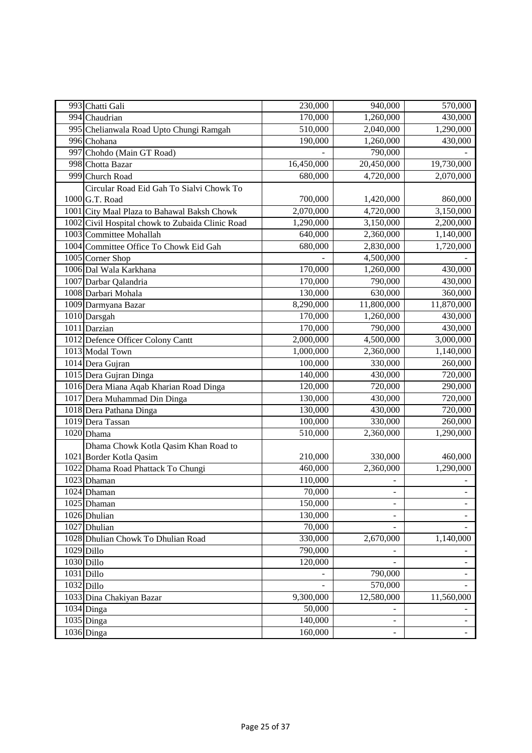| | | | | |
|---|---|---|---|---|
| 993 | Chatti Gali | 230,000 | 940,000 | 570,000 |
| 994 | Chaudrian | 170,000 | 1,260,000 | 430,000 |
| 995 | Chelianwala Road Upto Chungi Ramgah | 510,000 | 2,040,000 | 1,290,000 |
| 996 | Chohana | 190,000 | 1,260,000 | 430,000 |
| 997 | Chohdo (Main GT Road) | - | 790,000 | - |
| 998 | Chotta Bazar | 16,450,000 | 20,450,000 | 19,730,000 |
| 999 | Church Road | 680,000 | 4,720,000 | 2,070,000 |
| 1000 | Circular Road Eid Gah To Sialvi Chowk To G.T. Road | 700,000 | 1,420,000 | 860,000 |
| 1001 | City Maal Plaza to Bahawal Baksh Chowk | 2,070,000 | 4,720,000 | 3,150,000 |
| 1002 | Civil Hospital chowk to Zubaida Clinic Road | 1,290,000 | 3,150,000 | 2,200,000 |
| 1003 | Committee Mohallah | 640,000 | 2,360,000 | 1,140,000 |
| 1004 | Committee Office To Chowk Eid Gah | 680,000 | 2,830,000 | 1,720,000 |
| 1005 | Corner Shop | - | 4,500,000 | - |
| 1006 | Dal Wala Karkhana | 170,000 | 1,260,000 | 430,000 |
| 1007 | Darbar Qalandria | 170,000 | 790,000 | 430,000 |
| 1008 | Darbari Mohala | 130,000 | 630,000 | 360,000 |
| 1009 | Darmyana Bazar | 8,290,000 | 11,800,000 | 11,870,000 |
| 1010 | Darsgah | 170,000 | 1,260,000 | 430,000 |
| 1011 | Darzian | 170,000 | 790,000 | 430,000 |
| 1012 | Defence Officer Colony Cantt | 2,000,000 | 4,500,000 | 3,000,000 |
| 1013 | Modal Town | 1,000,000 | 2,360,000 | 1,140,000 |
| 1014 | Dera Gujran | 100,000 | 330,000 | 260,000 |
| 1015 | Dera Gujran Dinga | 140,000 | 430,000 | 720,000 |
| 1016 | Dera Miana Aqab Kharian Road Dinga | 120,000 | 720,000 | 290,000 |
| 1017 | Dera Muhammad Din Dinga | 130,000 | 430,000 | 720,000 |
| 1018 | Dera Pathana Dinga | 130,000 | 430,000 | 720,000 |
| 1019 | Dera Tassan | 100,000 | 330,000 | 260,000 |
| 1020 | Dhama | 510,000 | 2,360,000 | 1,290,000 |
| 1021 | Dhama Chowk Kotla Qasim Khan Road to Border Kotla Qasim | 210,000 | 330,000 | 460,000 |
| 1022 | Dhama Road Phattack To Chungi | 460,000 | 2,360,000 | 1,290,000 |
| 1023 | Dhaman | 110,000 | - | - |
| 1024 | Dhaman | 70,000 | - | - |
| 1025 | Dhaman | 150,000 | - | - |
| 1026 | Dhulian | 130,000 | - | - |
| 1027 | Dhulian | 70,000 | - | - |
| 1028 | Dhulian Chowk To Dhulian Road | 330,000 | 2,670,000 | 1,140,000 |
| 1029 | Dillo | 790,000 | - | - |
| 1030 | Dillo | 120,000 | - | - |
| 1031 | Dillo | - | 790,000 | - |
| 1032 | Dillo | - | 570,000 | - |
| 1033 | Dina Chakiyan Bazar | 9,300,000 | 12,580,000 | 11,560,000 |
| 1034 | Dinga | 50,000 | - | - |
| 1035 | Dinga | 140,000 | - | - |
| 1036 | Dinga | 160,000 | - | - |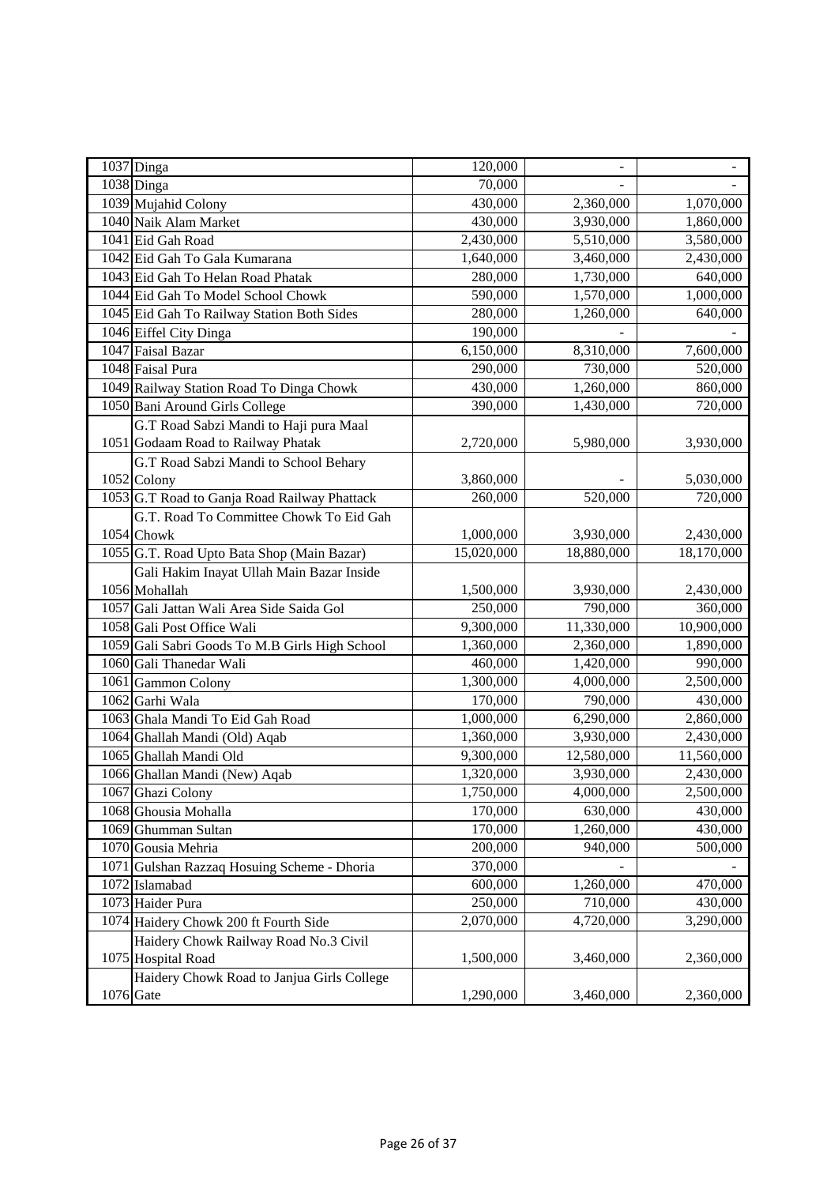| | | | | |
|---|---|---|---|---|
| 1037 | Dinga | 120,000 | - | - |
| 1038 | Dinga | 70,000 | - | - |
| 1039 | Mujahid Colony | 430,000 | 2,360,000 | 1,070,000 |
| 1040 | Naik Alam Market | 430,000 | 3,930,000 | 1,860,000 |
| 1041 | Eid Gah Road | 2,430,000 | 5,510,000 | 3,580,000 |
| 1042 | Eid Gah To Gala Kumarana | 1,640,000 | 3,460,000 | 2,430,000 |
| 1043 | Eid Gah To Helan Road Phatak | 280,000 | 1,730,000 | 640,000 |
| 1044 | Eid Gah To Model School Chowk | 590,000 | 1,570,000 | 1,000,000 |
| 1045 | Eid Gah To Railway Station Both Sides | 280,000 | 1,260,000 | 640,000 |
| 1046 | Eiffel City Dinga | 190,000 | - | - |
| 1047 | Faisal Bazar | 6,150,000 | 8,310,000 | 7,600,000 |
| 1048 | Faisal Pura | 290,000 | 730,000 | 520,000 |
| 1049 | Railway Station Road To Dinga Chowk | 430,000 | 1,260,000 | 860,000 |
| 1050 | Bani Around Girls College | 390,000 | 1,430,000 | 720,000 |
| 1051 | G.T Road Sabzi Mandi to Haji pura Maal Godaam Road to Railway Phatak | 2,720,000 | 5,980,000 | 3,930,000 |
| 1052 | G.T Road Sabzi Mandi to School Behary Colony | 3,860,000 | - | 5,030,000 |
| 1053 | G.T Road to Ganja Road Railway Phattack | 260,000 | 520,000 | 720,000 |
| 1054 | G.T. Road To Committee Chowk To Eid Gah Chowk | 1,000,000 | 3,930,000 | 2,430,000 |
| 1055 | G.T. Road Upto Bata Shop (Main Bazar) | 15,020,000 | 18,880,000 | 18,170,000 |
| 1056 | Gali Hakim Inayat Ullah Main Bazar Inside Mohallah | 1,500,000 | 3,930,000 | 2,430,000 |
| 1057 | Gali Jattan Wali Area Side Saida Gol | 250,000 | 790,000 | 360,000 |
| 1058 | Gali Post Office Wali | 9,300,000 | 11,330,000 | 10,900,000 |
| 1059 | Gali Sabri Goods To M.B Girls High School | 1,360,000 | 2,360,000 | 1,890,000 |
| 1060 | Gali Thanedar Wali | 460,000 | 1,420,000 | 990,000 |
| 1061 | Gammon Colony | 1,300,000 | 4,000,000 | 2,500,000 |
| 1062 | Garhi Wala | 170,000 | 790,000 | 430,000 |
| 1063 | Ghala Mandi To Eid Gah Road | 1,000,000 | 6,290,000 | 2,860,000 |
| 1064 | Ghallah Mandi (Old) Aqab | 1,360,000 | 3,930,000 | 2,430,000 |
| 1065 | Ghallah Mandi Old | 9,300,000 | 12,580,000 | 11,560,000 |
| 1066 | Ghallan Mandi (New) Aqab | 1,320,000 | 3,930,000 | 2,430,000 |
| 1067 | Ghazi Colony | 1,750,000 | 4,000,000 | 2,500,000 |
| 1068 | Ghousia Mohalla | 170,000 | 630,000 | 430,000 |
| 1069 | Ghumman Sultan | 170,000 | 1,260,000 | 430,000 |
| 1070 | Gousia Mehria | 200,000 | 940,000 | 500,000 |
| 1071 | Gulshan Razzaq Hosuing Scheme - Dhoria | 370,000 | - | - |
| 1072 | Islamabad | 600,000 | 1,260,000 | 470,000 |
| 1073 | Haider Pura | 250,000 | 710,000 | 430,000 |
| 1074 | Haidery Chowk 200 ft Fourth Side | 2,070,000 | 4,720,000 | 3,290,000 |
| 1075 | Haidery Chowk Railway Road No.3 Civil Hospital Road | 1,500,000 | 3,460,000 | 2,360,000 |
| 1076 | Haidery Chowk Road to Janjua Girls College Gate | 1,290,000 | 3,460,000 | 2,360,000 |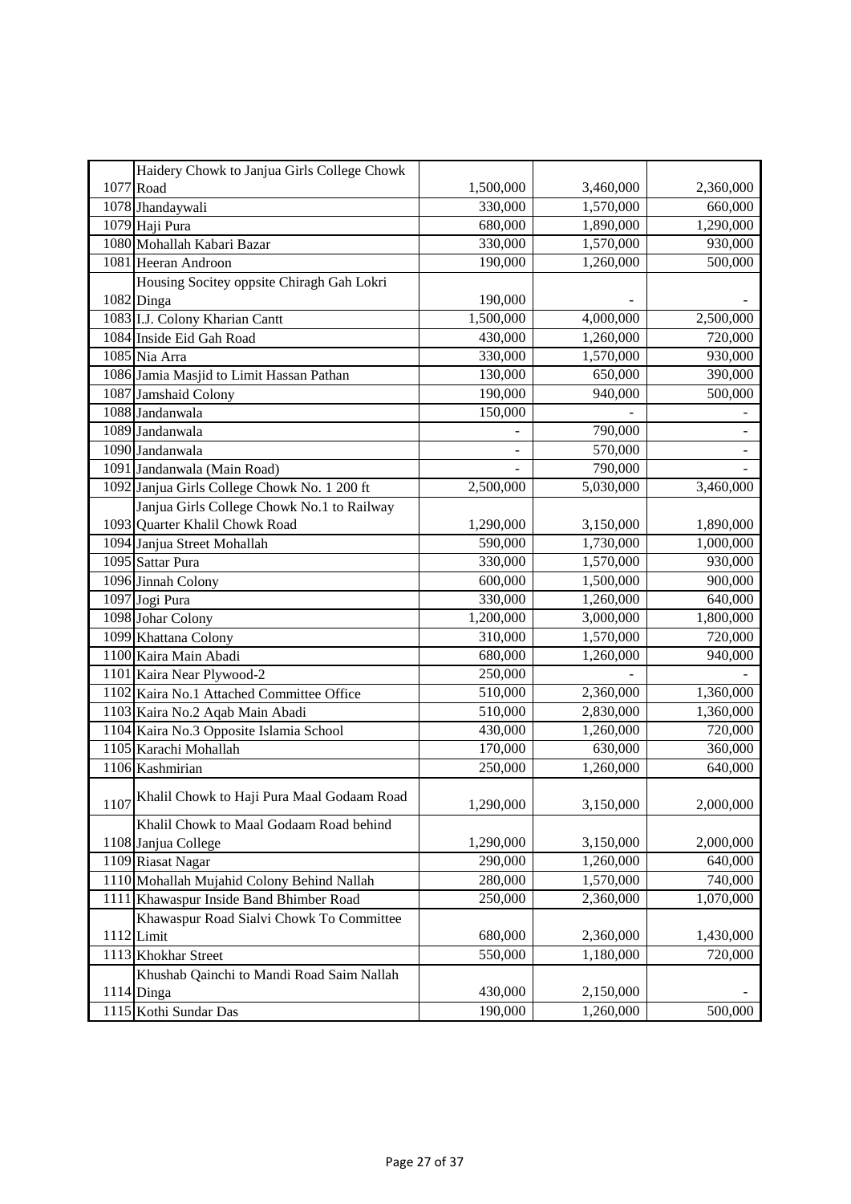| | | | | |
|---|---|---|---|---|
| 1077 | Haidery Chowk to Janjua Girls College Chowk Road | 1,500,000 | 3,460,000 | 2,360,000 |
| 1078 | Jhandaywali | 330,000 | 1,570,000 | 660,000 |
| 1079 | Haji Pura | 680,000 | 1,890,000 | 1,290,000 |
| 1080 | Mohallah Kabari Bazar | 330,000 | 1,570,000 | 930,000 |
| 1081 | Heeran Androon | 190,000 | 1,260,000 | 500,000 |
| 1082 | Housing Socitey oppsite Chiragh Gah Lokri Dinga | 190,000 | - | - |
| 1083 | I.J. Colony Kharian Cantt | 1,500,000 | 4,000,000 | 2,500,000 |
| 1084 | Inside Eid Gah Road | 430,000 | 1,260,000 | 720,000 |
| 1085 | Nia Arra | 330,000 | 1,570,000 | 930,000 |
| 1086 | Jamia Masjid to Limit Hassan Pathan | 130,000 | 650,000 | 390,000 |
| 1087 | Jamshaid Colony | 190,000 | 940,000 | 500,000 |
| 1088 | Jandanwala | 150,000 | - | - |
| 1089 | Jandanwala | - | 790,000 | - |
| 1090 | Jandanwala | - | 570,000 | - |
| 1091 | Jandanwala (Main Road) | - | 790,000 | - |
| 1092 | Janjua Girls College Chowk No. 1 200 ft | 2,500,000 | 5,030,000 | 3,460,000 |
| 1093 | Janjua Girls College Chowk No.1 to Railway Quarter Khalil Chowk Road | 1,290,000 | 3,150,000 | 1,890,000 |
| 1094 | Janjua Street Mohallah | 590,000 | 1,730,000 | 1,000,000 |
| 1095 | Sattar Pura | 330,000 | 1,570,000 | 930,000 |
| 1096 | Jinnah Colony | 600,000 | 1,500,000 | 900,000 |
| 1097 | Jogi Pura | 330,000 | 1,260,000 | 640,000 |
| 1098 | Johar Colony | 1,200,000 | 3,000,000 | 1,800,000 |
| 1099 | Khattana Colony | 310,000 | 1,570,000 | 720,000 |
| 1100 | Kaira Main Abadi | 680,000 | 1,260,000 | 940,000 |
| 1101 | Kaira Near Plywood-2 | 250,000 | - | - |
| 1102 | Kaira No.1 Attached Committee Office | 510,000 | 2,360,000 | 1,360,000 |
| 1103 | Kaira No.2 Aqab Main Abadi | 510,000 | 2,830,000 | 1,360,000 |
| 1104 | Kaira No.3 Opposite Islamia School | 430,000 | 1,260,000 | 720,000 |
| 1105 | Karachi Mohallah | 170,000 | 630,000 | 360,000 |
| 1106 | Kashmirian | 250,000 | 1,260,000 | 640,000 |
| 1107 | Khalil Chowk to Haji Pura Maal Godaam Road | 1,290,000 | 3,150,000 | 2,000,000 |
| 1108 | Khalil Chowk to Maal Godaam Road behind Janjua College | 1,290,000 | 3,150,000 | 2,000,000 |
| 1109 | Riasat Nagar | 290,000 | 1,260,000 | 640,000 |
| 1110 | Mohallah Mujahid Colony Behind Nallah | 280,000 | 1,570,000 | 740,000 |
| 1111 | Khawaspur Inside Band Bhimber Road | 250,000 | 2,360,000 | 1,070,000 |
| 1112 | Khawaspur Road Sialvi Chowk To Committee Limit | 680,000 | 2,360,000 | 1,430,000 |
| 1113 | Khokhar Street | 550,000 | 1,180,000 | 720,000 |
| 1114 | Khushab Qainchi to Mandi Road Saim Nallah Dinga | 430,000 | 2,150,000 | - |
| 1115 | Kothi Sundar Das | 190,000 | 1,260,000 | 500,000 |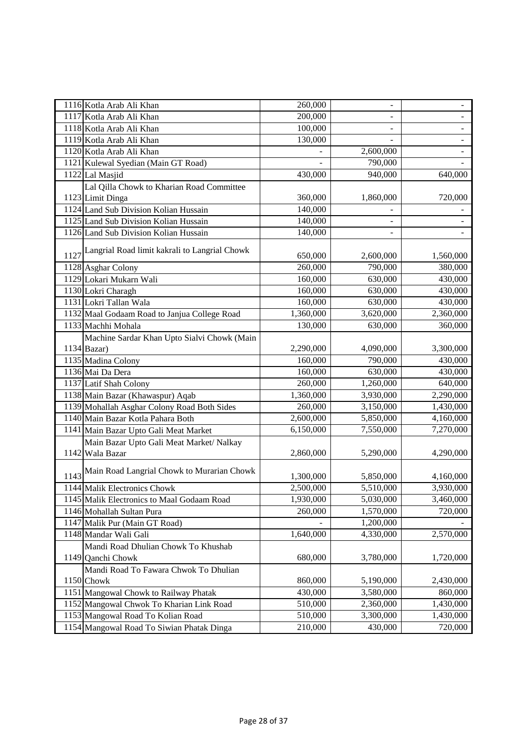| | | | | |
|---|---|---|---|---|
| 1116 | Kotla Arab Ali Khan | 260,000 | - | - |
| 1117 | Kotla Arab Ali Khan | 200,000 | - | - |
| 1118 | Kotla Arab Ali Khan | 100,000 | - | - |
| 1119 | Kotla Arab Ali Khan | 130,000 | - | - |
| 1120 | Kotla Arab Ali Khan | - | 2,600,000 | - |
| 1121 | Kulewal Syedian (Main GT Road) | - | 790,000 | - |
| 1122 | Lal Masjid | 430,000 | 940,000 | 640,000 |
| 1123 | Lal Qilla Chowk to Kharian Road Committee Limit Dinga | 360,000 | 1,860,000 | 720,000 |
| 1124 | Land Sub Division Kolian Hussain | 140,000 | - | - |
| 1125 | Land Sub Division Kolian Hussain | 140,000 | - | - |
| 1126 | Land Sub Division Kolian Hussain | 140,000 | - | - |
| 1127 | Langrial Road limit kakrali to Langrial Chowk | 650,000 | 2,600,000 | 1,560,000 |
| 1128 | Asghar Colony | 260,000 | 790,000 | 380,000 |
| 1129 | Lokari Mukarn Wali | 160,000 | 630,000 | 430,000 |
| 1130 | Lokri Charagh | 160,000 | 630,000 | 430,000 |
| 1131 | Lokri Tallan Wala | 160,000 | 630,000 | 430,000 |
| 1132 | Maal Godaam Road to Janjua College Road | 1,360,000 | 3,620,000 | 2,360,000 |
| 1133 | Machhi Mohala | 130,000 | 630,000 | 360,000 |
| 1134 | Machine Sardar Khan Upto Sialvi Chowk (Main Bazar) | 2,290,000 | 4,090,000 | 3,300,000 |
| 1135 | Madina Colony | 160,000 | 790,000 | 430,000 |
| 1136 | Mai Da Dera | 160,000 | 630,000 | 430,000 |
| 1137 | Latif Shah Colony | 260,000 | 1,260,000 | 640,000 |
| 1138 | Main Bazar (Khawaspur) Aqab | 1,360,000 | 3,930,000 | 2,290,000 |
| 1139 | Mohallah Asghar Colony Road Both Sides | 260,000 | 3,150,000 | 1,430,000 |
| 1140 | Main Bazar Kotla Pahara Both | 2,600,000 | 5,850,000 | 4,160,000 |
| 1141 | Main Bazar Upto Gali Meat Market | 6,150,000 | 7,550,000 | 7,270,000 |
| 1142 | Main Bazar Upto Gali Meat Market/ Nalkay Wala Bazar | 2,860,000 | 5,290,000 | 4,290,000 |
| 1143 | Main Road Langrial Chowk to Murarian Chowk | 1,300,000 | 5,850,000 | 4,160,000 |
| 1144 | Malik Electronics Chowk | 2,500,000 | 5,510,000 | 3,930,000 |
| 1145 | Malik Electronics to Maal Godaam Road | 1,930,000 | 5,030,000 | 3,460,000 |
| 1146 | Mohallah Sultan Pura | 260,000 | 1,570,000 | 720,000 |
| 1147 | Malik Pur (Main GT Road) | - | 1,200,000 | - |
| 1148 | Mandar Wali Gali | 1,640,000 | 4,330,000 | 2,570,000 |
| 1149 | Mandi Road Dhulian Chowk To Khushab Qanchi Chowk | 680,000 | 3,780,000 | 1,720,000 |
| 1150 | Mandi Road To Fawara Chwok To Dhulian Chowk | 860,000 | 5,190,000 | 2,430,000 |
| 1151 | Mangowal Chowk to Railway Phatak | 430,000 | 3,580,000 | 860,000 |
| 1152 | Mangowal Chwok To Kharian Link Road | 510,000 | 2,360,000 | 1,430,000 |
| 1153 | Mangowal Road To Kolian Road | 510,000 | 3,300,000 | 1,430,000 |
| 1154 | Mangowal Road To Siwian Phatak Dinga | 210,000 | 430,000 | 720,000 |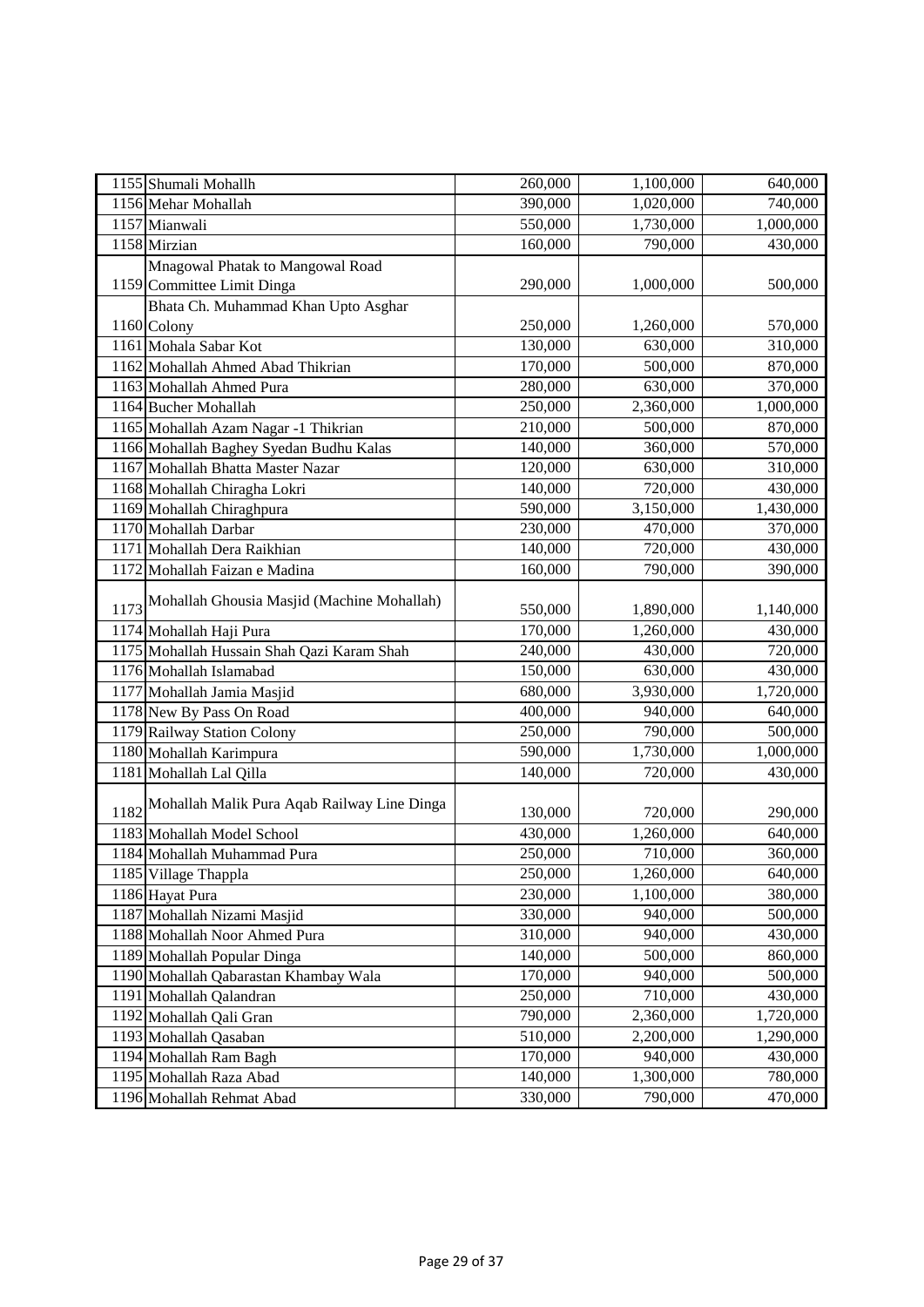| | | | | |
|---|---|---|---|---|
| 1155 | Shumali Mohallh | 260,000 | 1,100,000 | 640,000 |
| 1156 | Mehar Mohallah | 390,000 | 1,020,000 | 740,000 |
| 1157 | Mianwali | 550,000 | 1,730,000 | 1,000,000 |
| 1158 | Mirzian | 160,000 | 790,000 | 430,000 |
| 1159 | Mnagowal Phatak to Mangowal Road Committee Limit Dinga | 290,000 | 1,000,000 | 500,000 |
| 1160 | Bhata Ch. Muhammad Khan Upto Asghar Colony | 250,000 | 1,260,000 | 570,000 |
| 1161 | Mohala Sabar Kot | 130,000 | 630,000 | 310,000 |
| 1162 | Mohallah Ahmed Abad Thikrian | 170,000 | 500,000 | 870,000 |
| 1163 | Mohallah Ahmed Pura | 280,000 | 630,000 | 370,000 |
| 1164 | Bucher Mohallah | 250,000 | 2,360,000 | 1,000,000 |
| 1165 | Mohallah Azam Nagar -1 Thikrian | 210,000 | 500,000 | 870,000 |
| 1166 | Mohallah Baghey Syedan Budhu Kalas | 140,000 | 360,000 | 570,000 |
| 1167 | Mohallah Bhatta Master Nazar | 120,000 | 630,000 | 310,000 |
| 1168 | Mohallah Chiragha Lokri | 140,000 | 720,000 | 430,000 |
| 1169 | Mohallah Chiraghpura | 590,000 | 3,150,000 | 1,430,000 |
| 1170 | Mohallah Darbar | 230,000 | 470,000 | 370,000 |
| 1171 | Mohallah Dera Raikhian | 140,000 | 720,000 | 430,000 |
| 1172 | Mohallah Faizan e Madina | 160,000 | 790,000 | 390,000 |
| 1173 | Mohallah Ghousia Masjid (Machine Mohallah) | 550,000 | 1,890,000 | 1,140,000 |
| 1174 | Mohallah Haji Pura | 170,000 | 1,260,000 | 430,000 |
| 1175 | Mohallah Hussain Shah Qazi Karam Shah | 240,000 | 430,000 | 720,000 |
| 1176 | Mohallah Islamabad | 150,000 | 630,000 | 430,000 |
| 1177 | Mohallah Jamia Masjid | 680,000 | 3,930,000 | 1,720,000 |
| 1178 | New By Pass On Road | 400,000 | 940,000 | 640,000 |
| 1179 | Railway Station Colony | 250,000 | 790,000 | 500,000 |
| 1180 | Mohallah Karimpura | 590,000 | 1,730,000 | 1,000,000 |
| 1181 | Mohallah Lal Qilla | 140,000 | 720,000 | 430,000 |
| 1182 | Mohallah Malik Pura Aqab Railway Line Dinga | 130,000 | 720,000 | 290,000 |
| 1183 | Mohallah Model School | 430,000 | 1,260,000 | 640,000 |
| 1184 | Mohallah Muhammad Pura | 250,000 | 710,000 | 360,000 |
| 1185 | Village Thappla | 250,000 | 1,260,000 | 640,000 |
| 1186 | Hayat Pura | 230,000 | 1,100,000 | 380,000 |
| 1187 | Mohallah Nizami Masjid | 330,000 | 940,000 | 500,000 |
| 1188 | Mohallah Noor Ahmed Pura | 310,000 | 940,000 | 430,000 |
| 1189 | Mohallah Popular Dinga | 140,000 | 500,000 | 860,000 |
| 1190 | Mohallah Qabarastan Khambay Wala | 170,000 | 940,000 | 500,000 |
| 1191 | Mohallah Qalandran | 250,000 | 710,000 | 430,000 |
| 1192 | Mohallah Qali Gran | 790,000 | 2,360,000 | 1,720,000 |
| 1193 | Mohallah Qasaban | 510,000 | 2,200,000 | 1,290,000 |
| 1194 | Mohallah Ram Bagh | 170,000 | 940,000 | 430,000 |
| 1195 | Mohallah Raza Abad | 140,000 | 1,300,000 | 780,000 |
| 1196 | Mohallah Rehmat Abad | 330,000 | 790,000 | 470,000 |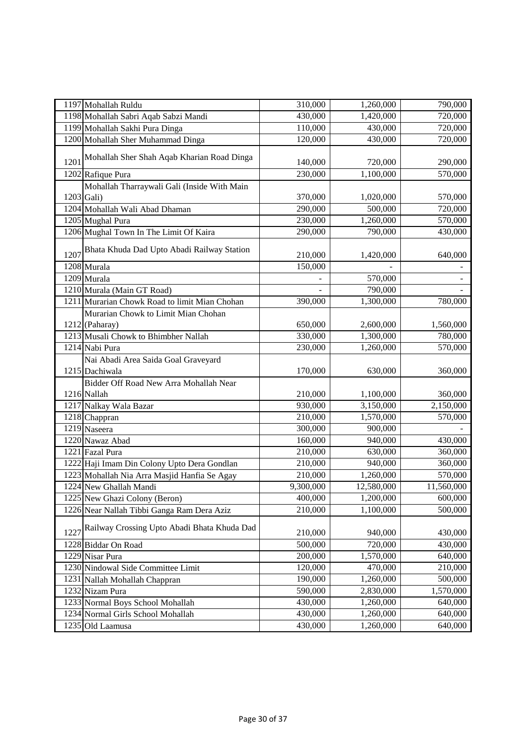| | | | | |
|---|---|---|---|---|
| 1197 | Mohallah Ruldu | 310,000 | 1,260,000 | 790,000 |
| 1198 | Mohallah Sabri Aqab Sabzi Mandi | 430,000 | 1,420,000 | 720,000 |
| 1199 | Mohallah Sakhi Pura Dinga | 110,000 | 430,000 | 720,000 |
| 1200 | Mohallah Sher Muhammad Dinga | 120,000 | 430,000 | 720,000 |
| 1201 | Mohallah Sher Shah Aqab Kharian Road Dinga | 140,000 | 720,000 | 290,000 |
| 1202 | Rafique Pura | 230,000 | 1,100,000 | 570,000 |
| 1203 | Mohallah Tharraywali Gali (Inside With Main Gali) | 370,000 | 1,020,000 | 570,000 |
| 1204 | Mohallah Wali Abad Dhaman | 290,000 | 500,000 | 720,000 |
| 1205 | Mughal Pura | 230,000 | 1,260,000 | 570,000 |
| 1206 | Mughal Town In The Limit Of Kaira | 290,000 | 790,000 | 430,000 |
| 1207 | Bhata Khuda Dad Upto Abadi Railway Station | 210,000 | 1,420,000 | 640,000 |
| 1208 | Murala | 150,000 | - | - |
| 1209 | Murala | - | 570,000 | - |
| 1210 | Murala (Main GT Road) | - | 790,000 | - |
| 1211 | Murarian Chowk Road to limit Mian Chohan | 390,000 | 1,300,000 | 780,000 |
| 1212 | Murarian Chowk to Limit Mian Chohan (Paharay) | 650,000 | 2,600,000 | 1,560,000 |
| 1213 | Musali Chowk to Bhimbher Nallah | 330,000 | 1,300,000 | 780,000 |
| 1214 | Nabi Pura | 230,000 | 1,260,000 | 570,000 |
| 1215 | Nai Abadi Area Saida Goal Graveyard Dachiwala | 170,000 | 630,000 | 360,000 |
| 1216 | Bidder Off Road New Arra Mohallah Near Nallah | 210,000 | 1,100,000 | 360,000 |
| 1217 | Nalkay Wala Bazar | 930,000 | 3,150,000 | 2,150,000 |
| 1218 | Chappran | 210,000 | 1,570,000 | 570,000 |
| 1219 | Naseera | 300,000 | 900,000 | - |
| 1220 | Nawaz Abad | 160,000 | 940,000 | 430,000 |
| 1221 | Fazal Pura | 210,000 | 630,000 | 360,000 |
| 1222 | Haji Imam Din Colony Upto Dera Gondlan | 210,000 | 940,000 | 360,000 |
| 1223 | Mohallah Nia Arra Masjid Hanfia Se Agay | 210,000 | 1,260,000 | 570,000 |
| 1224 | New Ghallah Mandi | 9,300,000 | 12,580,000 | 11,560,000 |
| 1225 | New Ghazi Colony (Beron) | 400,000 | 1,200,000 | 600,000 |
| 1226 | Near Nallah Tibbi Ganga Ram Dera Aziz | 210,000 | 1,100,000 | 500,000 |
| 1227 | Railway Crossing Upto Abadi Bhata Khuda Dad | 210,000 | 940,000 | 430,000 |
| 1228 | Biddar On Road | 500,000 | 720,000 | 430,000 |
| 1229 | Nisar Pura | 200,000 | 1,570,000 | 640,000 |
| 1230 | Nindowal Side Committee Limit | 120,000 | 470,000 | 210,000 |
| 1231 | Nallah Mohallah Chappran | 190,000 | 1,260,000 | 500,000 |
| 1232 | Nizam Pura | 590,000 | 2,830,000 | 1,570,000 |
| 1233 | Normal Boys School Mohallah | 430,000 | 1,260,000 | 640,000 |
| 1234 | Normal Girls School Mohallah | 430,000 | 1,260,000 | 640,000 |
| 1235 | Old Laamusa | 430,000 | 1,260,000 | 640,000 |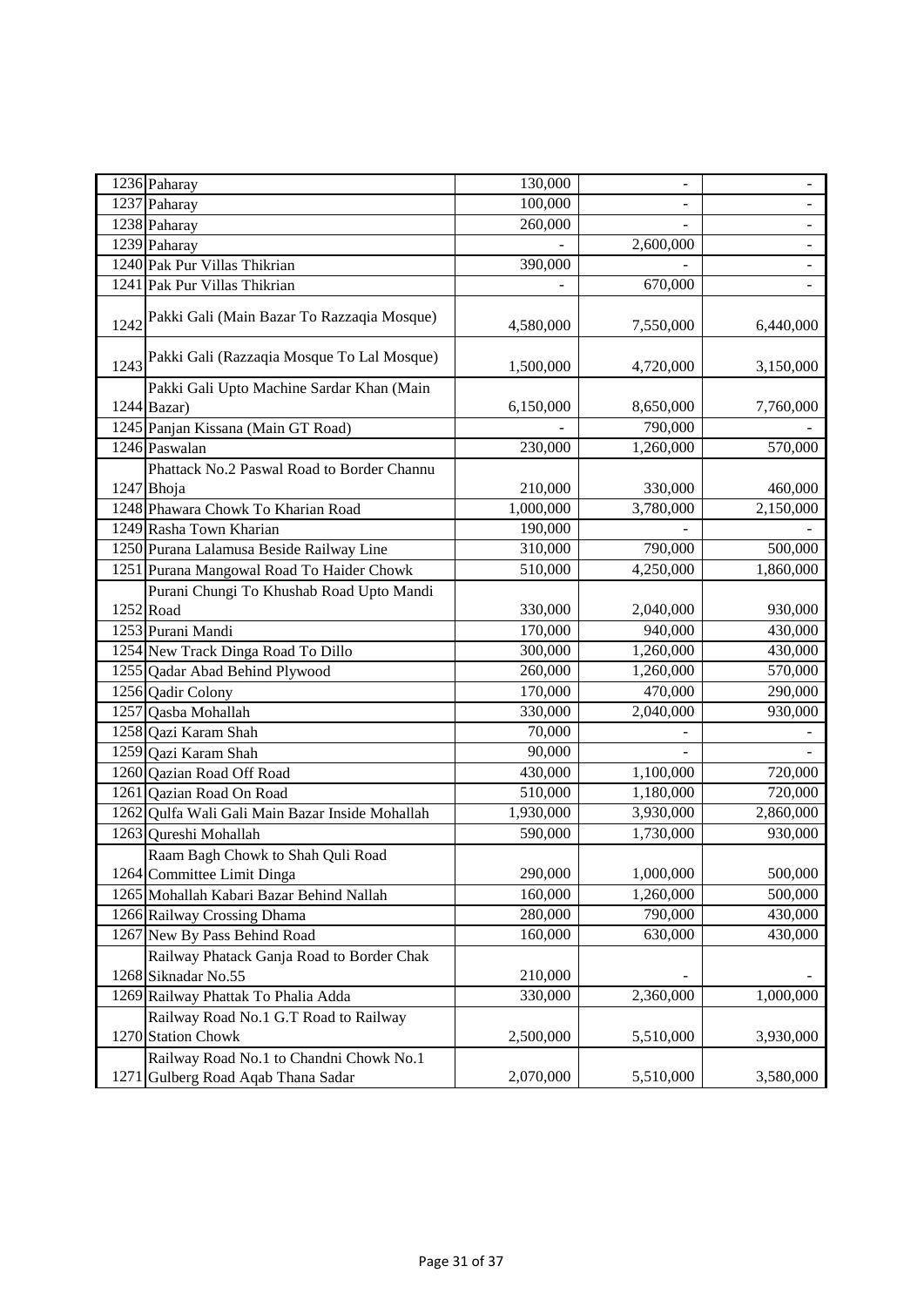| | | | | |
|---|---|---|---|---|
| 1236 | Paharay | 130,000 | - | - |
| 1237 | Paharay | 100,000 | - | - |
| 1238 | Paharay | 260,000 | - | - |
| 1239 | Paharay | - | 2,600,000 | - |
| 1240 | Pak Pur Villas Thikrian | 390,000 | - | - |
| 1241 | Pak Pur Villas Thikrian | - | 670,000 | - |
| 1242 | Pakki Gali (Main Bazar To Razzaqia Mosque) | 4,580,000 | 7,550,000 | 6,440,000 |
| 1243 | Pakki Gali (Razzaqia Mosque To Lal Mosque) | 1,500,000 | 4,720,000 | 3,150,000 |
| 1244 | Pakki Gali Upto Machine Sardar Khan (Main Bazar) | 6,150,000 | 8,650,000 | 7,760,000 |
| 1245 | Panjan Kissana (Main GT Road) | - | 790,000 | - |
| 1246 | Paswalan | 230,000 | 1,260,000 | 570,000 |
| 1247 | Phattack No.2 Paswal Road to Border Channu Bhoja | 210,000 | 330,000 | 460,000 |
| 1248 | Phawara Chowk To Kharian Road | 1,000,000 | 3,780,000 | 2,150,000 |
| 1249 | Rasha Town Kharian | 190,000 | - | - |
| 1250 | Purana Lalamusa Beside Railway Line | 310,000 | 790,000 | 500,000 |
| 1251 | Purana Mangowal Road To Haider Chowk | 510,000 | 4,250,000 | 1,860,000 |
| 1252 | Purani Chungi To Khushab Road Upto Mandi Road | 330,000 | 2,040,000 | 930,000 |
| 1253 | Purani Mandi | 170,000 | 940,000 | 430,000 |
| 1254 | New Track Dinga Road To Dillo | 300,000 | 1,260,000 | 430,000 |
| 1255 | Qadar Abad Behind Plywood | 260,000 | 1,260,000 | 570,000 |
| 1256 | Qadir Colony | 170,000 | 470,000 | 290,000 |
| 1257 | Qasba Mohallah | 330,000 | 2,040,000 | 930,000 |
| 1258 | Qazi Karam Shah | 70,000 | - | - |
| 1259 | Qazi Karam Shah | 90,000 | - | - |
| 1260 | Qazian Road Off Road | 430,000 | 1,100,000 | 720,000 |
| 1261 | Qazian Road On Road | 510,000 | 1,180,000 | 720,000 |
| 1262 | Qulfa Wali Gali Main Bazar Inside Mohallah | 1,930,000 | 3,930,000 | 2,860,000 |
| 1263 | Qureshi Mohallah | 590,000 | 1,730,000 | 930,000 |
| 1264 | Raam Bagh Chowk to Shah Quli Road Committee Limit Dinga | 290,000 | 1,000,000 | 500,000 |
| 1265 | Mohallah Kabari Bazar Behind Nallah | 160,000 | 1,260,000 | 500,000 |
| 1266 | Railway Crossing Dhama | 280,000 | 790,000 | 430,000 |
| 1267 | New By Pass Behind Road | 160,000 | 630,000 | 430,000 |
| 1268 | Railway Phatack Ganja Road to Border Chak Siknadar No.55 | 210,000 | - | - |
| 1269 | Railway Phattak To Phalia Adda | 330,000 | 2,360,000 | 1,000,000 |
| 1270 | Railway Road No.1 G.T Road to Railway Station Chowk | 2,500,000 | 5,510,000 | 3,930,000 |
| 1271 | Railway Road No.1 to Chandni Chowk No.1 Gulberg Road Aqab Thana Sadar | 2,070,000 | 5,510,000 | 3,580,000 |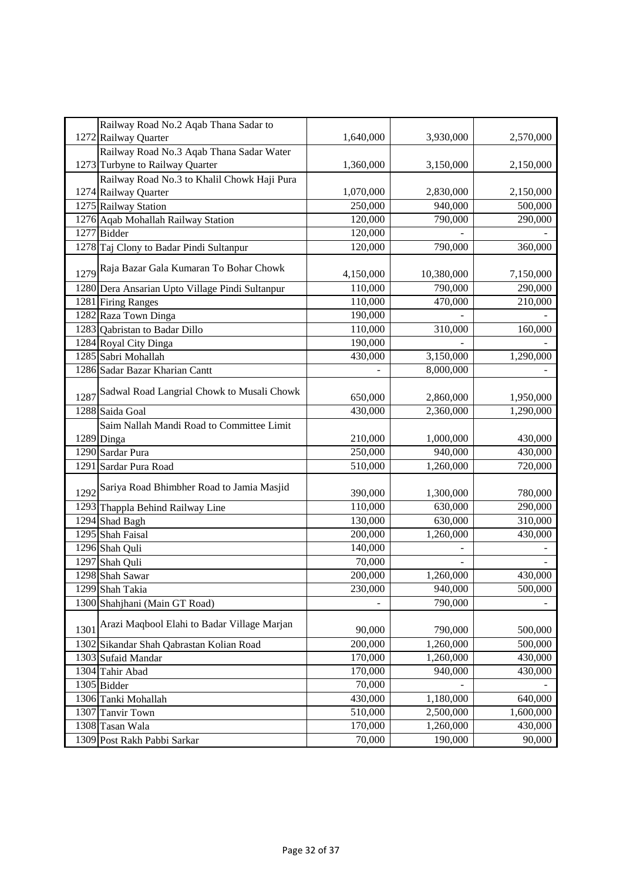| | | | | |
|---|---|---|---|---|
| 1272 | Railway Road No.2 Aqab Thana Sadar to Railway Quarter | 1,640,000 | 3,930,000 | 2,570,000 |
| 1273 | Railway Road No.3 Aqab Thana Sadar Water Turbyne to Railway Quarter | 1,360,000 | 3,150,000 | 2,150,000 |
| 1274 | Railway Road No.3 to Khalil Chowk Haji Pura Railway Quarter | 1,070,000 | 2,830,000 | 2,150,000 |
| 1275 | Railway Station | 250,000 | 940,000 | 500,000 |
| 1276 | Aqab Mohallah Railway Station | 120,000 | 790,000 | 290,000 |
| 1277 | Bidder | 120,000 | - | - |
| 1278 | Taj Clony to Badar Pindi Sultanpur | 120,000 | 790,000 | 360,000 |
| 1279 | Raja Bazar Gala Kumaran To Bohar Chowk | 4,150,000 | 10,380,000 | 7,150,000 |
| 1280 | Dera Ansarian Upto Village Pindi Sultanpur | 110,000 | 790,000 | 290,000 |
| 1281 | Firing Ranges | 110,000 | 470,000 | 210,000 |
| 1282 | Raza Town Dinga | 190,000 | - | - |
| 1283 | Qabristan to Badar Dillo | 110,000 | 310,000 | 160,000 |
| 1284 | Royal City Dinga | 190,000 | - | - |
| 1285 | Sabri Mohallah | 430,000 | 3,150,000 | 1,290,000 |
| 1286 | Sadar Bazar Kharian Cantt | - | 8,000,000 | - |
| 1287 | Sadwal Road Langrial Chowk to Musali Chowk | 650,000 | 2,860,000 | 1,950,000 |
| 1288 | Saida Goal | 430,000 | 2,360,000 | 1,290,000 |
| 1289 | Saim Nallah Mandi Road to Committee Limit Dinga | 210,000 | 1,000,000 | 430,000 |
| 1290 | Sardar Pura | 250,000 | 940,000 | 430,000 |
| 1291 | Sardar Pura Road | 510,000 | 1,260,000 | 720,000 |
| 1292 | Sariya Road Bhimbher Road to Jamia Masjid | 390,000 | 1,300,000 | 780,000 |
| 1293 | Thappla Behind Railway Line | 110,000 | 630,000 | 290,000 |
| 1294 | Shad Bagh | 130,000 | 630,000 | 310,000 |
| 1295 | Shah Faisal | 200,000 | 1,260,000 | 430,000 |
| 1296 | Shah Quli | 140,000 | - | - |
| 1297 | Shah Quli | 70,000 | - | - |
| 1298 | Shah Sawar | 200,000 | 1,260,000 | 430,000 |
| 1299 | Shah Takia | 230,000 | 940,000 | 500,000 |
| 1300 | Shahjhani (Main GT Road) | - | 790,000 | - |
| 1301 | Arazi Maqbool Elahi to Badar Village Marjan | 90,000 | 790,000 | 500,000 |
| 1302 | Sikandar Shah Qabrastan Kolian Road | 200,000 | 1,260,000 | 500,000 |
| 1303 | Sufaid Mandar | 170,000 | 1,260,000 | 430,000 |
| 1304 | Tahir Abad | 170,000 | 940,000 | 430,000 |
| 1305 | Bidder | 70,000 | - | - |
| 1306 | Tanki Mohallah | 430,000 | 1,180,000 | 640,000 |
| 1307 | Tanvir Town | 510,000 | 2,500,000 | 1,600,000 |
| 1308 | Tasan Wala | 170,000 | 1,260,000 | 430,000 |
| 1309 | Post Rakh Pabbi Sarkar | 70,000 | 190,000 | 90,000 |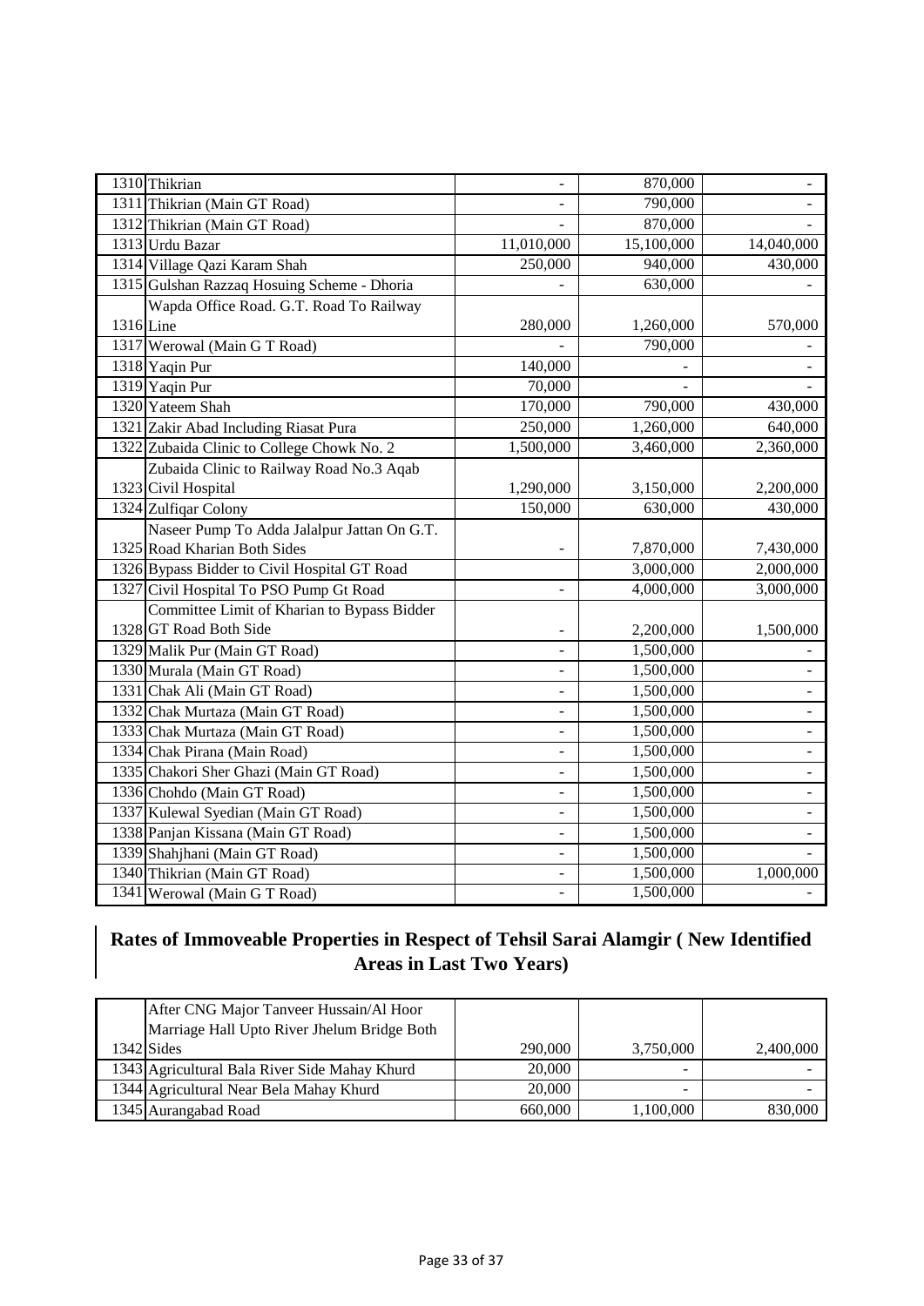| | | | | |
|---|---|---|---|---|
| 1310 | Thikrian | - | 870,000 | - |
| 1311 | Thikrian (Main GT Road) | - | 790,000 | - |
| 1312 | Thikrian (Main GT Road) | - | 870,000 | - |
| 1313 | Urdu Bazar | 11,010,000 | 15,100,000 | 14,040,000 |
| 1314 | Village Qazi Karam Shah | 250,000 | 940,000 | 430,000 |
| 1315 | Gulshan Razzaq Hosuing Scheme - Dhoria | - | 630,000 | - |
| 1316 | Wapda Office Road. G.T. Road To Railway Line | 280,000 | 1,260,000 | 570,000 |
| 1317 | Werowal (Main G T Road) | - | 790,000 | - |
| 1318 | Yaqin Pur | 140,000 | - | - |
| 1319 | Yaqin Pur | 70,000 | - | - |
| 1320 | Yateem Shah | 170,000 | 790,000 | 430,000 |
| 1321 | Zakir Abad Including Riasat Pura | 250,000 | 1,260,000 | 640,000 |
| 1322 | Zubaida Clinic to College Chowk No. 2 | 1,500,000 | 3,460,000 | 2,360,000 |
| 1323 | Zubaida Clinic to Railway Road No.3 Aqab Civil Hospital | 1,290,000 | 3,150,000 | 2,200,000 |
| 1324 | Zulfiqar Colony | 150,000 | 630,000 | 430,000 |
| 1325 | Naseer Pump To Adda Jalalpur Jattan On G.T. Road Kharian Both Sides | - | 7,870,000 | 7,430,000 |
| 1326 | Bypass Bidder to Civil Hospital GT Road | | 3,000,000 | 2,000,000 |
| 1327 | Civil Hospital To PSO Pump Gt Road | - | 4,000,000 | 3,000,000 |
| 1328 | Committee Limit of Kharian to Bypass Bidder GT Road Both Side | - | 2,200,000 | 1,500,000 |
| 1329 | Malik Pur (Main GT Road) | - | 1,500,000 | - |
| 1330 | Murala (Main GT Road) | - | 1,500,000 | - |
| 1331 | Chak Ali (Main GT Road) | - | 1,500,000 | - |
| 1332 | Chak Murtaza (Main GT Road) | - | 1,500,000 | - |
| 1333 | Chak Murtaza (Main GT Road) | - | 1,500,000 | - |
| 1334 | Chak Pirana (Main Road) | - | 1,500,000 | - |
| 1335 | Chakori Sher Ghazi (Main GT Road) | - | 1,500,000 | - |
| 1336 | Chohdo (Main GT Road) | - | 1,500,000 | - |
| 1337 | Kulewal Syedian (Main GT Road) | - | 1,500,000 | - |
| 1338 | Panjan Kissana (Main GT Road) | - | 1,500,000 | - |
| 1339 | Shahjhani (Main GT Road) | - | 1,500,000 | - |
| 1340 | Thikrian (Main GT Road) | - | 1,500,000 | 1,000,000 |
| 1341 | Werowal (Main G T Road) | - | 1,500,000 | - |

## Rates of Immoveable Properties in Respect of Tehsil Sarai Alamgir ( New Identified Areas in Last Two Years)

| | | | | |
|---|---|---|---|---|
| 1342 | After CNG Major Tanveer Hussain/Al Hoor Marriage Hall Upto River Jhelum Bridge Both Sides | 290,000 | 3,750,000 | 2,400,000 |
| 1343 | Agricultural Bala River Side Mahay Khurd | 20,000 | - | - |
| 1344 | Agricultural Near Bela Mahay Khurd | 20,000 | - | - |
| 1345 | Aurangabad Road | 660,000 | 1,100,000 | 830,000 |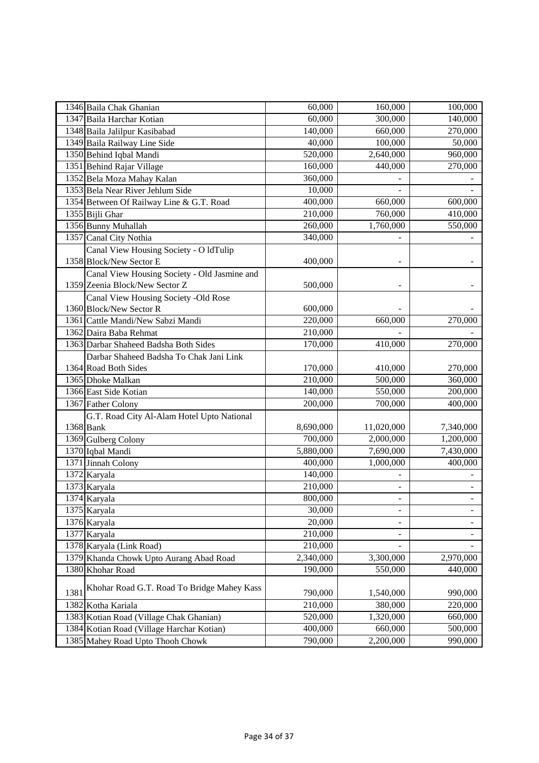| | | | | |
|---|---|---|---|---|
| 1346 | Baila Chak Ghanian | 60,000 | 160,000 | 100,000 |
| 1347 | Baila Harchar Kotian | 60,000 | 300,000 | 140,000 |
| 1348 | Baila Jalilpur Kasibabad | 140,000 | 660,000 | 270,000 |
| 1349 | Baila Railway Line Side | 40,000 | 100,000 | 50,000 |
| 1350 | Behind Iqbal Mandi | 520,000 | 2,640,000 | 960,000 |
| 1351 | Behind Rajar Village | 160,000 | 440,000 | 270,000 |
| 1352 | Bela Moza Mahay Kalan | 360,000 | - | - |
| 1353 | Bela Near River Jehlum Side | 10,000 | - | - |
| 1354 | Between Of Railway Line & G.T. Road | 400,000 | 660,000 | 600,000 |
| 1355 | Bijli Ghar | 210,000 | 760,000 | 410,000 |
| 1356 | Bunny Muhallah | 260,000 | 1,760,000 | 550,000 |
| 1357 | Canal City Nothia | 340,000 | - | - |
| 1358 | Canal View Housing Society - O ldTulip Block/New Sector E | 400,000 | - | - |
| 1359 | Canal View Housing Society - Old Jasmine and Zeenia Block/New Sector Z | 500,000 | - | - |
| 1360 | Canal View Housing Society -Old Rose Block/New Sector R | 600,000 | - | - |
| 1361 | Cattle Mandi/New Sabzi Mandi | 220,000 | 660,000 | 270,000 |
| 1362 | Daira Baba Rehmat | 210,000 | - | - |
| 1363 | Darbar Shaheed Badsha Both Sides | 170,000 | 410,000 | 270,000 |
| 1364 | Darbar Shaheed Badsha To Chak Jani Link Road Both Sides | 170,000 | 410,000 | 270,000 |
| 1365 | Dhoke Malkan | 210,000 | 500,000 | 360,000 |
| 1366 | East Side Kotian | 140,000 | 550,000 | 200,000 |
| 1367 | Father Colony | 200,000 | 700,000 | 400,000 |
| 1368 | G.T. Road City Al-Alam Hotel Upto National Bank | 8,690,000 | 11,020,000 | 7,340,000 |
| 1369 | Gulberg Colony | 700,000 | 2,000,000 | 1,200,000 |
| 1370 | Iqbal Mandi | 5,880,000 | 7,690,000 | 7,430,000 |
| 1371 | Jinnah Colony | 400,000 | 1,000,000 | 400,000 |
| 1372 | Karyala | 140,000 | - | - |
| 1373 | Karyala | 210,000 | - | - |
| 1374 | Karyala | 800,000 | - | - |
| 1375 | Karyala | 30,000 | - | - |
| 1376 | Karyala | 20,000 | - | - |
| 1377 | Karyala | 210,000 | - | - |
| 1378 | Karyala (Link Road) | 210,000 | - | - |
| 1379 | Khanda Chowk Upto Aurang Abad Road | 2,340,000 | 3,300,000 | 2,970,000 |
| 1380 | Khohar Road | 190,000 | 550,000 | 440,000 |
| 1381 | Khohar Road G.T. Road To Bridge Mahey Kass | 790,000 | 1,540,000 | 990,000 |
| 1382 | Kotha Kariala | 210,000 | 380,000 | 220,000 |
| 1383 | Kotian Road (Village Chak Ghanian) | 520,000 | 1,320,000 | 660,000 |
| 1384 | Kotian Road (Village Harchar Kotian) | 400,000 | 660,000 | 500,000 |
| 1385 | Mahey Road Upto Thooh Chowk | 790,000 | 2,200,000 | 990,000 |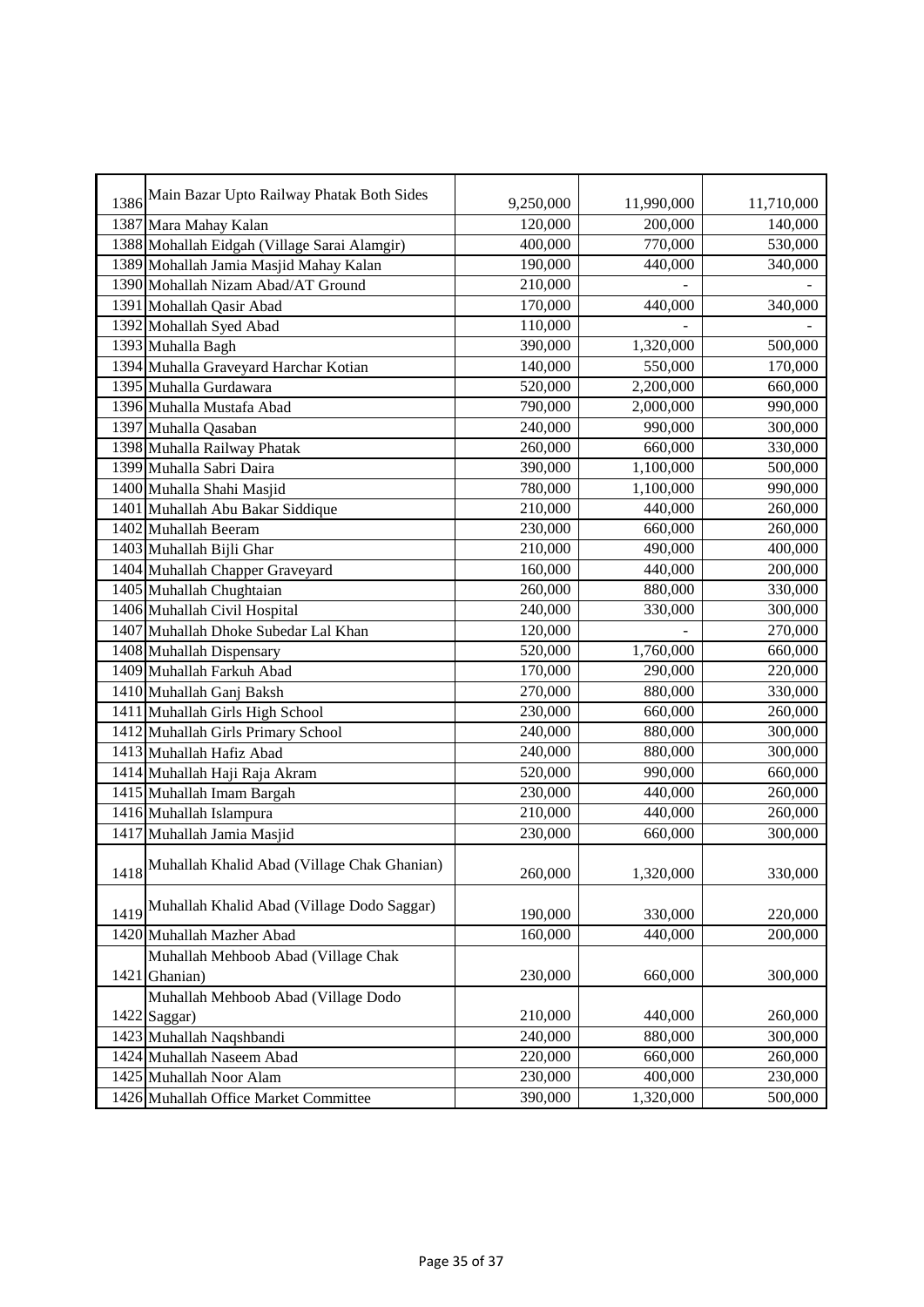| | | | | |
|---|---|---|---|---|
| 1386 | Main Bazar Upto Railway Phatak Both Sides | 9,250,000 | 11,990,000 | 11,710,000 |
| 1387 | Mara Mahay Kalan | 120,000 | 200,000 | 140,000 |
| 1388 | Mohallah Eidgah (Village Sarai Alamgir) | 400,000 | 770,000 | 530,000 |
| 1389 | Mohallah Jamia Masjid Mahay Kalan | 190,000 | 440,000 | 340,000 |
| 1390 | Mohallah Nizam Abad/AT Ground | 210,000 | - | - |
| 1391 | Mohallah Qasir Abad | 170,000 | 440,000 | 340,000 |
| 1392 | Mohallah Syed Abad | 110,000 | - | - |
| 1393 | Muhalla Bagh | 390,000 | 1,320,000 | 500,000 |
| 1394 | Muhalla Graveyard Harchar Kotian | 140,000 | 550,000 | 170,000 |
| 1395 | Muhalla Gurdawara | 520,000 | 2,200,000 | 660,000 |
| 1396 | Muhalla Mustafa Abad | 790,000 | 2,000,000 | 990,000 |
| 1397 | Muhalla Qasaban | 240,000 | 990,000 | 300,000 |
| 1398 | Muhalla Railway Phatak | 260,000 | 660,000 | 330,000 |
| 1399 | Muhalla Sabri Daira | 390,000 | 1,100,000 | 500,000 |
| 1400 | Muhalla Shahi Masjid | 780,000 | 1,100,000 | 990,000 |
| 1401 | Muhallah Abu Bakar Siddique | 210,000 | 440,000 | 260,000 |
| 1402 | Muhallah Beeram | 230,000 | 660,000 | 260,000 |
| 1403 | Muhallah Bijli Ghar | 210,000 | 490,000 | 400,000 |
| 1404 | Muhallah Chapper Graveyard | 160,000 | 440,000 | 200,000 |
| 1405 | Muhallah Chughtaian | 260,000 | 880,000 | 330,000 |
| 1406 | Muhallah Civil Hospital | 240,000 | 330,000 | 300,000 |
| 1407 | Muhallah Dhoke Subedar Lal Khan | 120,000 | - | 270,000 |
| 1408 | Muhallah Dispensary | 520,000 | 1,760,000 | 660,000 |
| 1409 | Muhallah Farkuh Abad | 170,000 | 290,000 | 220,000 |
| 1410 | Muhallah Ganj Baksh | 270,000 | 880,000 | 330,000 |
| 1411 | Muhallah Girls High School | 230,000 | 660,000 | 260,000 |
| 1412 | Muhallah Girls Primary School | 240,000 | 880,000 | 300,000 |
| 1413 | Muhallah Hafiz Abad | 240,000 | 880,000 | 300,000 |
| 1414 | Muhallah Haji Raja Akram | 520,000 | 990,000 | 660,000 |
| 1415 | Muhallah Imam Bargah | 230,000 | 440,000 | 260,000 |
| 1416 | Muhallah Islampura | 210,000 | 440,000 | 260,000 |
| 1417 | Muhallah Jamia Masjid | 230,000 | 660,000 | 300,000 |
| 1418 | Muhallah Khalid Abad (Village Chak Ghanian) | 260,000 | 1,320,000 | 330,000 |
| 1419 | Muhallah Khalid Abad (Village Dodo Saggar) | 190,000 | 330,000 | 220,000 |
| 1420 | Muhallah Mazher Abad | 160,000 | 440,000 | 200,000 |
| 1421 | Muhallah Mehboob Abad (Village Chak Ghanian) | 230,000 | 660,000 | 300,000 |
| 1422 | Muhallah Mehboob Abad (Village Dodo Saggar) | 210,000 | 440,000 | 260,000 |
| 1423 | Muhallah Naqshbandi | 240,000 | 880,000 | 300,000 |
| 1424 | Muhallah Naseem Abad | 220,000 | 660,000 | 260,000 |
| 1425 | Muhallah Noor Alam | 230,000 | 400,000 | 230,000 |
| 1426 | Muhallah Office Market Committee | 390,000 | 1,320,000 | 500,000 |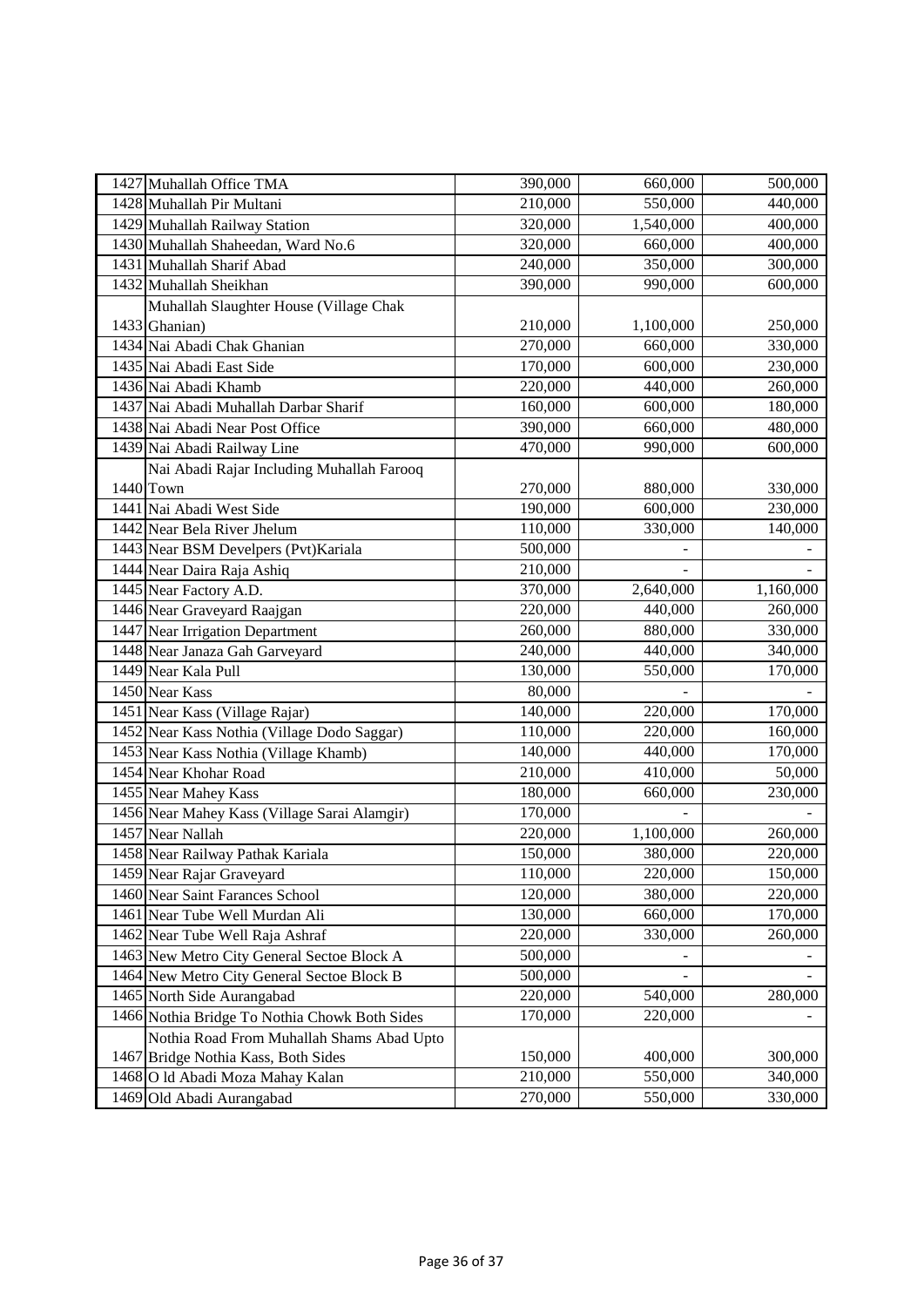| | | | | |
|---|---|---|---|---|
| 1427 | Muhallah Office TMA | 390,000 | 660,000 | 500,000 |
| 1428 | Muhallah Pir Multani | 210,000 | 550,000 | 440,000 |
| 1429 | Muhallah Railway Station | 320,000 | 1,540,000 | 400,000 |
| 1430 | Muhallah Shaheedan, Ward No.6 | 320,000 | 660,000 | 400,000 |
| 1431 | Muhallah Sharif Abad | 240,000 | 350,000 | 300,000 |
| 1432 | Muhallah Sheikhan | 390,000 | 990,000 | 600,000 |
| 1433 | Muhallah Slaughter House (Village Chak Ghanian) | 210,000 | 1,100,000 | 250,000 |
| 1434 | Nai Abadi Chak Ghanian | 270,000 | 660,000 | 330,000 |
| 1435 | Nai Abadi East Side | 170,000 | 600,000 | 230,000 |
| 1436 | Nai Abadi Khamb | 220,000 | 440,000 | 260,000 |
| 1437 | Nai Abadi Muhallah Darbar Sharif | 160,000 | 600,000 | 180,000 |
| 1438 | Nai Abadi Near Post Office | 390,000 | 660,000 | 480,000 |
| 1439 | Nai Abadi Railway Line | 470,000 | 990,000 | 600,000 |
| 1440 | Nai Abadi Rajar Including Muhallah Farooq Town | 270,000 | 880,000 | 330,000 |
| 1441 | Nai Abadi West Side | 190,000 | 600,000 | 230,000 |
| 1442 | Near Bela River Jhelum | 110,000 | 330,000 | 140,000 |
| 1443 | Near BSM Develpers (Pvt)Kariala | 500,000 | - | - |
| 1444 | Near Daira Raja Ashiq | 210,000 | - | - |
| 1445 | Near Factory A.D. | 370,000 | 2,640,000 | 1,160,000 |
| 1446 | Near Graveyard Raajgan | 220,000 | 440,000 | 260,000 |
| 1447 | Near Irrigation Department | 260,000 | 880,000 | 330,000 |
| 1448 | Near Janaza Gah Garveyard | 240,000 | 440,000 | 340,000 |
| 1449 | Near Kala Pull | 130,000 | 550,000 | 170,000 |
| 1450 | Near Kass | 80,000 | - | - |
| 1451 | Near Kass (Village Rajar) | 140,000 | 220,000 | 170,000 |
| 1452 | Near Kass Nothia (Village Dodo Saggar) | 110,000 | 220,000 | 160,000 |
| 1453 | Near Kass Nothia (Village Khamb) | 140,000 | 440,000 | 170,000 |
| 1454 | Near Khohar Road | 210,000 | 410,000 | 50,000 |
| 1455 | Near Mahey Kass | 180,000 | 660,000 | 230,000 |
| 1456 | Near Mahey Kass (Village Sarai Alamgir) | 170,000 | - | - |
| 1457 | Near Nallah | 220,000 | 1,100,000 | 260,000 |
| 1458 | Near Railway Pathak Kariala | 150,000 | 380,000 | 220,000 |
| 1459 | Near Rajar Graveyard | 110,000 | 220,000 | 150,000 |
| 1460 | Near Saint Farances School | 120,000 | 380,000 | 220,000 |
| 1461 | Near Tube Well Murdan Ali | 130,000 | 660,000 | 170,000 |
| 1462 | Near Tube Well Raja Ashraf | 220,000 | 330,000 | 260,000 |
| 1463 | New Metro City General Sectoe Block A | 500,000 | - | - |
| 1464 | New Metro City General Sectoe Block B | 500,000 | - | - |
| 1465 | North Side Aurangabad | 220,000 | 540,000 | 280,000 |
| 1466 | Nothia Bridge To Nothia Chowk Both Sides | 170,000 | 220,000 | - |
| 1467 | Nothia Road From Muhallah Shams Abad Upto Bridge Nothia Kass, Both Sides | 150,000 | 400,000 | 300,000 |
| 1468 | O ld Abadi Moza Mahay Kalan | 210,000 | 550,000 | 340,000 |
| 1469 | Old Abadi Aurangabad | 270,000 | 550,000 | 330,000 |